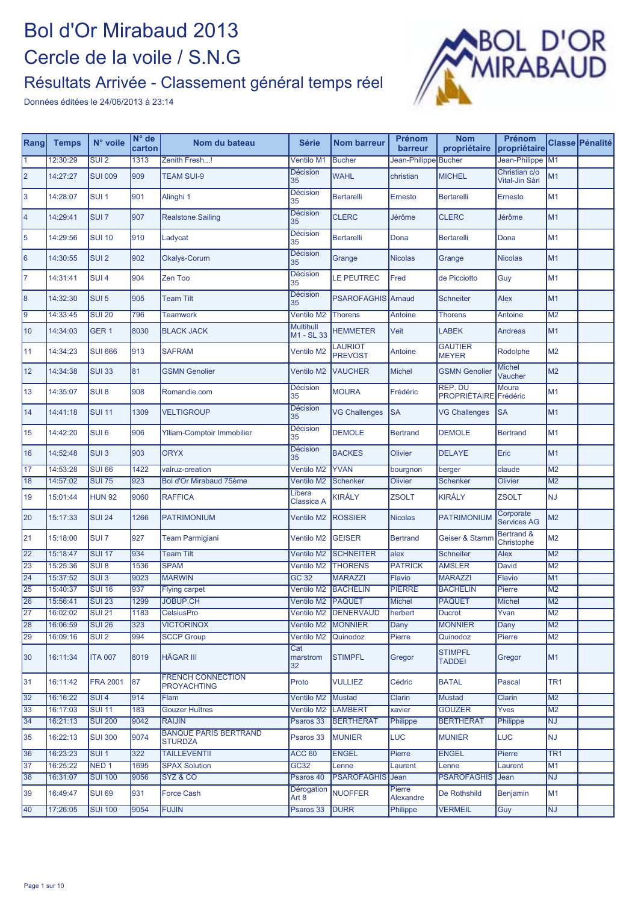# Bol d'Or Mirabaud 2013

## Cercle de la voile / S.N.G

### Résultats Arrivée - Classement général temps réel

Données éditées le 24/06/2013 à 23:14

| Rang | Temps | N° voile | N° de carton | Nom du bateau | Série | Nom barreur | Prénom barreur | Nom propriétaire | Prénom propriétaire | Classe | Pénalité |
|---|---|---|---|---|---|---|---|---|---|---|---|
| 1 | 12:30:29 | SUI 2 | 1313 | Zenith Fresh...! | Ventilo M1 | Bucher | Jean-Philippe | Bucher | Jean-Philippe | M1 | |
| 2 | 14:27:27 | SUI 009 | 909 | TEAM SUI-9 | Décision 35 | WAHL | christian | MICHEL | Christian c/o Vital-Jin Sàrl | M1 | |
| 3 | 14:28:07 | SUI 1 | 901 | Alinghi 1 | Décision 35 | Bertarelli | Ernesto | Bertarelli | Ernesto | M1 | |
| 4 | 14:29:41 | SUI 7 | 907 | Realstone Sailing | Décision 35 | CLERC | Jérôme | CLERC | Jérôme | M1 | |
| 5 | 14:29:56 | SUI 10 | 910 | Ladycat | Décision 35 | Bertarelli | Dona | Bertarelli | Dona | M1 | |
| 6 | 14:30:55 | SUI 2 | 902 | Okalys-Corum | Décision 35 | Grange | Nicolas | Grange | Nicolas | M1 | |
| 7 | 14:31:41 | SUI 4 | 904 | Zen Too | Décision 35 | LE PEUTREC | Fred | de Picciotto | Guy | M1 | |
| 8 | 14:32:30 | SUI 5 | 905 | Team Tilt | Décision 35 | PSAROFAGHIS | Arnaud | Schneiter | Alex | M1 | |
| 9 | 14:33:45 | SUI 20 | 796 | Teamwork | Ventilo M2 | Thorens | Antoine | Thorens | Antoine | M2 | |
| 10 | 14:34:03 | GER 1 | 8030 | BLACK JACK | Multihull M1 - SL 33 | HEMMETER | Veit | LABEK | Andreas | M1 | |
| 11 | 14:34:23 | SUI 666 | 913 | SAFRAM | Ventilo M2 | LAURIOT PREVOST | Antoine | GAUTIER MEYER | Rodolphe | M2 | |
| 12 | 14:34:38 | SUI 33 | 81 | GSMN Genolier | Ventilo M2 | VAUCHER | Michel | GSMN Genolier | Michel Vaucher | M2 | |
| 13 | 14:35:07 | SUI 8 | 908 | Romandie.com | Décision 35 | MOURA | Frédéric | REP. DU PROPRIÉTAIRE | Moura Frédéric | M1 | |
| 14 | 14:41:18 | SUI 11 | 1309 | VELTIGROUP | Décision 35 | VG Challenges | SA | VG Challenges | SA | M1 | |
| 15 | 14:42:20 | SUI 6 | 906 | Ylliam-Comptoir Immobilier | Décision 35 | DEMOLE | Bertrand | DEMOLE | Bertrand | M1 | |
| 16 | 14:52:48 | SUI 3 | 903 | ORYX | Décision 35 | BACKES | Olivier | DELAYE | Eric | M1 | |
| 17 | 14:53:28 | SUI 66 | 1422 | valruz-creation | Ventilo M2 | YVAN | bourgnon | berger | claude | M2 | |
| 18 | 14:57:02 | SUI 75 | 923 | Bol d'Or Mirabaud 75ème | Ventilo M2 | Schenker | Olivier | Schenker | Olivier | M2 | |
| 19 | 15:01:44 | HUN 92 | 9060 | RAFFICA | Libera Classica A | KIRÁLY | ZSOLT | KIRÁLY | ZSOLT | NJ | |
| 20 | 15:17:33 | SUI 24 | 1266 | PATRIMONIUM | Ventilo M2 | ROSSIER | Nicolas | PATRIMONIUM | Corporate Services AG | M2 | |
| 21 | 15:18:00 | SUI 7 | 927 | Team Parmigiani | Ventilo M2 | GEISER | Bertrand | Geiser & Stamm | Bertrand & Christophe | M2 | |
| 22 | 15:18:47 | SUI 17 | 934 | Team Tilt | Ventilo M2 | SCHNEITER | alex | Schneiter | Alex | M2 | |
| 23 | 15:25:36 | SUI 8 | 1536 | SPAM | Ventilo M2 | THORENS | PATRICK | AMSLER | David | M2 | |
| 24 | 15:37:52 | SUI 3 | 9023 | MARWIN | GC 32 | MARAZZI | Flavio | MARAZZI | Flavio | M1 | |
| 25 | 15:40:37 | SUI 16 | 937 | Flying carpet | Ventilo M2 | BACHELIN | PIERRE | BACHELIN | Pierre | M2 | |
| 26 | 15:56:41 | SUI 23 | 1299 | JOBUP.CH | Ventilo M2 | PAQUET | Michel | PAQUET | Michel | M2 | |
| 27 | 16:02:02 | SUI 21 | 1183 | CelsiusPro | Ventilo M2 | DENERVAUD | herbert | Ducrot | Yvan | M2 | |
| 28 | 16:06:59 | SUI 26 | 323 | VICTORINOX | Ventilo M2 | MONNIER | Dany | MONNIER | Dany | M2 | |
| 29 | 16:09:16 | SUI 2 | 994 | SCCP Group | Ventilo M2 | Quinodoz | Pierre | Quinodoz | Pierre | M2 | |
| 30 | 16:11:34 | ITA 007 | 8019 | HÄGAR III | Cat marstrom 32 | STIMPFL | Gregor | STIMPFL TADDEI | Gregor | M1 | |
| 31 | 16:11:42 | FRA 2001 | 87 | FRENCH CONNECTION PROYACHTING | Proto | VULLIEZ | Cédric | BATAL | Pascal | TR1 | |
| 32 | 16:16:22 | SUI 4 | 914 | Flam | Ventilo M2 | Mustad | Clarin | Mustad | Clarin | M2 | |
| 33 | 16:17:03 | SUI 11 | 183 | Gouzer Huîtres | Ventilo M2 | LAMBERT | xavier | GOUZER | Yves | M2 | |
| 34 | 16:21:13 | SUI 200 | 9042 | RAIJIN | Psaros 33 | BERTHERAT | Philippe | BERTHERAT | Philippe | NJ | |
| 35 | 16:22:13 | SUI 300 | 9074 | BANQUE PARIS BERTRAND STURDZA | Psaros 33 | MUNIER | LUC | MUNIER | LUC | NJ | |
| 36 | 16:23:23 | SUI 1 | 322 | TAILLEVENTII | ACC 60 | ENGEL | Pierre | ENGEL | Pierre | TR1 | |
| 37 | 16:25:22 | NED 1 | 1695 | SPAX Solution | GC32 | Lenne | Laurent | Lenne | Laurent | M1 | |
| 38 | 16:31:07 | SUI 100 | 9056 | SYZ & CO | Psaros 40 | PSAROFAGHIS | Jean | PSAROFAGHIS | Jean | NJ | |
| 39 | 16:49:47 | SUI 69 | 931 | Force Cash | Dérogation Art 8 | NUOFFER | Pierre Alexandre | De Rothshild | Benjamin | M1 | |
| 40 | 17:26:05 | SUI 100 | 9054 | FUJIN | Psaros 33 | DURR | Philippe | VERMEIL | Guy | NJ | |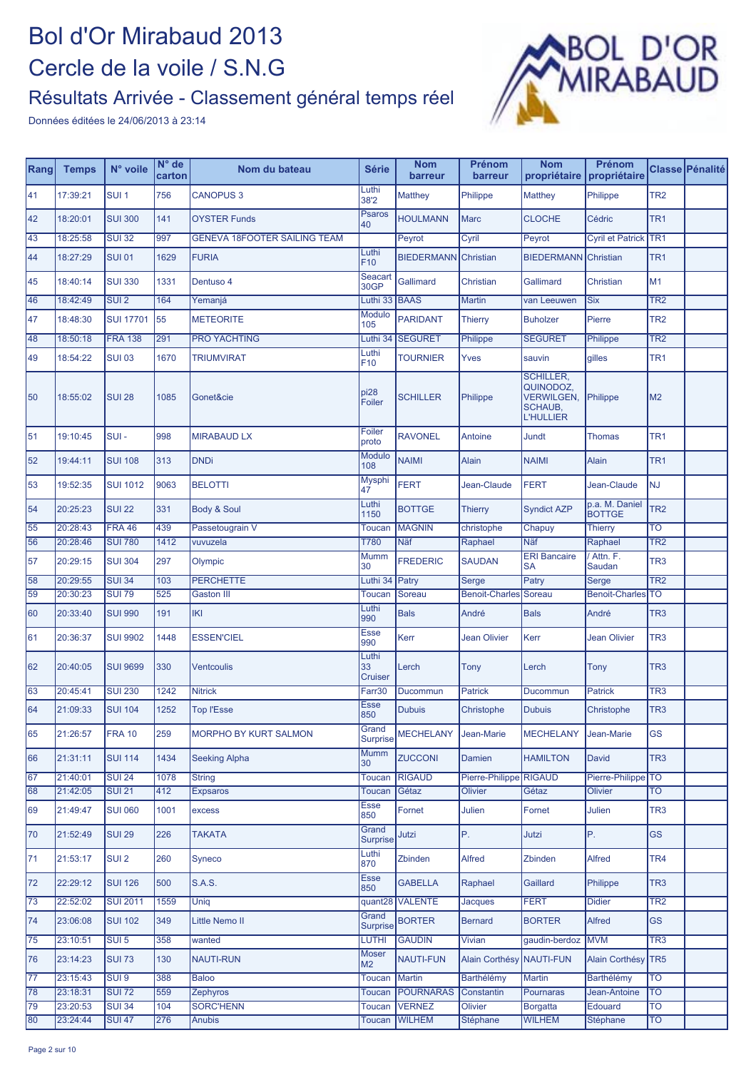# Bol d'Or Mirabaud 2013

## Cercle de la voile / S.N.G

### Résultats Arrivée - Classement général temps réel

Données éditées le 24/06/2013 à 23:14

| Rang | Temps | N° voile | N° de carton | Nom du bateau | Série | Nom barreur | Prénom barreur | Nom propriétaire | Prénom propriétaire | Classe | Pénalité |
|---|---|---|---|---|---|---|---|---|---|---|---|
| 41 | 17:39:21 | SUI 1 | 756 | CANOPUS 3 | Luthi 38'2 | Matthey | Philippe | Matthey | Philippe | TR2 | |
| 42 | 18:20:01 | SUI 300 | 141 | OYSTER Funds | Psaros 40 | HOULMANN | Marc | CLOCHE | Cédric | TR1 | |
| 43 | 18:25:58 | SUI 32 | 997 | GENEVA 18FOOTER SAILING TEAM | | Peyrot | Cyril | Peyrot | Cyril et Patrick | TR1 | |
| 44 | 18:27:29 | SUI 01 | 1629 | FURIA | Luthi F10 | BIEDERMANN | Christian | BIEDERMANN | Christian | TR1 | |
| 45 | 18:40:14 | SUI 330 | 1331 | Dentuso 4 | Seacart 30GP | Gallimard | Christian | Gallimard | Christian | M1 | |
| 46 | 18:42:49 | SUI 2 | 164 | Yemanjá | Luthi 33 | BAAS | Martin | van Leeuwen | Six | TR2 | |
| 47 | 18:48:30 | SUI 17701 | 55 | METEORITE | Modulo 105 | PARIDANT | Thierry | Buholzer | Pierre | TR2 | |
| 48 | 18:50:18 | FRA 138 | 291 | PRO YACHTING | Luthi 34 | SEGURET | Philippe | SEGURET | Philippe | TR2 | |
| 49 | 18:54:22 | SUI 03 | 1670 | TRIUMVIRAT | Luthi F10 | TOURNIER | Yves | sauvin | gilles | TR1 | |
| 50 | 18:55:02 | SUI 28 | 1085 | Gonet&cie | pi28 Foiler | SCHILLER | Philippe | SCHILLER, QUINODOZ, VERWILGEN, SCHAUB, L'HULLIER | Philippe | M2 | |
| 51 | 19:10:45 | SUI - | 998 | MIRABAUD LX | Foiler proto | RAVONEL | Antoine | Jundt | Thomas | TR1 | |
| 52 | 19:44:11 | SUI 108 | 313 | DNDi | Modulo 108 | NAIMI | Alain | NAIMI | Alain | TR1 | |
| 53 | 19:52:35 | SUI 1012 | 9063 | BELOTTI | Mysphi 47 | FERT | Jean-Claude | FERT | Jean-Claude | NJ | |
| 54 | 20:25:23 | SUI 22 | 331 | Body & Soul | Luthi 1150 | BOTTGE | Thierry | Syndict AZP | p.a. M. Daniel BOTTGE | TR2 | |
| 55 | 20:28:43 | FRA 46 | 439 | Passetougrain V | Toucan | MAGNIN | christophe | Chapuy | Thierry | TO | |
| 56 | 20:28:46 | SUI 780 | 1412 | vuvuzela | T780 | Näf | Raphael | Näf | Raphael | TR2 | |
| 57 | 20:29:15 | SUI 304 | 297 | Olympic | Mumm 30 | FREDERIC | SAUDAN | ERI Bancaire SA | / Attn. F. Saudan | TR3 | |
| 58 | 20:29:55 | SUI 34 | 103 | PERCHETTE | Luthi 34 | Patry | Serge | Patry | Serge | TR2 | |
| 59 | 20:30:23 | SUI 79 | 525 | Gaston III | Toucan | Soreau | Benoit-Charles | Soreau | Benoit-Charles | TO | |
| 60 | 20:33:40 | SUI 990 | 191 | IKI | Luthi 990 | Bals | André | Bals | André | TR3 | |
| 61 | 20:36:37 | SUI 9902 | 1448 | ESSEN'CIEL | Esse 990 | Kerr | Jean Olivier | Kerr | Jean Olivier | TR3 | |
| 62 | 20:40:05 | SUI 9699 | 330 | Ventcoulis | Luthi 33 Cruiser | Lerch | Tony | Lerch | Tony | TR3 | |
| 63 | 20:45:41 | SUI 230 | 1242 | Nitrick | Farr30 | Ducommun | Patrick | Ducommun | Patrick | TR3 | |
| 64 | 21:09:33 | SUI 104 | 1252 | Top l'Esse | Esse 850 | Dubuis | Christophe | Dubuis | Christophe | TR3 | |
| 65 | 21:26:57 | FRA 10 | 259 | MORPHO BY KURT SALMON | Grand Surprise | MECHELANY | Jean-Marie | MECHELANY | Jean-Marie | GS | |
| 66 | 21:31:11 | SUI 114 | 1434 | Seeking Alpha | Mumm 30 | ZUCCONI | Damien | HAMILTON | David | TR3 | |
| 67 | 21:40:01 | SUI 24 | 1078 | String | Toucan | RIGAUD | Pierre-Philippe | RIGAUD | Pierre-Philippe | TO | |
| 68 | 21:42:05 | SUI 21 | 412 | Expsaros | Toucan | Gétaz | Olivier | Gétaz | Olivier | TO | |
| 69 | 21:49:47 | SUI 060 | 1001 | excess | Esse 850 | Fornet | Julien | Fornet | Julien | TR3 | |
| 70 | 21:52:49 | SUI 29 | 226 | TAKATA | Grand Surprise | Jutzi | P. | Jutzi | P. | GS | |
| 71 | 21:53:17 | SUI 2 | 260 | Syneco | Luthi 870 | Zbinden | Alfred | Zbinden | Alfred | TR4 | |
| 72 | 22:29:12 | SUI 126 | 500 | S.A.S. | Esse 850 | GABELLA | Raphael | Gaillard | Philippe | TR3 | |
| 73 | 22:52:02 | SUI 2011 | 1559 | Uniq | quant28 | VALENTE | Jacques | FERT | Didier | TR2 | |
| 74 | 23:06:08 | SUI 102 | 349 | Little Nemo II | Grand Surprise | BORTER | Bernard | BORTER | Alfred | GS | |
| 75 | 23:10:51 | SUI 5 | 358 | wanted | LUTHI | GAUDIN | Vivian | gaudin-berdoz | MVM | TR3 | |
| 76 | 23:14:23 | SUI 73 | 130 | NAUTI-RUN | Moser M2 | NAUTI-FUN | Alain Corthésy | NAUTI-FUN | Alain Corthésy | TR5 | |
| 77 | 23:15:43 | SUI 9 | 388 | Baloo | Toucan | Martin | Barthélémy | Martin | Barthélémy | TO | |
| 78 | 23:18:31 | SUI 72 | 559 | Zephyros | Toucan | POURNARAS | Constantin | Pournaras | Jean-Antoine | TO | |
| 79 | 23:20:53 | SUI 34 | 104 | SORC'HENN | Toucan | VERNEZ | Olivier | Borgatta | Edouard | TO | |
| 80 | 23:24:44 | SUI 47 | 276 | Anubis | Toucan | WILHEM | Stéphane | WILHEM | Stéphane | TO | |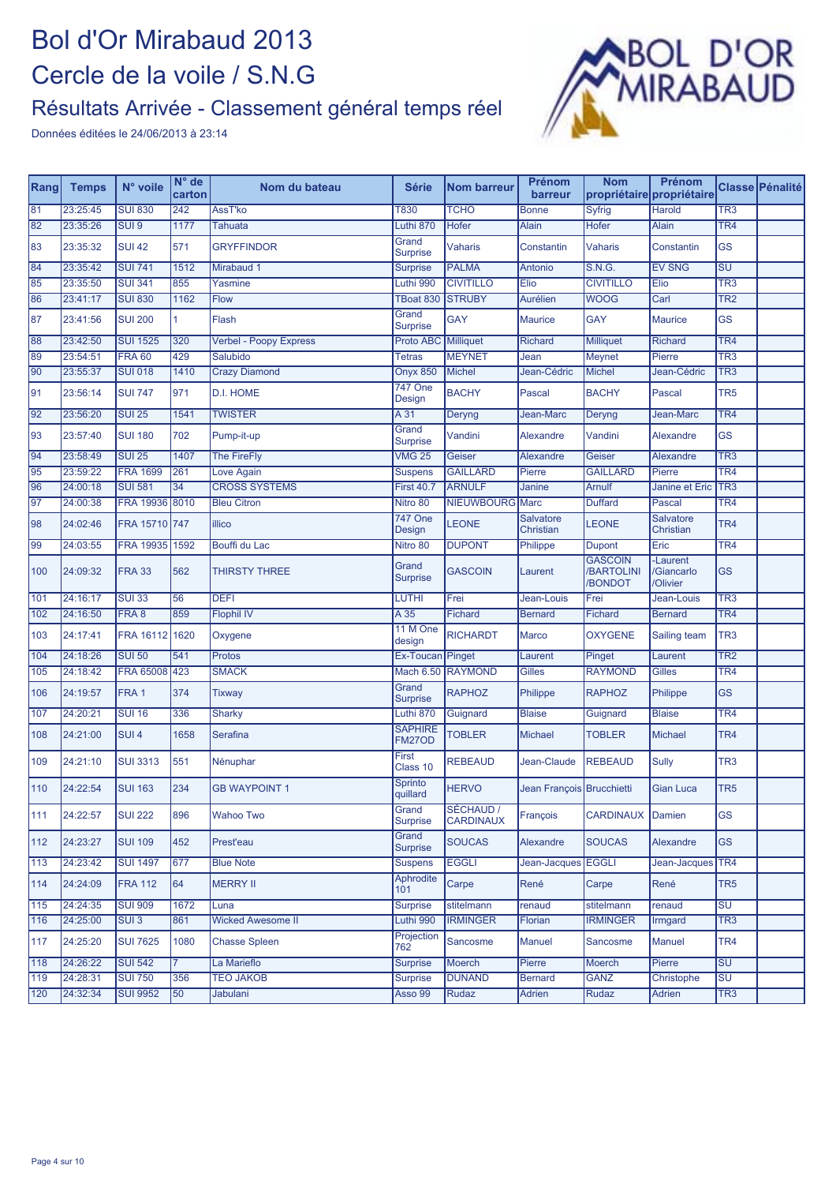# Bol d'Or Mirabaud 2013

# Cercle de la voile / S.N.G

## Résultats Arrivée - Classement général temps réel

Données éditées le 24/06/2013 à 23:14

| Rang | Temps | N° voile | N° de carton | Nom du bateau | Série | Nom barreur | Prénom barreur | Nom propriétaire | Prénom propriétaire | Classe | Pénalité |
|---|---|---|---|---|---|---|---|---|---|---|---|
| 81 | 23:25:45 | SUI 830 | 242 | AssT'ko | T830 | TCHO | Bonne | Syfrig | Harold | TR3 | |
| 82 | 23:35:26 | SUI 9 | 1177 | Tahuata | Luthi 870 | Hofer | Alain | Hofer | Alain | TR4 | |
| 83 | 23:35:32 | SUI 42 | 571 | GRYFFINDOR | Grand Surprise | Vaharis | Constantin | Vaharis | Constantin | GS | |
| 84 | 23:35:42 | SUI 741 | 1512 | Mirabaud 1 | Surprise | PALMA | Antonio | S.N.G. | EV SNG | SU | |
| 85 | 23:35:50 | SUI 341 | 855 | Yasmine | Luthi 990 | CIVITILLO | Elio | CIVITILLO | Elio | TR3 | |
| 86 | 23:41:17 | SUI 830 | 1162 | Flow | TBoat 830 | STRUBY | Aurélien | WOOG | Carl | TR2 | |
| 87 | 23:41:56 | SUI 200 | 1 | Flash | Grand Surprise | GAY | Maurice | GAY | Maurice | GS | |
| 88 | 23:42:50 | SUI 1525 | 320 | Verbel - Poopy Express | Proto ABC | Milliquet | Richard | Milliquet | Richard | TR4 | |
| 89 | 23:54:51 | FRA 60 | 429 | Salubido | Tetras | MEYNET | Jean | Meynet | Pierre | TR3 | |
| 90 | 23:55:37 | SUI 018 | 1410 | Crazy Diamond | Onyx 850 | Michel | Jean-Cédric | Michel | Jean-Cédric | TR3 | |
| 91 | 23:56:14 | SUI 747 | 971 | D.I. HOME | 747 One Design | BACHY | Pascal | BACHY | Pascal | TR5 | |
| 92 | 23:56:20 | SUI 25 | 1541 | TWISTER | A 31 | Deryng | Jean-Marc | Deryng | Jean-Marc | TR4 | |
| 93 | 23:57:40 | SUI 180 | 702 | Pump-it-up | Grand Surprise | Vandini | Alexandre | Vandini | Alexandre | GS | |
| 94 | 23:58:49 | SUI 25 | 1407 | The FireFly | VMG 25 | Geiser | Alexandre | Geiser | Alexandre | TR3 | |
| 95 | 23:59:22 | FRA 1699 | 261 | Love Again | Suspens | GAILLARD | Pierre | GAILLARD | Pierre | TR4 | |
| 96 | 24:00:18 | SUI 581 | 34 | CROSS SYSTEMS | First 40.7 | ARNULF | Janine | Arnulf | Janine et Eric | TR3 | |
| 97 | 24:00:38 | FRA 19936 | 8010 | Bleu Citron | Nitro 80 | NIEUWBOURG | Marc | Duffard | Pascal | TR4 | |
| 98 | 24:02:46 | FRA 15710 | 747 | illico | 747 One Design | LEONE | Salvatore Christian | LEONE | Salvatore Christian | TR4 | |
| 99 | 24:03:55 | FRA 19935 | 1592 | Bouffi du Lac | Nitro 80 | DUPONT | Philippe | Dupont | Eric | TR4 | |
| 100 | 24:09:32 | FRA 33 | 562 | THIRSTY THREE | Grand Surprise | GASCOIN | Laurent | GASCOIN /BARTOLINI /BONDOT | -Laurent /Giancarlo /Olivier | GS | |
| 101 | 24:16:17 | SUI 33 | 56 | DEFI | LUTHI | Frei | Jean-Louis | Frei | Jean-Louis | TR3 | |
| 102 | 24:16:50 | FRA 8 | 859 | Flophil IV | A 35 | Fichard | Bernard | Fichard | Bernard | TR4 | |
| 103 | 24:17:41 | FRA 16112 | 1620 | Oxygene | 11 M One design | RICHARDT | Marco | OXYGENE | Sailing team | TR3 | |
| 104 | 24:18:26 | SUI 50 | 541 | Protos | Ex-Toucan | Pinget | Laurent | Pinget | Laurent | TR2 | |
| 105 | 24:18:42 | FRA 65008 | 423 | SMACK | Mach 6.50 | RAYMOND | Gilles | RAYMOND | Gilles | TR4 | |
| 106 | 24:19:57 | FRA 1 | 374 | Tixway | Grand Surprise | RAPHOZ | Philippe | RAPHOZ | Philippe | GS | |
| 107 | 24:20:21 | SUI 16 | 336 | Sharky | Luthi 870 | Guignard | Blaise | Guignard | Blaise | TR4 | |
| 108 | 24:21:00 | SUI 4 | 1658 | Serafina | SAPHIRE FM27OD | TOBLER | Michael | TOBLER | Michael | TR4 | |
| 109 | 24:21:10 | SUI 3313 | 551 | Nénuphar | First Class 10 | REBEAUD | Jean-Claude | REBEAUD | Sully | TR3 | |
| 110 | 24:22:54 | SUI 163 | 234 | GB WAYPOINT 1 | Sprinto quillard | HERVO | Jean François | Brucchietti | Gian Luca | TR5 | |
| 111 | 24:22:57 | SUI 222 | 896 | Wahoo Two | Grand Surprise | SÉCHAUD / CARDINAUX | François | CARDINAUX | Damien | GS | |
| 112 | 24:23:27 | SUI 109 | 452 | Prest'eau | Grand Surprise | SOUCAS | Alexandre | SOUCAS | Alexandre | GS | |
| 113 | 24:23:42 | SUI 1497 | 677 | Blue Note | Suspens | EGGLI | Jean-Jacques | EGGLI | Jean-Jacques | TR4 | |
| 114 | 24:24:09 | FRA 112 | 64 | MERRY II | Aphrodite 101 | Carpe | René | Carpe | René | TR5 | |
| 115 | 24:24:35 | SUI 909 | 1672 | Luna | Surprise | stitelmann | renaud | stitelmann | renaud | SU | |
| 116 | 24:25:00 | SUI 3 | 861 | Wicked Awesome II | Luthi 990 | IRMINGER | Florian | IRMINGER | Irmgard | TR3 | |
| 117 | 24:25:20 | SUI 7625 | 1080 | Chasse Spleen | Projection 762 | Sancosme | Manuel | Sancosme | Manuel | TR4 | |
| 118 | 24:26:22 | SUI 542 | 7 | La Marieflo | Surprise | Moerch | Pierre | Moerch | Pierre | SU | |
| 119 | 24:28:31 | SUI 750 | 356 | TEO JAKOB | Surprise | DUNAND | Bernard | GANZ | Christophe | SU | |
| 120 | 24:32:34 | SUI 9952 | 50 | Jabulani | Asso 99 | Rudaz | Adrien | Rudaz | Adrien | TR3 | |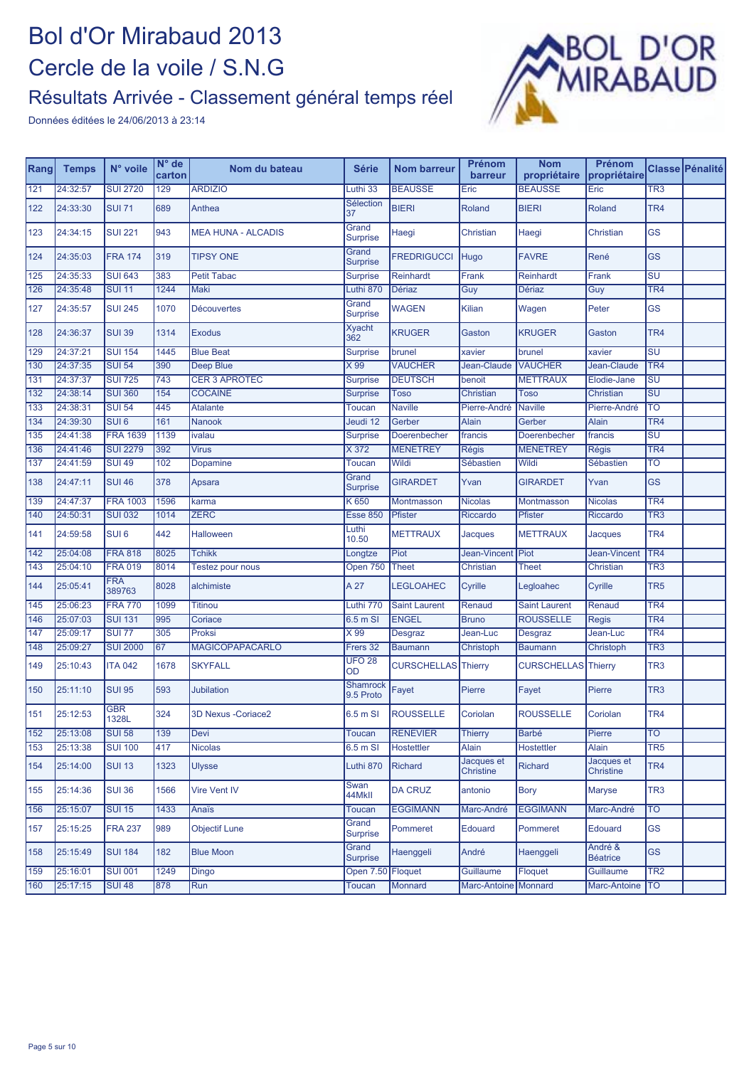# Bol d'Or Mirabaud 2013

# Cercle de la voile / S.N.G

## Résultats Arrivée - Classement général temps réel

Données éditées le 24/06/2013 à 23:14

| Rang | Temps | N° voile | N° de carton | Nom du bateau | Série | Nom barreur | Prénom barreur | Nom propriétaire | Prénom propriétaire | Classe | Pénalité |
|---|---|---|---|---|---|---|---|---|---|---|---|
| 121 | 24:32:57 | SUI 2720 | 129 | ARDIZIO | Luthi 33 | BEAUSSE | Eric | BEAUSSE | Eric | TR3 | |
| 122 | 24:33:30 | SUI 71 | 689 | Anthea | Sélection 37 | BIERI | Roland | BIERI | Roland | TR4 | |
| 123 | 24:34:15 | SUI 221 | 943 | MEA HUNA - ALCADIS | Grand Surprise | Haegi | Christian | Haegi | Christian | GS | |
| 124 | 24:35:03 | FRA 174 | 319 | TIPSY ONE | Grand Surprise | FREDRIGUCCI | Hugo | FAVRE | René | GS | |
| 125 | 24:35:33 | SUI 643 | 383 | Petit Tabac | Surprise | Reinhardt | Frank | Reinhardt | Frank | SU | |
| 126 | 24:35:48 | SUI 11 | 1244 | Maki | Luthi 870 | Dériaz | Guy | Dériaz | Guy | TR4 | |
| 127 | 24:35:57 | SUI 245 | 1070 | Découvertes | Grand Surprise | WAGEN | Kilian | Wagen | Peter | GS | |
| 128 | 24:36:37 | SUI 39 | 1314 | Exodus | Xyacht 362 | KRUGER | Gaston | KRUGER | Gaston | TR4 | |
| 129 | 24:37:21 | SUI 154 | 1445 | Blue Beat | Surprise | brunel | xavier | brunel | xavier | SU | |
| 130 | 24:37:35 | SUI 54 | 390 | Deep Blue | X 99 | VAUCHER | Jean-Claude | VAUCHER | Jean-Claude | TR4 | |
| 131 | 24:37:37 | SUI 725 | 743 | CER 3 APROTEC | Surprise | DEUTSCH | benoit | METTRAUX | Elodie-Jane | SU | |
| 132 | 24:38:14 | SUI 360 | 154 | COCAINE | Surprise | Toso | Christian | Toso | Christian | SU | |
| 133 | 24:38:31 | SUI 54 | 445 | Atalante | Toucan | Naville | Pierre-André | Naville | Pierre-André | TO | |
| 134 | 24:39:30 | SUI 6 | 161 | Nanook | Jeudi 12 | Gerber | Alain | Gerber | Alain | TR4 | |
| 135 | 24:41:38 | FRA 1639 | 1139 | ivalau | Surprise | Doerenbecher | francis | Doerenbecher | francis | SU | |
| 136 | 24:41:46 | SUI 2279 | 392 | Virus | X 372 | MENETREY | Régis | MENETREY | Régis | TR4 | |
| 137 | 24:41:59 | SUI 49 | 102 | Dopamine | Toucan | Wildi | Sébastien | Wildi | Sébastien | TO | |
| 138 | 24:47:11 | SUI 46 | 378 | Apsara | Grand Surprise | GIRARDET | Yvan | GIRARDET | Yvan | GS | |
| 139 | 24:47:37 | FRA 1003 | 1596 | karma | K 650 | Montmasson | Nicolas | Montmasson | Nicolas | TR4 | |
| 140 | 24:50:31 | SUI 032 | 1014 | ZERC | Esse 850 | Pfister | Riccardo | Pfister | Riccardo | TR3 | |
| 141 | 24:59:58 | SUI 6 | 442 | Halloween | Luthi 10.50 | METTRAUX | Jacques | METTRAUX | Jacques | TR4 | |
| 142 | 25:04:08 | FRA 818 | 8025 | Tchikk | Longtze | Piot | Jean-Vincent | Piot | Jean-Vincent | TR4 | |
| 143 | 25:04:10 | FRA 019 | 8014 | Testez pour nous | Open 750 | Theet | Christian | Theet | Christian | TR3 | |
| 144 | 25:05:41 | FRA 389763 | 8028 | alchimiste | A 27 | LEGLOAHEC | Cyrille | Legloahec | Cyrille | TR5 | |
| 145 | 25:06:23 | FRA 770 | 1099 | Titinou | Luthi 770 | Saint Laurent | Renaud | Saint Laurent | Renaud | TR4 | |
| 146 | 25:07:03 | SUI 131 | 995 | Coriace | 6.5 m SI | ENGEL | Bruno | ROUSSELLE | Regis | TR4 | |
| 147 | 25:09:17 | SUI 77 | 305 | Proksi | X 99 | Desgraz | Jean-Luc | Desgraz | Jean-Luc | TR4 | |
| 148 | 25:09:27 | SUI 2000 | 67 | MAGICOPAPACARLO | Frers 32 | Baumann | Christoph | Baumann | Christoph | TR3 | |
| 149 | 25:10:43 | ITA 042 | 1678 | SKYFALL | UFO 28 OD | CURSCHELLAS | Thierry | CURSCHELLAS | Thierry | TR3 | |
| 150 | 25:11:10 | SUI 95 | 593 | Jubilation | Shamrock 9.5 Proto | Fayet | Pierre | Fayet | Pierre | TR3 | |
| 151 | 25:12:53 | GBR 1328L | 324 | 3D Nexus -Coriace2 | 6.5 m SI | ROUSSELLE | Coriolan | ROUSSELLE | Coriolan | TR4 | |
| 152 | 25:13:08 | SUI 58 | 139 | Devi | Toucan | RENEVIER | Thierry | Barbé | Pierre | TO | |
| 153 | 25:13:38 | SUI 100 | 417 | Nicolas | 6.5 m SI | Hostettler | Alain | Hostettler | Alain | TR5 | |
| 154 | 25:14:00 | SUI 13 | 1323 | Ulysse | Luthi 870 | Richard | Jacques et Christine | Richard | Jacques et Christine | TR4 | |
| 155 | 25:14:36 | SUI 36 | 1566 | Vire Vent IV | Swan 44MkII | DA CRUZ | antonio | Bory | Maryse | TR3 | |
| 156 | 25:15:07 | SUI 15 | 1433 | Anaïs | Toucan | EGGIMANN | Marc-André | EGGIMANN | Marc-André | TO | |
| 157 | 25:15:25 | FRA 237 | 989 | Objectif Lune | Grand Surprise | Pommeret | Edouard | Pommeret | Edouard | GS | |
| 158 | 25:15:49 | SUI 184 | 182 | Blue Moon | Grand Surprise | Haenggeli | André | Haenggeli | André & Béatrice | GS | |
| 159 | 25:16:01 | SUI 001 | 1249 | Dingo | Open 7.50 | Floquet | Guillaume | Floquet | Guillaume | TR2 | |
| 160 | 25:17:15 | SUI 48 | 878 | Run | Toucan | Monnard | Marc-Antoine | Monnard | Marc-Antoine | TO | |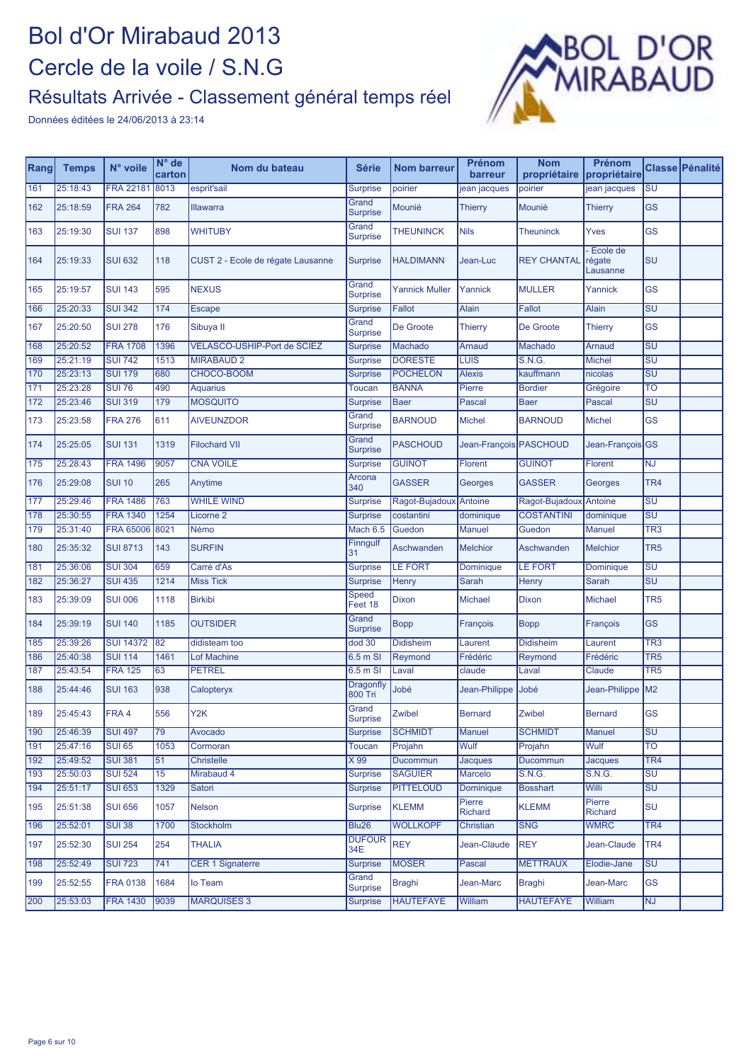# Bol d'Or Mirabaud 2013

# Cercle de la voile / S.N.G

## Résultats Arrivée - Classement général temps réel

Données éditées le 24/06/2013 à 23:14

| Rang | Temps | N° voile | N° de carton | Nom du bateau | Série | Nom barreur | Prénom barreur | Nom propriétaire | Prénom propriétaire | Classe | Pénalité |
|---|---|---|---|---|---|---|---|---|---|---|---|
| 161 | 25:18:43 | FRA 22181 | 8013 | esprit'sail | Surprise | poirier | jean jacques | poirier | jean jacques | SU | |
| 162 | 25:18:59 | FRA 264 | 782 | Illawarra | Grand Surprise | Mounié | Thierry | Mounié | Thierry | GS | |
| 163 | 25:19:30 | SUI 137 | 898 | WHITUBY | Grand Surprise | THEUNINCK | Nils | Theuninck | Yves | GS | |
| 164 | 25:19:33 | SUI 632 | 118 | CUST 2 - Ecole de régate Lausanne | Surprise | HALDIMANN | Jean-Luc | REY CHANTAL | - Ecole de régate Lausanne | SU | |
| 165 | 25:19:57 | SUI 143 | 595 | NEXUS | Grand Surprise | Yannick Muller | Yannick | MULLER | Yannick | GS | |
| 166 | 25:20:33 | SUI 342 | 174 | Escape | Surprise | Fallot | Alain | Fallot | Alain | SU | |
| 167 | 25:20:50 | SUI 278 | 176 | Sibuya II | Grand Surprise | De Groote | Thierry | De Groote | Thierry | GS | |
| 168 | 25:20:52 | FRA 1708 | 1396 | VELASCO-USHIP-Port de SCIEZ | Surprise | Machado | Arnaud | Machado | Arnaud | SU | |
| 169 | 25:21:19 | SUI 742 | 1513 | MIRABAUD 2 | Surprise | DORESTE | LUIS | S.N.G. | Michel | SU | |
| 170 | 25:23:13 | SUI 179 | 680 | CHOCO-BOOM | Surprise | POCHELON | Alexis | kauffmann | nicolas | SU | |
| 171 | 25:23:28 | SUI 76 | 490 | Aquarius | Toucan | BANNA | Pierre | Bordier | Grégoire | TO | |
| 172 | 25:23:46 | SUI 319 | 179 | MOSQUITO | Surprise | Baer | Pascal | Baer | Pascal | SU | |
| 173 | 25:23:58 | FRA 276 | 611 | AIVEUNZDOR | Grand Surprise | BARNOUD | Michel | BARNOUD | Michel | GS | |
| 174 | 25:25:05 | SUI 131 | 1319 | Filochard VII | Grand Surprise | PASCHOUD | Jean-François | PASCHOUD | Jean-François | GS | |
| 175 | 25:28:43 | FRA 1496 | 9057 | CNA VOILE | Surprise | GUINOT | Florent | GUINOT | Florent | NJ | |
| 176 | 25:29:08 | SUI 10 | 265 | Anytime | Arcona 340 | GASSER | Georges | GASSER | Georges | TR4 | |
| 177 | 25:29:46 | FRA 1486 | 763 | WHILE WIND | Surprise | Ragot-Bujadoux | Antoine | Ragot-Bujadoux | Antoine | SU | |
| 178 | 25:30:55 | FRA 1340 | 1254 | Licorne 2 | Surprise | costantini | dominique | COSTANTINI | dominique | SU | |
| 179 | 25:31:40 | FRA 65006 | 8021 | Némo | Mach 6.5 | Guedon | Manuel | Guedon | Manuel | TR3 | |
| 180 | 25:35:32 | SUI 8713 | 143 | SURFIN | Finngulf 31 | Aschwanden | Melchior | Aschwanden | Melchior | TR5 | |
| 181 | 25:36:06 | SUI 304 | 659 | Carré d'As | Surprise | LE FORT | Dominique | LE FORT | Dominique | SU | |
| 182 | 25:36:27 | SUI 435 | 1214 | Miss Tick | Surprise | Henry | Sarah | Henry | Sarah | SU | |
| 183 | 25:39:09 | SUI 006 | 1118 | Birkibi | Speed Feet 18 | Dixon | Michael | Dixon | Michael | TR5 | |
| 184 | 25:39:19 | SUI 140 | 1185 | OUTSIDER | Grand Surprise | Bopp | François | Bopp | François | GS | |
| 185 | 25:39:26 | SUI 14372 | 82 | didisteam too | dod 30 | Didisheim | Laurent | Didisheim | Laurent | TR3 | |
| 186 | 25:40:38 | SUI 114 | 1461 | Lof Machine | 6.5 m SI | Reymond | Frédéric | Reymond | Frédéric | TR5 | |
| 187 | 25:43:54 | FRA 125 | 63 | PETREL | 6.5 m SI | Laval | claude | Laval | Claude | TR5 | |
| 188 | 25:44:46 | SUI 163 | 938 | Calopteryx | Dragonfly 800 Tri | Jobé | Jean-Philippe | Jobé | Jean-Philippe | M2 | |
| 189 | 25:45:43 | FRA 4 | 556 | Y2K | Grand Surprise | Zwibel | Bernard | Zwibel | Bernard | GS | |
| 190 | 25:46:39 | SUI 497 | 79 | Avocado | Surprise | SCHMIDT | Manuel | SCHMIDT | Manuel | SU | |
| 191 | 25:47:16 | SUI 65 | 1053 | Cormoran | Toucan | Projahn | Wulf | Projahn | Wulf | TO | |
| 192 | 25:49:52 | SUI 381 | 51 | Christelle | X 99 | Ducommun | Jacques | Ducommun | Jacques | TR4 | |
| 193 | 25:50:03 | SUI 524 | 15 | Mirabaud 4 | Surprise | SAGUIER | Marcelo | S.N.G. | S.N.G. | SU | |
| 194 | 25:51:17 | SUI 653 | 1329 | Satori | Surprise | PITTELOUD | Dominique | Bosshart | Willi | SU | |
| 195 | 25:51:38 | SUI 656 | 1057 | Nelson | Surprise | KLEMM | Pierre Richard | KLEMM | Pierre Richard | SU | |
| 196 | 25:52:01 | SUI 38 | 1700 | Stockholm | Blu26 | WOLLKOPF | Christian | SNG | WMRC | TR4 | |
| 197 | 25:52:30 | SUI 254 | 254 | THALIA | DUFOUR 34E | REY | Jean-Claude | REY | Jean-Claude | TR4 | |
| 198 | 25:52:49 | SUI 723 | 741 | CER 1 Signaterre | Surprise | MOSER | Pascal | METTRAUX | Elodie-Jane | SU | |
| 199 | 25:52:55 | FRA 0138 | 1684 | Io Team | Grand Surprise | Braghi | Jean-Marc | Braghi | Jean-Marc | GS | |
| 200 | 25:53:03 | FRA 1430 | 9039 | MARQUISES 3 | Surprise | HAUTEFAYE | William | HAUTEFAYE | William | NJ | |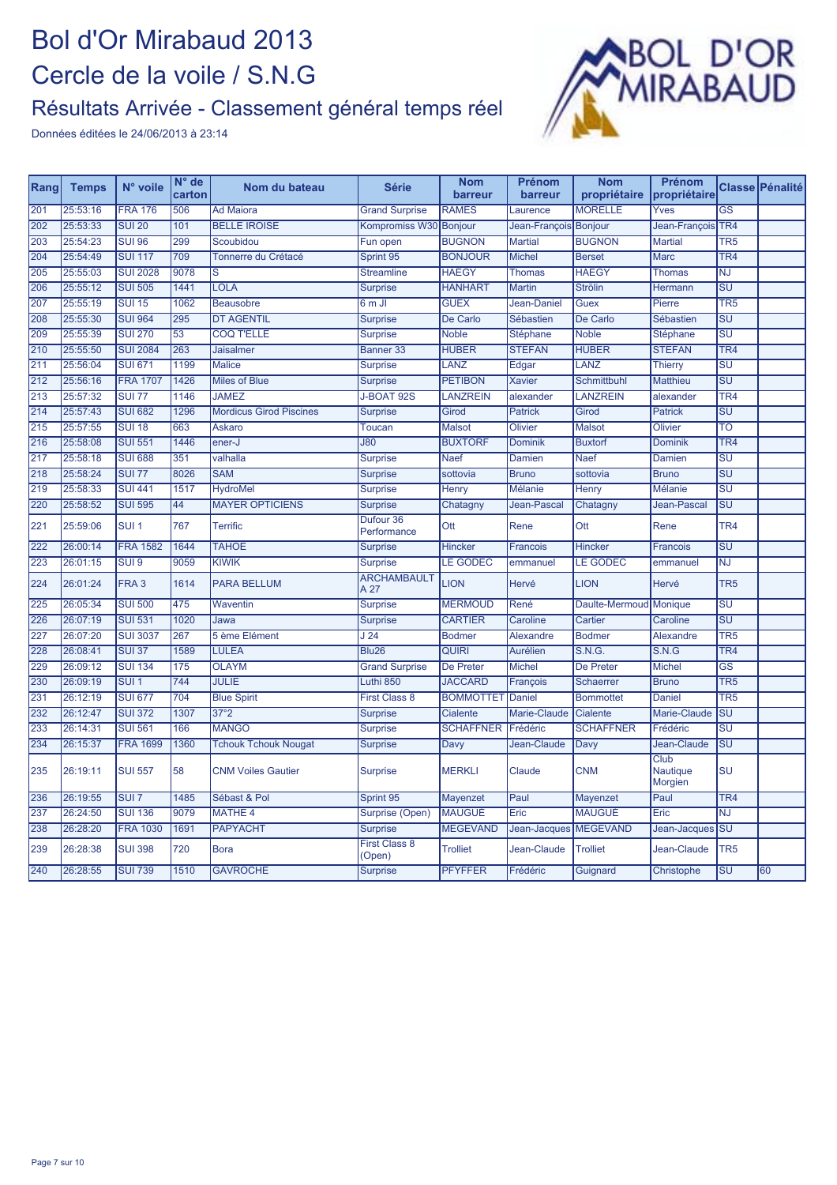# Bol d'Or Mirabaud 2013

## Cercle de la voile / S.N.G

### Résultats Arrivée - Classement général temps réel

Données éditées le 24/06/2013 à 23:14

| Rang | Temps | N° voile | N° de carton | Nom du bateau | Série | Nom barreur | Prénom barreur | Nom propriétaire | Prénom propriétaire | Classe | Pénalité |
|---|---|---|---|---|---|---|---|---|---|---|---|
| 201 | 25:53:16 | FRA 176 | 506 | Ad Maiora | Grand Surprise | RAMES | Laurence | MORELLE | Yves | GS | |
| 202 | 25:53:33 | SUI 20 | 101 | BELLE IROISE | Kompromiss W30 | Bonjour | Jean-François | Bonjour | Jean-François | TR4 | |
| 203 | 25:54:23 | SUI 96 | 299 | Scoubidou | Fun open | BUGNON | Martial | BUGNON | Martial | TR5 | |
| 204 | 25:54:49 | SUI 117 | 709 | Tonnerre du Crétacé | Sprint 95 | BONJOUR | Michel | Berset | Marc | TR4 | |
| 205 | 25:55:03 | SUI 2028 | 9078 | S | Streamline | HAEGY | Thomas | HAEGY | Thomas | NJ | |
| 206 | 25:55:12 | SUI 505 | 1441 | LOLA | Surprise | HANHART | Martin | Strölin | Hermann | SU | |
| 207 | 25:55:19 | SUI 15 | 1062 | Beausobre | 6 m JI | GUEX | Jean-Daniel | Guex | Pierre | TR5 | |
| 208 | 25:55:30 | SUI 964 | 295 | DT AGENTIL | Surprise | De Carlo | Sébastien | De Carlo | Sébastien | SU | |
| 209 | 25:55:39 | SUI 270 | 53 | COQ T'ELLE | Surprise | Noble | Stéphane | Noble | Stéphane | SU | |
| 210 | 25:55:50 | SUI 2084 | 263 | Jaisalmer | Banner 33 | HUBER | STEFAN | HUBER | STEFAN | TR4 | |
| 211 | 25:56:04 | SUI 671 | 1199 | Malice | Surprise | LANZ | Edgar | LANZ | Thierry | SU | |
| 212 | 25:56:16 | FRA 1707 | 1426 | Miles of Blue | Surprise | PETIBON | Xavier | Schmittbuhl | Matthieu | SU | |
| 213 | 25:57:32 | SUI 77 | 1146 | JAMEZ | J-BOAT 92S | LANZREIN | alexander | LANZREIN | alexander | TR4 | |
| 214 | 25:57:43 | SUI 682 | 1296 | Mordicus Girod Piscines | Surprise | Girod | Patrick | Girod | Patrick | SU | |
| 215 | 25:57:55 | SUI 18 | 663 | Askaro | Toucan | Malsot | Olivier | Malsot | Olivier | TO | |
| 216 | 25:58:08 | SUI 551 | 1446 | ener-J | J80 | BUXTORF | Dominik | Buxtorf | Dominik | TR4 | |
| 217 | 25:58:18 | SUI 688 | 351 | valhalla | Surprise | Naef | Damien | Naef | Damien | SU | |
| 218 | 25:58:24 | SUI 77 | 8026 | SAM | Surprise | sottovia | Bruno | sottovia | Bruno | SU | |
| 219 | 25:58:33 | SUI 441 | 1517 | HydroMel | Surprise | Henry | Mélanie | Henry | Mélanie | SU | |
| 220 | 25:58:52 | SUI 595 | 44 | MAYER OPTICIENS | Surprise | Chatagny | Jean-Pascal | Chatagny | Jean-Pascal | SU | |
| 221 | 25:59:06 | SUI 1 | 767 | Terrific | Dufour 36 Performance | Ott | Rene | Ott | Rene | TR4 | |
| 222 | 26:00:14 | FRA 1582 | 1644 | TAHOE | Surprise | Hincker | Francois | Hincker | Francois | SU | |
| 223 | 26:01:15 | SUI 9 | 9059 | KIWIK | Surprise | LE GODEC | emmanuel | LE GODEC | emmanuel | NJ | |
| 224 | 26:01:24 | FRA 3 | 1614 | PARA BELLUM | ARCHAMBAULT A 27 | LION | Hervé | LION | Hervé | TR5 | |
| 225 | 26:05:34 | SUI 500 | 475 | Waventin | Surprise | MERMOUD | René | Daulte-Mermoud | Monique | SU | |
| 226 | 26:07:19 | SUI 531 | 1020 | Jawa | Surprise | CARTIER | Caroline | Cartier | Caroline | SU | |
| 227 | 26:07:20 | SUI 3037 | 267 | 5 ème Elément | J 24 | Bodmer | Alexandre | Bodmer | Alexandre | TR5 | |
| 228 | 26:08:41 | SUI 37 | 1589 | LULEA | Blu26 | QUIRI | Aurélien | S.N.G. | S.N.G | TR4 | |
| 229 | 26:09:12 | SUI 134 | 175 | OLAYM | Grand Surprise | De Preter | Michel | De Preter | Michel | GS | |
| 230 | 26:09:19 | SUI 1 | 744 | JULIE | Luthi 850 | JACCARD | François | Schaerrer | Bruno | TR5 | |
| 231 | 26:12:19 | SUI 677 | 704 | Blue Spirit | First Class 8 | BOMMOTTET | Daniel | Bommottet | Daniel | TR5 | |
| 232 | 26:12:47 | SUI 372 | 1307 | 37°2 | Surprise | Cialente | Marie-Claude | Cialente | Marie-Claude | SU | |
| 233 | 26:14:31 | SUI 561 | 166 | MANGO | Surprise | SCHAFFNER | Frédéric | SCHAFFNER | Frédéric | SU | |
| 234 | 26:15:37 | FRA 1699 | 1360 | Tchouk Tchouk Nougat | Surprise | Davy | Jean-Claude | Davy | Jean-Claude | SU | |
| 235 | 26:19:11 | SUI 557 | 58 | CNM Voiles Gautier | Surprise | MERKLI | Claude | CNM | Club Nautique Morgien | SU | |
| 236 | 26:19:55 | SUI 7 | 1485 | Sébast & Pol | Sprint 95 | Mayenzet | Paul | Mayenzet | Paul | TR4 | |
| 237 | 26:24:50 | SUI 136 | 9079 | MATHE 4 | Surprise (Open) | MAUGUE | Eric | MAUGUE | Eric | NJ | |
| 238 | 26:28:20 | FRA 1030 | 1691 | PAPYACHT | Surprise | MEGEVAND | Jean-Jacques | MEGEVAND | Jean-Jacques | SU | |
| 239 | 26:28:38 | SUI 398 | 720 | Bora | First Class 8 (Open) | Trolliet | Jean-Claude | Trolliet | Jean-Claude | TR5 | |
| 240 | 26:28:55 | SUI 739 | 1510 | GAVROCHE | Surprise | PFYFFER | Frédéric | Guignard | Christophe | SU | 60 |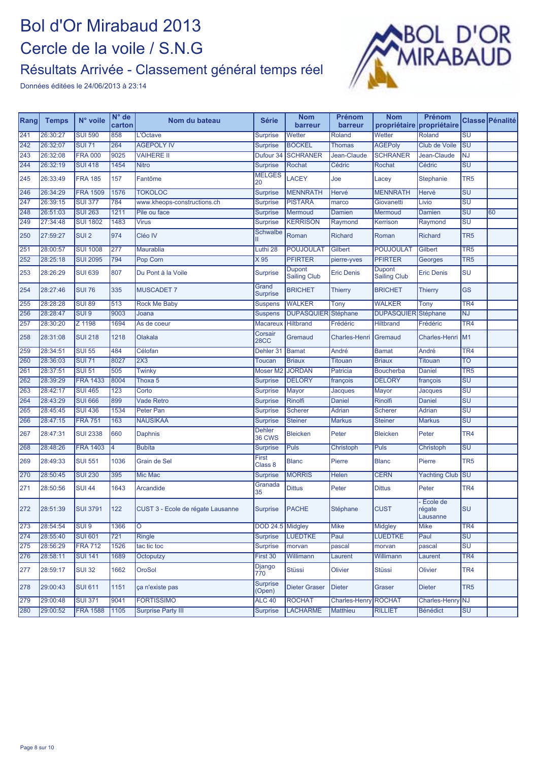# Bol d'Or Mirabaud 2013

# Cercle de la voile / S.N.G

## Résultats Arrivée - Classement général temps réel

Données éditées le 24/06/2013 à 23:14

| Rang | Temps | N° voile | N° de carton | Nom du bateau | Série | Nom barreur | Prénom barreur | Nom propriétaire | Prénom propriétaire | Classe | Pénalité |
|---|---|---|---|---|---|---|---|---|---|---|---|
| 241 | 26:30:27 | SUI 590 | 858 | L'Octave | Surprise | Wetter | Roland | Wetter | Roland | SU | |
| 242 | 26:32:07 | SUI 71 | 264 | AGEPOLY IV | Surprise | BOCKEL | Thomas | AGEPoly | Club de Voile | SU | |
| 243 | 26:32:08 | FRA 000 | 9025 | VAIHERE II | Dufour 34 | SCHRANER | Jean-Claude | SCHRANER | Jean-Claude | NJ | |
| 244 | 26:32:19 | SUI 418 | 1454 | Nitro | Surprise | Rochat | Cédric | Rochat | Cédric | SU | |
| 245 | 26:33:49 | FRA 185 | 157 | Fantôme | MELGES 20 | LACEY | Joe | Lacey | Stephanie | TR5 | |
| 246 | 26:34:29 | FRA 1509 | 1576 | TOKOLOC | Surprise | MENNRATH | Hervé | MENNRATH | Hervé | SU | |
| 247 | 26:39:15 | SUI 377 | 784 | www.kheops-constructions.ch | Surprise | PISTARA | marco | Giovanetti | Livio | SU | |
| 248 | 26:51:03 | SUI 263 | 1211 | Pile ou face | Surprise | Mermoud | Damien | Mermoud | Damien | SU | 60 |
| 249 | 27:34:48 | SUI 1802 | 1483 | Virus | Surprise | KERRISON | Raymond | Kerrison | Raymond | SU | |
| 250 | 27:59:27 | SUI 2 | 974 | Cléo IV | Schwalbe II | Roman | Richard | Roman | Richard | TR5 | |
| 251 | 28:00:57 | SUI 1008 | 277 | Maurablia | Luthi 28 | POUJOULAT | Gilbert | POUJOULAT | Gilbert | TR5 | |
| 252 | 28:25:18 | SUI 2095 | 794 | Pop Corn | X 95 | PFIRTER | pierre-yves | PFIRTER | Georges | TR5 | |
| 253 | 28:26:29 | SUI 639 | 807 | Du Pont à la Voile | Surprise | Dupont Sailing Club | Eric Denis | Dupont Sailing Club | Eric Denis | SU | |
| 254 | 28:27:46 | SUI 76 | 335 | MUSCADET 7 | Grand Surprise | BRICHET | Thierry | BRICHET | Thierry | GS | |
| 255 | 28:28:28 | SUI 89 | 513 | Rock Me Baby | Suspens | WALKER | Tony | WALKER | Tony | TR4 | |
| 256 | 28:28:47 | SUI 9 | 9003 | Joana | Suspens | DUPASQUIER | Stéphane | DUPASQUIER | Stéphane | NJ | |
| 257 | 28:30:20 | Z 1198 | 1694 | As de coeur | Macareux | Hiltbrand | Frédéric | Hiltbrand | Frédéric | TR4 | |
| 258 | 28:31:08 | SUI 218 | 1218 | Olakala | Corsair 28CC | Gremaud | Charles-Henri | Gremaud | Charles-Henri | M1 | |
| 259 | 28:34:51 | SUI 55 | 484 | Célofan | Dehler 31 | Bamat | André | Bamat | André | TR4 | |
| 260 | 28:36:03 | SUI 71 | 8027 | 2X3 | Toucan | Briaux | Titouan | Briaux | Titouan | TO | |
| 261 | 28:37:51 | SUI 51 | 505 | Twinky | Moser M2 | JORDAN | Patricia | Boucherba | Daniel | TR5 | |
| 262 | 28:39:29 | FRA 1433 | 8004 | Thoxa 5 | Surprise | DELORY | françois | DELORY | françois | SU | |
| 263 | 28:42:17 | SUI 465 | 123 | Corto | Surprise | Mayor | Jacques | Mayor | Jacques | SU | |
| 264 | 28:43:29 | SUI 666 | 899 | Vade Retro | Surprise | Rinolfi | Daniel | Rinolfi | Daniel | SU | |
| 265 | 28:45:45 | SUI 436 | 1534 | Peter Pan | Surprise | Scherer | Adrian | Scherer | Adrian | SU | |
| 266 | 28:47:15 | FRA 751 | 163 | NAUSIKAA | Surprise | Steiner | Markus | Steiner | Markus | SU | |
| 267 | 28:47:31 | SUI 2338 | 660 | Daphnis | Dehler 36 CWS | Bleicken | Peter | Bleicken | Peter | TR4 | |
| 268 | 28:48:26 | FRA 1403 | 4 | Bubíta | Surprise | Puls | Christoph | Puls | Christoph | SU | |
| 269 | 28:49:33 | SUI 551 | 1036 | Grain de Sel | First Class 8 | Blanc | Pierre | Blanc | Pierre | TR5 | |
| 270 | 28:50:45 | SUI 230 | 395 | Mic Mac | Surprise | MORRIS | Helen | CERN | Yachting Club | SU | |
| 271 | 28:50:56 | SUI 44 | 1643 | Arcandide | Granada 35 | Dittus | Peter | Dittus | Peter | TR4 | |
| 272 | 28:51:39 | SUI 3791 | 122 | CUST 3 - Ecole de régate Lausanne | Surprise | PACHE | Stéphane | CUST | - Ecole de régate Lausanne | SU | |
| 273 | 28:54:54 | SUI 9 | 1366 | O | DOD 24.5 | Midgley | Mike | Midgley | Mike | TR4 | |
| 274 | 28:55:40 | SUI 601 | 721 | Ringle | Surprise | LUEDTKE | Paul | LUEDTKE | Paul | SU | |
| 275 | 28:56:29 | FRA 712 | 1526 | tac tic toc | Surprise | morvan | pascal | morvan | pascal | SU | |
| 276 | 28:58:11 | SUI 141 | 1689 | Octoputzy | First 30 | Willimann | Laurent | Willimann | Laurent | TR4 | |
| 277 | 28:59:17 | SUI 32 | 1662 | OroSol | Django 770 | Stüssi | Olivier | Stüssi | Olivier | TR4 | |
| 278 | 29:00:43 | SUI 611 | 1151 | ça n'existe pas | Surprise (Open) | Dieter Graser | Dieter | Graser | Dieter | TR5 | |
| 279 | 29:00:48 | SUI 371 | 9041 | FORTISSIMO | ALC 40 | ROCHAT | Charles-Henry | ROCHAT | Charles-Henry | NJ | |
| 280 | 29:00:52 | FRA 1588 | 1105 | Surprise Party III | Surprise | LACHARME | Matthieu | RILLIET | Bénédict | SU | |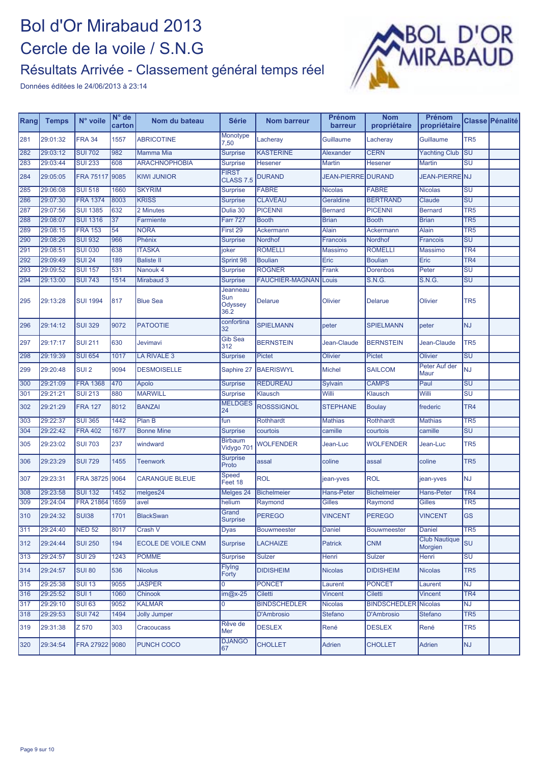# Bol d'Or Mirabaud 2013

## Cercle de la voile / S.N.G

### Résultats Arrivée - Classement général temps réel

Données éditées le 24/06/2013 à 23:14

| Rang | Temps | N° voile | N° de carton | Nom du bateau | Série | Nom barreur | Prénom barreur | Nom propriétaire | Prénom propriétaire | Classe | Pénalité |
|---|---|---|---|---|---|---|---|---|---|---|---|
| 281 | 29:01:32 | FRA 34 | 1557 | ABRICOTINE | Monotype 7,50 | Lacheray | Guillaume | Lacheray | Guillaume | TR5 | |
| 282 | 29:03:12 | SUI 702 | 982 | Mamma Mia | Surprise | KASTERINE | Alexander | CERN | Yachting Club | SU | |
| 283 | 29:03:44 | SUI 233 | 608 | ARACHNOPHOBIA | Surprise | Hesener | Martin | Hesener | Martin | SU | |
| 284 | 29:05:05 | FRA 75117 | 9085 | KIWI JUNIOR | FIRST CLASS 7.5 | DURAND | JEAN-PIERRE | DURAND | JEAN-PIERRE | NJ | |
| 285 | 29:06:08 | SUI 518 | 1660 | SKYRIM | Surprise | FABRE | Nicolas | FABRE | Nicolas | SU | |
| 286 | 29:07:30 | FRA 1374 | 8003 | KRISS | Surprise | CLAVEAU | Geraldine | BERTRAND | Claude | SU | |
| 287 | 29:07:56 | SUI 1385 | 632 | 2 Minutes | Dulia 30 | PICENNI | Bernard | PICENNI | Bernard | TR5 | |
| 288 | 29:08:07 | SUI 1316 | 37 | Farmiente | Farr 727 | Booth | Brian | Booth | Brian | TR5 | |
| 289 | 29:08:15 | FRA 153 | 54 | NORA | First 29 | Ackermann | Alain | Ackermann | Alain | TR5 | |
| 290 | 29:08:26 | SUI 932 | 966 | Phénix | Surprise | Nordhof | Francois | Nordhof | Francois | SU | |
| 291 | 29:08:51 | SUI 030 | 638 | ITASKA | joker | ROMELLI | Massimo | ROMELLI | Massimo | TR4 | |
| 292 | 29:09:49 | SUI 24 | 189 | Baliste II | Sprint 98 | Boulian | Eric | Boulian | Eric | TR4 | |
| 293 | 29:09:52 | SUI 157 | 531 | Nanouk 4 | Surprise | ROGNER | Frank | Dorenbos | Peter | SU | |
| 294 | 29:13:00 | SUI 743 | 1514 | Mirabaud 3 | Surprise | FAUCHIER-MAGNAN | Louis | S.N.G. | S.N.G. | SU | |
| 295 | 29:13:28 | SUI 1994 | 817 | Blue Sea | Jeanneau Sun Odyssey 36.2 | Delarue | Olivier | Delarue | Olivier | TR5 | |
| 296 | 29:14:12 | SUI 329 | 9072 | PATOOTIE | confortina 32 | SPIELMANN | peter | SPIELMANN | peter | NJ | |
| 297 | 29:17:17 | SUI 211 | 630 | Jevimavi | Gib Sea 312 | BERNSTEIN | Jean-Claude | BERNSTEIN | Jean-Claude | TR5 | |
| 298 | 29:19:39 | SUI 654 | 1017 | LA RIVALE 3 | Surprise | Pictet | Olivier | Pictet | Olivier | SU | |
| 299 | 29:20:48 | SUI 2 | 9094 | DESMOISELLE | Saphire 27 | BAERISWYL | Michel | SAILCOM | Peter Auf der Maur | NJ | |
| 300 | 29:21:09 | FRA 1368 | 470 | Apolo | Surprise | REDUREAU | Sylvain | CAMPS | Paul | SU | |
| 301 | 29:21:21 | SUI 213 | 880 | MARWILL | Surprise | Klausch | Willi | Klausch | Willi | SU | |
| 302 | 29:21:29 | FRA 127 | 8012 | BANZAI | MELDGES 24 | ROSSSIGNOL | STEPHANE | Boulay | frederic | TR4 | |
| 303 | 29:22:37 | SUI 365 | 1442 | Plan B | fun | Rothhardt | Mathias | Rothhardt | Mathias | TR5 | |
| 304 | 29:22:42 | FRA 402 | 1677 | Bonne Mine | Surprise | courtois | camille | courtois | camille | SU | |
| 305 | 29:23:02 | SUI 703 | 237 | windward | Birbaum Vidygo 701 | WOLFENDER | Jean-Luc | WOLFENDER | Jean-Luc | TR5 | |
| 306 | 29:23:29 | SUI 729 | 1455 | Teenwork | Surprise Proto | assal | coline | assal | coline | TR5 | |
| 307 | 29:23:31 | FRA 38725 | 9064 | CARANGUE BLEUE | Speed Feet 18 | ROL | jean-yves | ROL | jean-yves | NJ | |
| 308 | 29:23:58 | SUI 132 | 1452 | melges24 | Melges 24 | Bichelmeier | Hans-Peter | Bichelmeier | Hans-Peter | TR4 | |
| 309 | 29:24:04 | FRA 21864 | 1659 | avel | helium | Raymond | Gilles | Raymond | Gilles | TR5 | |
| 310 | 29:24:32 | SUI38 | 1701 | BlackSwan | Grand Surprise | PEREGO | VINCENT | PEREGO | VINCENT | GS | |
| 311 | 29:24:40 | NED 52 | 8017 | Crash V | Dyas | Bouwmeester | Daniel | Bouwmeester | Daniel | TR5 | |
| 312 | 29:24:44 | SUI 250 | 194 | ECOLE DE VOILE CNM | Surprise | LACHAIZE | Patrick | CNM | Club Nautique Morgien | SU | |
| 313 | 29:24:57 | SUI 29 | 1243 | POMME | Surprise | Sulzer | Henri | Sulzer | Henri | SU | |
| 314 | 29:24:57 | SUI 80 | 536 | Nicolus | Flying Forty | DIDISHEIM | Nicolas | DIDISHEIM | Nicolas | TR5 | |
| 315 | 29:25:38 | SUI 13 | 9055 | JASPER | 0 | PONCET | Laurent | PONCET | Laurent | NJ | |
| 316 | 29:25:52 | SUI 1 | 1060 | Chinook | im@x-25 | Ciletti | Vincent | Ciletti | Vincent | TR4 | |
| 317 | 29:29:10 | SUI 63 | 9052 | KALMAR | 0 | BINDSCHEDLER | Nicolas | BINDSCHEDLER | Nicolas | NJ | |
| 318 | 29:29:53 | SUI 742 | 1494 | Jolly Jumper | | D'Ambrosio | Stefano | D'Ambrosio | Stefano | TR5 | |
| 319 | 29:31:38 | Z 570 | 303 | Cracoucass | Rêve de Mer | DESLEX | René | DESLEX | René | TR5 | |
| 320 | 29:34:54 | FRA 27922 | 9080 | PUNCH COCO | DJANGO 67 | CHOLLET | Adrien | CHOLLET | Adrien | NJ | |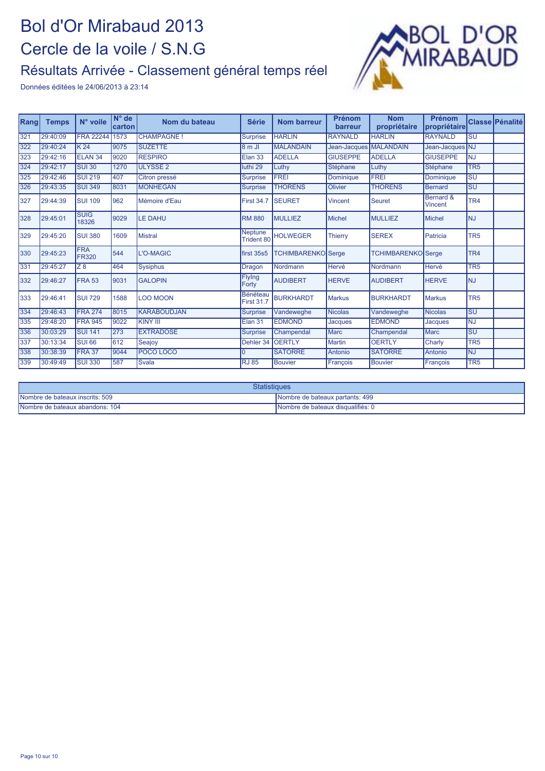# Bol d'Or Mirabaud 2013

## Cercle de la voile / S.N.G

### Résultats Arrivée - Classement général temps réel

Données éditées le 24/06/2013 à 23:14

| Rang | Temps | N° voile | N° de carton | Nom du bateau | Série | Nom barreur | Prénom barreur | Nom propriétaire | Prénom propriétaire | Classe | Pénalité |
|---|---|---|---|---|---|---|---|---|---|---|---|
| 321 | 29:40:09 | FRA 22244 | 1573 | CHAMPAGNE ! | Surprise | HARLIN | RAYNALD | HARLIN | RAYNALD | SU | |
| 322 | 29:40:24 | K 24 | 9075 | SUZETTE | 8 m JI | MALANDAIN | Jean-Jacques | MALANDAIN | Jean-Jacques | NJ | |
| 323 | 29:42:16 | ELAN 34 | 9020 | RESPIRO | Elan 33 | ADELLA | GIUSEPPE | ADELLA | GIUSEPPE | NJ | |
| 324 | 29:42:17 | SUI 30 | 1270 | ULYSSE 2 | luthi 29 | Luthy | Stéphane | Luthy | Stéphane | TR5 | |
| 325 | 29:42:46 | SUI 219 | 407 | Citron pressé | Surprise | FREI | Dominique | FREI | Dominique | SU | |
| 326 | 29:43:35 | SUI 349 | 8031 | MONHEGAN | Surprise | THORENS | Olivier | THORENS | Bernard | SU | |
| 327 | 29:44:39 | SUI 109 | 962 | Mémoire d'Eau | First 34.7 | SEURET | Vincent | Seuret | Bernard & Vincent | TR4 | |
| 328 | 29:45:01 | SUIG 18326 | 9029 | LE DAHU | RM 880 | MULLIEZ | Michel | MULLIEZ | Michel | NJ | |
| 329 | 29:45:20 | SUI 380 | 1609 | Mistral | Neptune Trident 80 | HOLWEGER | Thierry | SEREX | Patricia | TR5 | |
| 330 | 29:45:23 | FRA FR320 | 544 | L'O-MAGIC | first 35s5 | TCHIMBARENKO | Serge | TCHIMBARENKO | Serge | TR4 | |
| 331 | 29:45:27 | Z 8 | 464 | Sysiphus | Dragon | Nordmann | Hervé | Nordmann | Hervé | TR5 | |
| 332 | 29:46:27 | FRA 53 | 9031 | GALOPIN | Flylng Forty | AUDIBERT | HERVE | AUDIBERT | HERVE | NJ | |
| 333 | 29:46:41 | SUI 729 | 1588 | LOO MOON | Bénéteau First 31.7 | BURKHARDT | Markus | BURKHARDT | Markus | TR5 | |
| 334 | 29:46:43 | FRA 274 | 8015 | KARABOUDJAN | Surprise | Vandeweghe | Nicolas | Vandeweghe | Nicolas | SU | |
| 335 | 29:48:20 | FRA 945 | 9022 | KINY III | Elan 31 | EDMOND | Jacques | EDMOND | Jacques | NJ | |
| 336 | 30:03:29 | SUI 141 | 273 | EXTRADOSE | Surprise | Champendal | Marc | Champendal | Marc | SU | |
| 337 | 30:13:34 | SUI 66 | 612 | Seajoy | Dehler 34 | OERTLY | Martin | OERTLY | Charly | TR5 | |
| 338 | 30:38:39 | FRA 37 | 9044 | POCO LOCO | 0 | SATORRE | Antonio | SATORRE | Antonio | NJ | |
| 339 | 30:49:49 | SUI 330 | 587 | Svala | RJ 85 | Bouvier | François | Bouvier | François | TR5 | |

| Statistiques | |
|---|---|
| Nombre de bateaux inscrits: 509 | Nombre de bateaux partants: 499 |
| Nombre de bateaux abandons: 104 | Nombre de bateaux disqualifiés: 0 |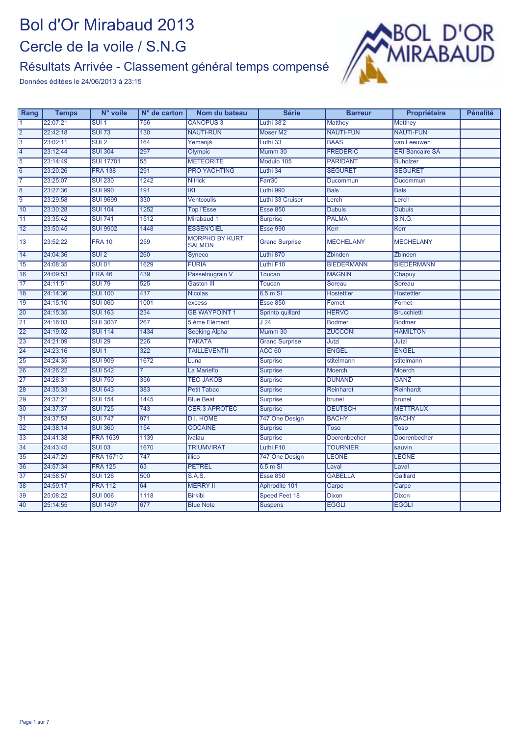# Bol d'Or Mirabaud 2013

## Cercle de la voile / S.N.G

### Résultats Arrivée - Classement général temps compensé

Données éditées le 24/06/2013 à 23:15

| Rang | Temps | N° voile | N° de carton | Nom du bateau | Série | Barreur | Propriétaire | Pénalité |
|---|---|---|---|---|---|---|---|---|
| 1 | 22:07:21 | SUI 1 | 756 | CANOPUS 3 | Luthi 38'2 | Matthey | Matthey | |
| 2 | 22:42:18 | SUI 73 | 130 | NAUTI-RUN | Moser M2 | NAUTI-FUN | NAUTI-FUN | |
| 3 | 23:02:11 | SUI 2 | 164 | Yemanjá | Luthi 33 | BAAS | van Leeuwen | |
| 4 | 23:12:44 | SUI 304 | 297 | Olympic | Mumm 30 | FREDERIC | ERI Bancaire SA | |
| 5 | 23:14:49 | SUI 17701 | 55 | METEORITE | Modulo 105 | PARIDANT | Buholzer | |
| 6 | 23:20:26 | FRA 138 | 291 | PRO YACHTING | Luthi 34 | SEGURET | SEGURET | |
| 7 | 23:25:07 | SUI 230 | 1242 | Nitrick | Farr30 | Ducommun | Ducommun | |
| 8 | 23:27:36 | SUI 990 | 191 | IKI | Luthi 990 | Bals | Bals | |
| 9 | 23:29:58 | SUI 9699 | 330 | Ventcoulis | Luthi 33 Cruiser | Lerch | Lerch | |
| 10 | 23:30:28 | SUI 104 | 1252 | Top l'Esse | Esse 850 | Dubuis | Dubuis | |
| 11 | 23:35:42 | SUI 741 | 1512 | Mirabaud 1 | Surprise | PALMA | S.N.G. | |
| 12 | 23:50:45 | SUI 9902 | 1448 | ESSEN'CIEL | Esse 990 | Kerr | Kerr | |
| 13 | 23:52:22 | FRA 10 | 259 | MORPHO BY KURT SALMON | Grand Surprise | MECHELANY | MECHELANY | |
| 14 | 24:04:36 | SUI 2 | 260 | Syneco | Luthi 870 | Zbinden | Zbinden | |
| 15 | 24:08:35 | SUI 01 | 1629 | FURIA | Luthi F10 | BIEDERMANN | BIEDERMANN | |
| 16 | 24:09:53 | FRA 46 | 439 | Passetougrain V | Toucan | MAGNIN | Chapuy | |
| 17 | 24:11:51 | SUI 79 | 525 | Gaston III | Toucan | Soreau | Soreau | |
| 18 | 24:14:36 | SUI 100 | 417 | Nicolas | 6.5 m SI | Hostettler | Hostettler | |
| 19 | 24:15:10 | SUI 060 | 1001 | excess | Esse 850 | Fornet | Fornet | |
| 20 | 24:15:35 | SUI 163 | 234 | GB WAYPOINT 1 | Sprinto quillard | HERVO | Brucchietti | |
| 21 | 24:16:03 | SUI 3037 | 267 | 5 ème Elément | J 24 | Bodmer | Bodmer | |
| 22 | 24:19:02 | SUI 114 | 1434 | Seeking Alpha | Mumm 30 | ZUCCONI | HAMILTON | |
| 23 | 24:21:09 | SUI 29 | 226 | TAKATA | Grand Surprise | Jutzi | Jutzi | |
| 24 | 24:23:16 | SUI 1 | 322 | TAILLEVENTII | ACC 60 | ENGEL | ENGEL | |
| 25 | 24:24:35 | SUI 909 | 1672 | Luna | Surprise | stitelmann | stitelmann | |
| 26 | 24:26:22 | SUI 542 | 7 | La Marieflo | Surprise | Moerch | Moerch | |
| 27 | 24:28:31 | SUI 750 | 356 | TEO JAKOB | Surprise | DUNAND | GANZ | |
| 28 | 24:35:33 | SUI 643 | 383 | Petit Tabac | Surprise | Reinhardt | Reinhardt | |
| 29 | 24:37:21 | SUI 154 | 1445 | Blue Beat | Surprise | brunel | brunel | |
| 30 | 24:37:37 | SUI 725 | 743 | CER 3 APROTEC | Surprise | DEUTSCH | METTRAUX | |
| 31 | 24:37:53 | SUI 747 | 971 | D.I. HOME | 747 One Design | BACHY | BACHY | |
| 32 | 24:38:14 | SUI 360 | 154 | COCAINE | Surprise | Toso | Toso | |
| 33 | 24:41:38 | FRA 1639 | 1139 | ivalau | Surprise | Doerenbecher | Doerenbecher | |
| 34 | 24:43:45 | SUI 03 | 1670 | TRIUMVIRAT | Luthi F10 | TOURNIER | sauvin | |
| 35 | 24:47:29 | FRA 15710 | 747 | illico | 747 One Design | LEONE | LEONE | |
| 36 | 24:57:34 | FRA 125 | 63 | PETREL | 6.5 m SI | Laval | Laval | |
| 37 | 24:58:57 | SUI 126 | 500 | S.A.S. | Esse 850 | GABELLA | Gaillard | |
| 38 | 24:59:17 | FRA 112 | 64 | MERRY II | Aphrodite 101 | Carpe | Carpe | |
| 39 | 25:08:22 | SUI 006 | 1118 | Birkibi | Speed Feet 18 | Dixon | Dixon | |
| 40 | 25:14:55 | SUI 1497 | 677 | Blue Note | Suspens | EGGLI | EGGLI | |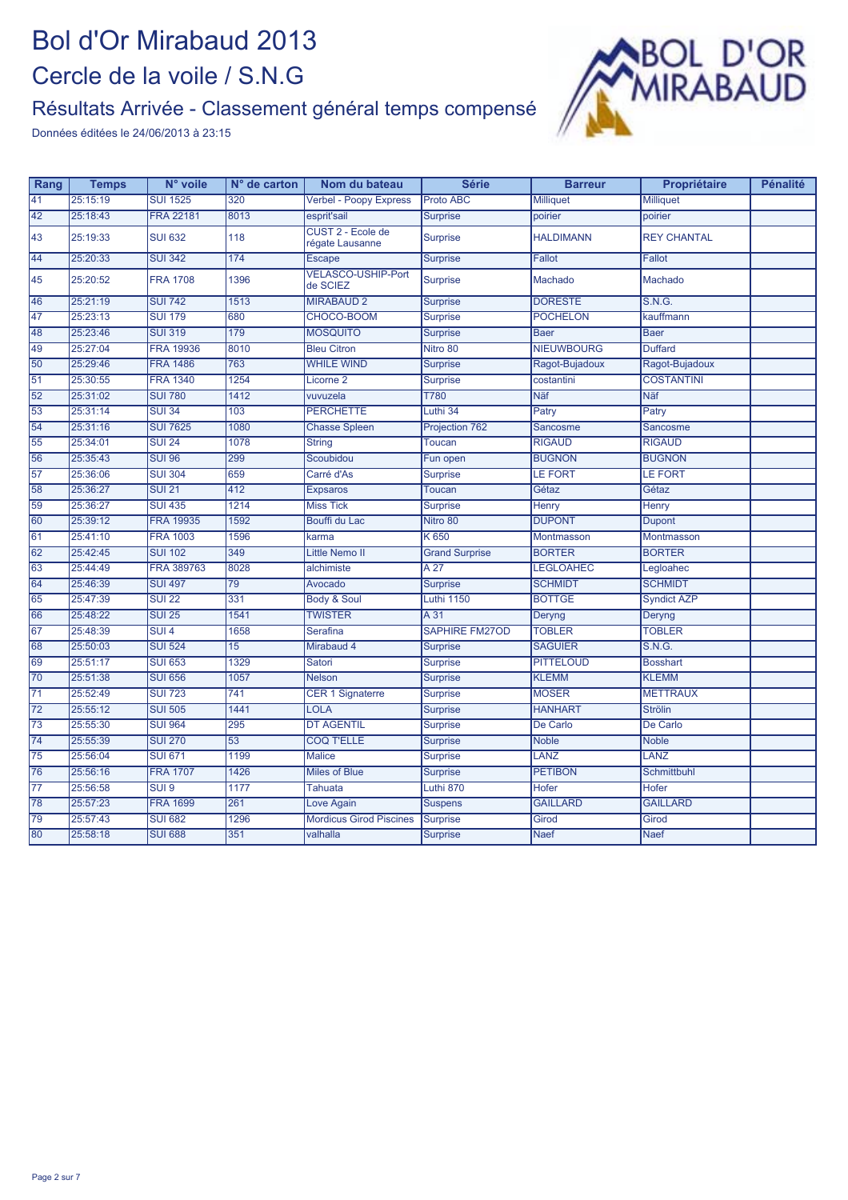# Bol d'Or Mirabaud 2013

## Cercle de la voile / S.N.G

### Résultats Arrivée - Classement général temps compensé

Données éditées le 24/06/2013 à 23:15

| Rang | Temps | N° voile | N° de carton | Nom du bateau | Série | Barreur | Propriétaire | Pénalité |
|---|---|---|---|---|---|---|---|---|
| 41 | 25:15:19 | SUI 1525 | 320 | Verbel - Poopy Express | Proto ABC | Milliquet | Milliquet | |
| 42 | 25:18:43 | FRA 22181 | 8013 | esprit'sail | Surprise | poirier | poirier | |
| 43 | 25:19:33 | SUI 632 | 118 | CUST 2 - Ecole de régate Lausanne | Surprise | HALDIMANN | REY CHANTAL | |
| 44 | 25:20:33 | SUI 342 | 174 | Escape | Surprise | Fallot | Fallot | |
| 45 | 25:20:52 | FRA 1708 | 1396 | VELASCO-USHIP-Port de SCIEZ | Surprise | Machado | Machado | |
| 46 | 25:21:19 | SUI 742 | 1513 | MIRABAUD 2 | Surprise | DORESTE | S.N.G. | |
| 47 | 25:23:13 | SUI 179 | 680 | CHOCO-BOOM | Surprise | POCHELON | kauffmann | |
| 48 | 25:23:46 | SUI 319 | 179 | MOSQUITO | Surprise | Baer | Baer | |
| 49 | 25:27:04 | FRA 19936 | 8010 | Bleu Citron | Nitro 80 | NIEUWBOURG | Duffard | |
| 50 | 25:29:46 | FRA 1486 | 763 | WHILE WIND | Surprise | Ragot-Bujadoux | Ragot-Bujadoux | |
| 51 | 25:30:55 | FRA 1340 | 1254 | Licorne 2 | Surprise | costantini | COSTANTINI | |
| 52 | 25:31:02 | SUI 780 | 1412 | vuvuzela | T780 | Näf | Näf | |
| 53 | 25:31:14 | SUI 34 | 103 | PERCHETTE | Luthi 34 | Patry | Patry | |
| 54 | 25:31:16 | SUI 7625 | 1080 | Chasse Spleen | Projection 762 | Sancosme | Sancosme | |
| 55 | 25:34:01 | SUI 24 | 1078 | String | Toucan | RIGAUD | RIGAUD | |
| 56 | 25:35:43 | SUI 96 | 299 | Scoubidou | Fun open | BUGNON | BUGNON | |
| 57 | 25:36:06 | SUI 304 | 659 | Carré d'As | Surprise | LE FORT | LE FORT | |
| 58 | 25:36:27 | SUI 21 | 412 | Expsaros | Toucan | Gétaz | Gétaz | |
| 59 | 25:36:27 | SUI 435 | 1214 | Miss Tick | Surprise | Henry | Henry | |
| 60 | 25:39:12 | FRA 19935 | 1592 | Bouffi du Lac | Nitro 80 | DUPONT | Dupont | |
| 61 | 25:41:10 | FRA 1003 | 1596 | karma | K 650 | Montmasson | Montmasson | |
| 62 | 25:42:45 | SUI 102 | 349 | Little Nemo II | Grand Surprise | BORTER | BORTER | |
| 63 | 25:44:49 | FRA 389763 | 8028 | alchimiste | A 27 | LEGLOAHEC | Legloahec | |
| 64 | 25:46:39 | SUI 497 | 79 | Avocado | Surprise | SCHMIDT | SCHMIDT | |
| 65 | 25:47:39 | SUI 22 | 331 | Body & Soul | Luthi 1150 | BOTTGE | Syndict AZP | |
| 66 | 25:48:22 | SUI 25 | 1541 | TWISTER | A 31 | Deryng | Deryng | |
| 67 | 25:48:39 | SUI 4 | 1658 | Serafina | SAPHIRE FM27OD | TOBLER | TOBLER | |
| 68 | 25:50:03 | SUI 524 | 15 | Mirabaud 4 | Surprise | SAGUIER | S.N.G. | |
| 69 | 25:51:17 | SUI 653 | 1329 | Satori | Surprise | PITTELOUD | Bosshart | |
| 70 | 25:51:38 | SUI 656 | 1057 | Nelson | Surprise | KLEMM | KLEMM | |
| 71 | 25:52:49 | SUI 723 | 741 | CER 1 Signaterre | Surprise | MOSER | METTRAUX | |
| 72 | 25:55:12 | SUI 505 | 1441 | LOLA | Surprise | HANHART | Strölin | |
| 73 | 25:55:30 | SUI 964 | 295 | DT AGENTIL | Surprise | De Carlo | De Carlo | |
| 74 | 25:55:39 | SUI 270 | 53 | COQ T'ELLE | Surprise | Noble | Noble | |
| 75 | 25:56:04 | SUI 671 | 1199 | Malice | Surprise | LANZ | LANZ | |
| 76 | 25:56:16 | FRA 1707 | 1426 | Miles of Blue | Surprise | PETIBON | Schmittbuhl | |
| 77 | 25:56:58 | SUI 9 | 1177 | Tahuata | Luthi 870 | Hofer | Hofer | |
| 78 | 25:57:23 | FRA 1699 | 261 | Love Again | Suspens | GAILLARD | GAILLARD | |
| 79 | 25:57:43 | SUI 682 | 1296 | Mordicus Girod Piscines | Surprise | Girod | Girod | |
| 80 | 25:58:18 | SUI 688 | 351 | valhalla | Surprise | Naef | Naef | |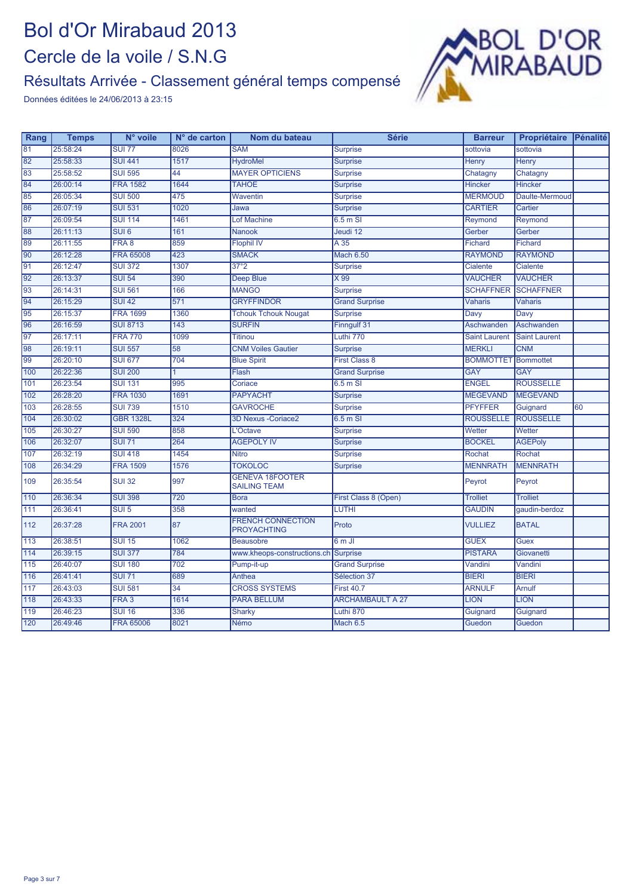# Bol d'Or Mirabaud 2013

## Cercle de la voile / S.N.G

### Résultats Arrivée - Classement général temps compensé

Données éditées le 24/06/2013 à 23:15

| Rang | Temps | N° voile | N° de carton | Nom du bateau | Série | Barreur | Propriétaire | Pénalité |
|---|---|---|---|---|---|---|---|---|
| 81 | 25:58:24 | SUI 77 | 8026 | SAM | Surprise | sottovia | sottovia | |
| 82 | 25:58:33 | SUI 441 | 1517 | HydroMel | Surprise | Henry | Henry | |
| 83 | 25:58:52 | SUI 595 | 44 | MAYER OPTICIENS | Surprise | Chatagny | Chatagny | |
| 84 | 26:00:14 | FRA 1582 | 1644 | TAHOE | Surprise | Hincker | Hincker | |
| 85 | 26:05:34 | SUI 500 | 475 | Waventin | Surprise | MERMOUD | Daulte-Mermoud | |
| 86 | 26:07:19 | SUI 531 | 1020 | Jawa | Surprise | CARTIER | Cartier | |
| 87 | 26:09:54 | SUI 114 | 1461 | Lof Machine | 6.5 m SI | Reymond | Reymond | |
| 88 | 26:11:13 | SUI 6 | 161 | Nanook | Jeudi 12 | Gerber | Gerber | |
| 89 | 26:11:55 | FRA 8 | 859 | Flophil IV | A 35 | Fichard | Fichard | |
| 90 | 26:12:28 | FRA 65008 | 423 | SMACK | Mach 6.50 | RAYMOND | RAYMOND | |
| 91 | 26:12:47 | SUI 372 | 1307 | 37°2 | Surprise | Cialente | Cialente | |
| 92 | 26:13:37 | SUI 54 | 390 | Deep Blue | X 99 | VAUCHER | VAUCHER | |
| 93 | 26:14:31 | SUI 561 | 166 | MANGO | Surprise | SCHAFFNER | SCHAFFNER | |
| 94 | 26:15:29 | SUI 42 | 571 | GRYFFINDOR | Grand Surprise | Vaharis | Vaharis | |
| 95 | 26:15:37 | FRA 1699 | 1360 | Tchouk Tchouk Nougat | Surprise | Davy | Davy | |
| 96 | 26:16:59 | SUI 8713 | 143 | SURFIN | Finngulf 31 | Aschwanden | Aschwanden | |
| 97 | 26:17:11 | FRA 770 | 1099 | Titinou | Luthi 770 | Saint Laurent | Saint Laurent | |
| 98 | 26:19:11 | SUI 557 | 58 | CNM Voiles Gautier | Surprise | MERKLI | CNM | |
| 99 | 26:20:10 | SUI 677 | 704 | Blue Spirit | First Class 8 | BOMMOTTET | Bommottet | |
| 100 | 26:22:36 | SUI 200 | 1 | Flash | Grand Surprise | GAY | GAY | |
| 101 | 26:23:54 | SUI 131 | 995 | Coriace | 6.5 m SI | ENGEL | ROUSSELLE | |
| 102 | 26:28:20 | FRA 1030 | 1691 | PAPYACHT | Surprise | MEGEVAND | MEGEVAND | |
| 103 | 26:28:55 | SUI 739 | 1510 | GAVROCHE | Surprise | PFYFFER | Guignard | 60 |
| 104 | 26:30:02 | GBR 1328L | 324 | 3D Nexus -Coriace2 | 6.5 m SI | ROUSSELLE | ROUSSELLE | |
| 105 | 26:30:27 | SUI 590 | 858 | L'Octave | Surprise | Wetter | Wetter | |
| 106 | 26:32:07 | SUI 71 | 264 | AGEPOLY IV | Surprise | BOCKEL | AGEPoly | |
| 107 | 26:32:19 | SUI 418 | 1454 | Nitro | Surprise | Rochat | Rochat | |
| 108 | 26:34:29 | FRA 1509 | 1576 | TOKOLOC | Surprise | MENNRATH | MENNRATH | |
| 109 | 26:35:54 | SUI 32 | 997 | GENEVA 18FOOTER SAILING TEAM | | Peyrot | Peyrot | |
| 110 | 26:36:34 | SUI 398 | 720 | Bora | First Class 8 (Open) | Trolliet | Trolliet | |
| 111 | 26:36:41 | SUI 5 | 358 | wanted | LUTHI | GAUDIN | gaudin-berdoz | |
| 112 | 26:37:28 | FRA 2001 | 87 | FRENCH CONNECTION PROYACHTING | Proto | VULLIEZ | BATAL | |
| 113 | 26:38:51 | SUI 15 | 1062 | Beausobre | 6 m JI | GUEX | Guex | |
| 114 | 26:39:15 | SUI 377 | 784 | www.kheops-constructions.ch | Surprise | PISTARA | Giovanetti | |
| 115 | 26:40:07 | SUI 180 | 702 | Pump-it-up | Grand Surprise | Vandini | Vandini | |
| 116 | 26:41:41 | SUI 71 | 689 | Anthea | Sélection 37 | BIERI | BIERI | |
| 117 | 26:43:03 | SUI 581 | 34 | CROSS SYSTEMS | First 40.7 | ARNULF | Arnulf | |
| 118 | 26:43:33 | FRA 3 | 1614 | PARA BELLUM | ARCHAMBAULT A 27 | LION | LION | |
| 119 | 26:46:23 | SUI 16 | 336 | Sharky | Luthi 870 | Guignard | Guignard | |
| 120 | 26:49:46 | FRA 65006 | 8021 | Némo | Mach 6.5 | Guedon | Guedon | |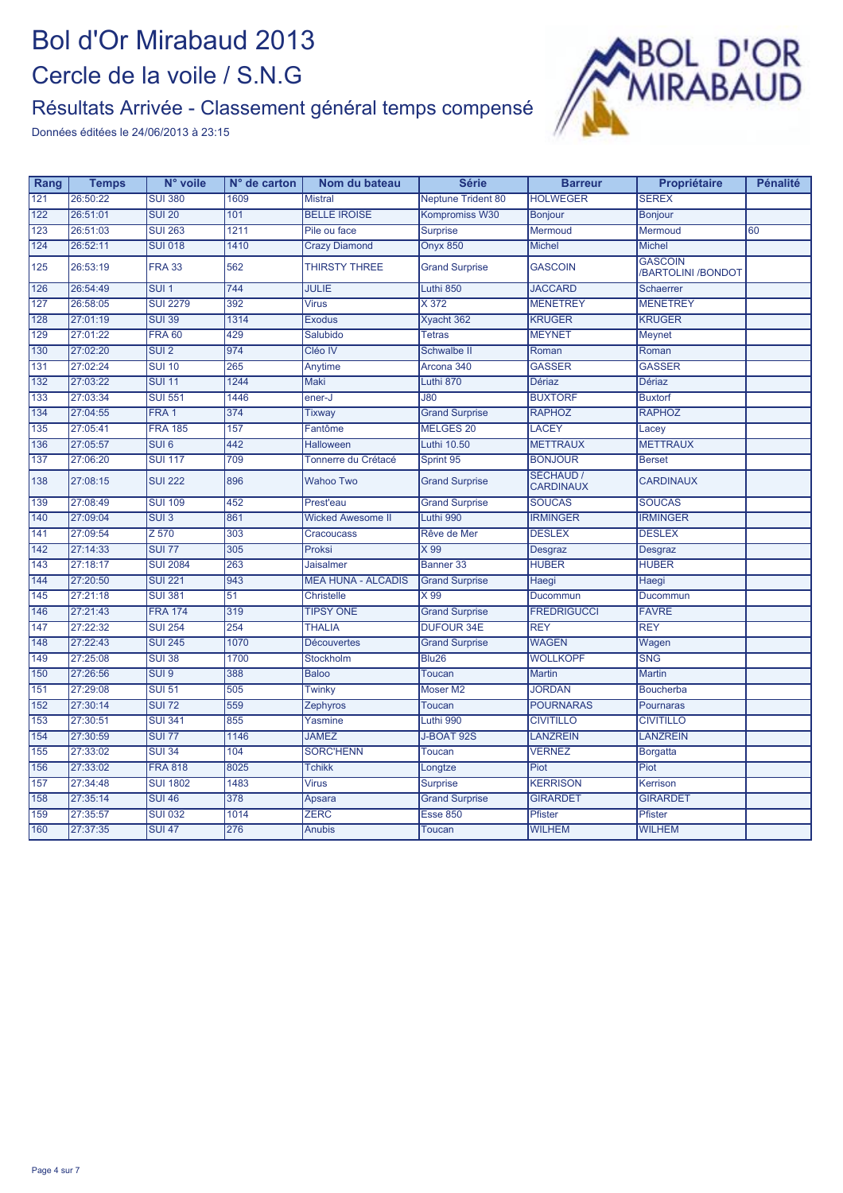# Bol d'Or Mirabaud 2013

## Cercle de la voile / S.N.G

### Résultats Arrivée - Classement général temps compensé

Données éditées le 24/06/2013 à 23:15

| Rang | Temps | N° voile | N° de carton | Nom du bateau | Série | Barreur | Propriétaire | Pénalité |
|---|---|---|---|---|---|---|---|---|
| 121 | 26:50:22 | SUI 380 | 1609 | Mistral | Neptune Trident 80 | HOLWEGER | SEREX | |
| 122 | 26:51:01 | SUI 20 | 101 | BELLE IROISE | Kompromiss W30 | Bonjour | Bonjour | |
| 123 | 26:51:03 | SUI 263 | 1211 | Pile ou face | Surprise | Mermoud | Mermoud | 60 |
| 124 | 26:52:11 | SUI 018 | 1410 | Crazy Diamond | Onyx 850 | Michel | Michel | |
| 125 | 26:53:19 | FRA 33 | 562 | THIRSTY THREE | Grand Surprise | GASCOIN | GASCOIN /BARTOLINI /BONDOT | |
| 126 | 26:54:49 | SUI 1 | 744 | JULIE | Luthi 850 | JACCARD | Schaerrer | |
| 127 | 26:58:05 | SUI 2279 | 392 | Virus | X 372 | MENETREY | MENETREY | |
| 128 | 27:01:19 | SUI 39 | 1314 | Exodus | Xyacht 362 | KRUGER | KRUGER | |
| 129 | 27:01:22 | FRA 60 | 429 | Salubido | Tetras | MEYNET | Meynet | |
| 130 | 27:02:20 | SUI 2 | 974 | Cléo IV | Schwalbe II | Roman | Roman | |
| 131 | 27:02:24 | SUI 10 | 265 | Anytime | Arcona 340 | GASSER | GASSER | |
| 132 | 27:03:22 | SUI 11 | 1244 | Maki | Luthi 870 | Dériaz | Dériaz | |
| 133 | 27:03:34 | SUI 551 | 1446 | ener-J | J80 | BUXTORF | Buxtorf | |
| 134 | 27:04:55 | FRA 1 | 374 | Tixway | Grand Surprise | RAPHOZ | RAPHOZ | |
| 135 | 27:05:41 | FRA 185 | 157 | Fantôme | MELGES 20 | LACEY | Lacey | |
| 136 | 27:05:57 | SUI 6 | 442 | Halloween | Luthi 10.50 | METTRAUX | METTRAUX | |
| 137 | 27:06:20 | SUI 117 | 709 | Tonnerre du Crétacé | Sprint 95 | BONJOUR | Berset | |
| 138 | 27:08:15 | SUI 222 | 896 | Wahoo Two | Grand Surprise | SECHAUD / CARDINAUX | CARDINAUX | |
| 139 | 27:08:49 | SUI 109 | 452 | Prest'eau | Grand Surprise | SOUCAS | SOUCAS | |
| 140 | 27:09:04 | SUI 3 | 861 | Wicked Awesome II | Luthi 990 | IRMINGER | IRMINGER | |
| 141 | 27:09:54 | Z 570 | 303 | Cracoucass | Rêve de Mer | DESLEX | DESLEX | |
| 142 | 27:14:33 | SUI 77 | 305 | Proksi | X 99 | Desgraz | Desgraz | |
| 143 | 27:18:17 | SUI 2084 | 263 | Jaisalmer | Banner 33 | HUBER | HUBER | |
| 144 | 27:20:50 | SUI 221 | 943 | MEA HUNA - ALCADIS | Grand Surprise | Haegi | Haegi | |
| 145 | 27:21:18 | SUI 381 | 51 | Christelle | X 99 | Ducommun | Ducommun | |
| 146 | 27:21:43 | FRA 174 | 319 | TIPSY ONE | Grand Surprise | FREDRIGUCCI | FAVRE | |
| 147 | 27:22:32 | SUI 254 | 254 | THALIA | DUFOUR 34E | REY | REY | |
| 148 | 27:22:43 | SUI 245 | 1070 | Découvertes | Grand Surprise | WAGEN | Wagen | |
| 149 | 27:25:08 | SUI 38 | 1700 | Stockholm | Blu26 | WOLLKOPF | SNG | |
| 150 | 27:26:56 | SUI 9 | 388 | Baloo | Toucan | Martin | Martin | |
| 151 | 27:29:08 | SUI 51 | 505 | Twinky | Moser M2 | JORDAN | Boucherba | |
| 152 | 27:30:14 | SUI 72 | 559 | Zephyros | Toucan | POURNARAS | Pournaras | |
| 153 | 27:30:51 | SUI 341 | 855 | Yasmine | Luthi 990 | CIVITILLO | CIVITILLO | |
| 154 | 27:30:59 | SUI 77 | 1146 | JAMEZ | J-BOAT 92S | LANZREIN | LANZREIN | |
| 155 | 27:33:02 | SUI 34 | 104 | SORC'HENN | Toucan | VERNEZ | Borgatta | |
| 156 | 27:33:02 | FRA 818 | 8025 | Tchikk | Longtze | Piot | Piot | |
| 157 | 27:34:48 | SUI 1802 | 1483 | Virus | Surprise | KERRISON | Kerrison | |
| 158 | 27:35:14 | SUI 46 | 378 | Apsara | Grand Surprise | GIRARDET | GIRARDET | |
| 159 | 27:35:57 | SUI 032 | 1014 | ZERC | Esse 850 | Pfister | Pfister | |
| 160 | 27:37:35 | SUI 47 | 276 | Anubis | Toucan | WILHEM | WILHEM | |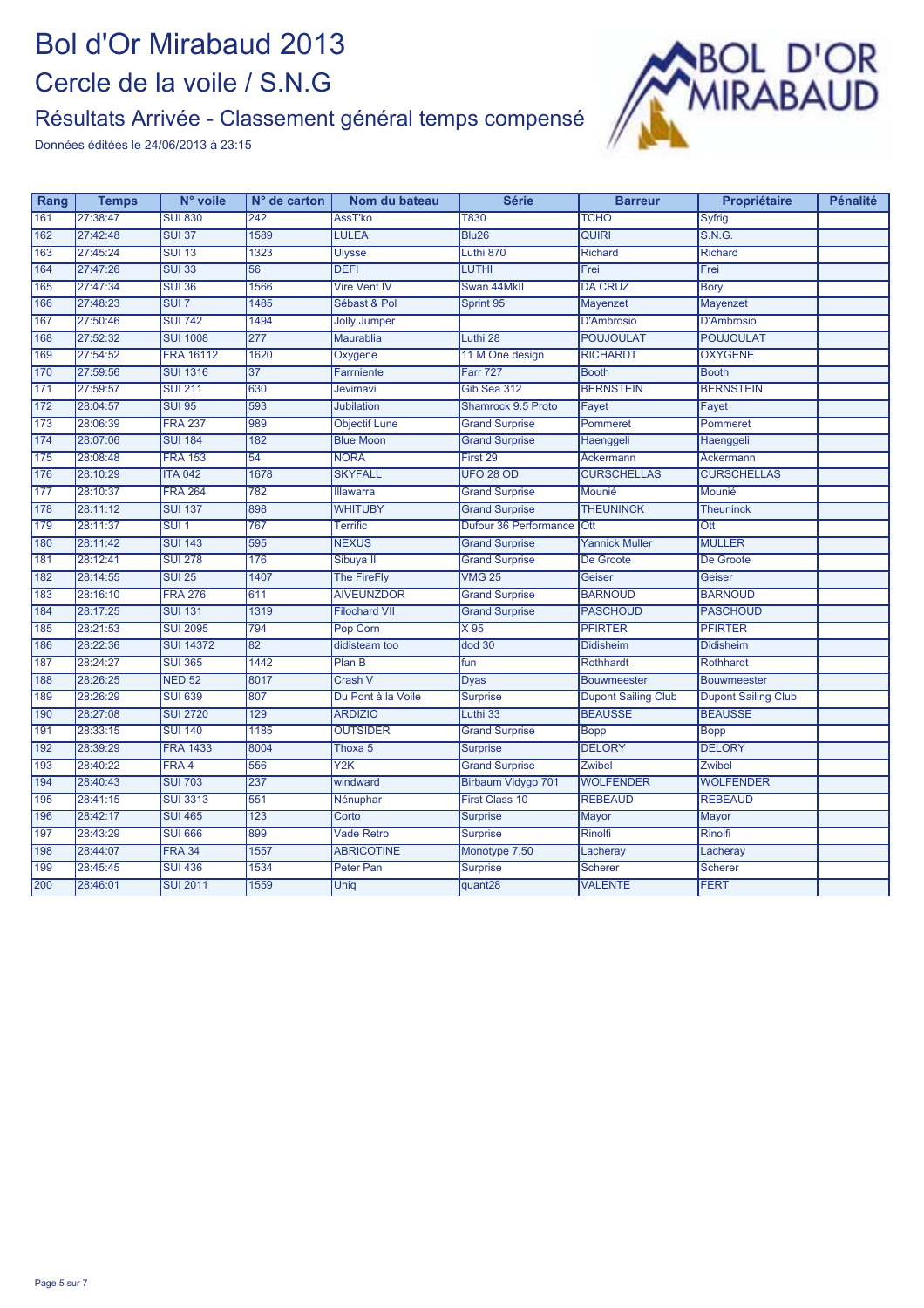# Bol d'Or Mirabaud 2013

## Cercle de la voile / S.N.G

### Résultats Arrivée - Classement général temps compensé

Données éditées le 24/06/2013 à 23:15

| Rang | Temps | N° voile | N° de carton | Nom du bateau | Série | Barreur | Propriétaire | Pénalité |
|---|---|---|---|---|---|---|---|---|
| 161 | 27:38:47 | SUI 830 | 242 | AssT'ko | T830 | TCHO | Syfrig | |
| 162 | 27:42:48 | SUI 37 | 1589 | LULEA | Blu26 | QUIRI | S.N.G. | |
| 163 | 27:45:24 | SUI 13 | 1323 | Ulysse | Luthi 870 | Richard | Richard | |
| 164 | 27:47:26 | SUI 33 | 56 | DEFI | LUTHI | Frei | Frei | |
| 165 | 27:47:34 | SUI 36 | 1566 | Vire Vent IV | Swan 44MkII | DA CRUZ | Bory | |
| 166 | 27:48:23 | SUI 7 | 1485 | Sébast & Pol | Sprint 95 | Mayenzet | Mayenzet | |
| 167 | 27:50:46 | SUI 742 | 1494 | Jolly Jumper | | D'Ambrosio | D'Ambrosio | |
| 168 | 27:52:32 | SUI 1008 | 277 | Maurablia | Luthi 28 | POUJOULAT | POUJOULAT | |
| 169 | 27:54:52 | FRA 16112 | 1620 | Oxygene | 11 M One design | RICHARDT | OXYGENE | |
| 170 | 27:59:56 | SUI 1316 | 37 | Farrniente | Farr 727 | Booth | Booth | |
| 171 | 27:59:57 | SUI 211 | 630 | Jevimavi | Gib Sea 312 | BERNSTEIN | BERNSTEIN | |
| 172 | 28:04:57 | SUI 95 | 593 | Jubilation | Shamrock 9.5 Proto | Fayet | Fayet | |
| 173 | 28:06:39 | FRA 237 | 989 | Objectif Lune | Grand Surprise | Pommeret | Pommeret | |
| 174 | 28:07:06 | SUI 184 | 182 | Blue Moon | Grand Surprise | Haenggeli | Haenggeli | |
| 175 | 28:08:48 | FRA 153 | 54 | NORA | First 29 | Ackermann | Ackermann | |
| 176 | 28:10:29 | ITA 042 | 1678 | SKYFALL | UFO 28 OD | CURSCHELLAS | CURSCHELLAS | |
| 177 | 28:10:37 | FRA 264 | 782 | Illawarra | Grand Surprise | Mounié | Mounié | |
| 178 | 28:11:12 | SUI 137 | 898 | WHITUBY | Grand Surprise | THEUNINCK | Theuninck | |
| 179 | 28:11:37 | SUI 1 | 767 | Terrific | Dufour 36 Performance | Ott | Ott | |
| 180 | 28:11:42 | SUI 143 | 595 | NEXUS | Grand Surprise | Yannick Muller | MULLER | |
| 181 | 28:12:41 | SUI 278 | 176 | Sibuya II | Grand Surprise | De Groote | De Groote | |
| 182 | 28:14:55 | SUI 25 | 1407 | The FireFly | VMG 25 | Geiser | Geiser | |
| 183 | 28:16:10 | FRA 276 | 611 | AIVEUNZDOR | Grand Surprise | BARNOUD | BARNOUD | |
| 184 | 28:17:25 | SUI 131 | 1319 | Filochard VII | Grand Surprise | PASCHOUD | PASCHOUD | |
| 185 | 28:21:53 | SUI 2095 | 794 | Pop Corn | X 95 | PFIRTER | PFIRTER | |
| 186 | 28:22:36 | SUI 14372 | 82 | didisteam too | dod 30 | Didisheim | Didisheim | |
| 187 | 28:24:27 | SUI 365 | 1442 | Plan B | fun | Rothhardt | Rothhardt | |
| 188 | 28:26:25 | NED 52 | 8017 | Crash V | Dyas | Bouwmeester | Bouwmeester | |
| 189 | 28:26:29 | SUI 639 | 807 | Du Pont à la Voile | Surprise | Dupont Sailing Club | Dupont Sailing Club | |
| 190 | 28:27:08 | SUI 2720 | 129 | ARDIZIO | Luthi 33 | BEAUSSE | BEAUSSE | |
| 191 | 28:33:15 | SUI 140 | 1185 | OUTSIDER | Grand Surprise | Bopp | Bopp | |
| 192 | 28:39:29 | FRA 1433 | 8004 | Thoxa 5 | Surprise | DELORY | DELORY | |
| 193 | 28:40:22 | FRA 4 | 556 | Y2K | Grand Surprise | Zwibel | Zwibel | |
| 194 | 28:40:43 | SUI 703 | 237 | windward | Birbaum Vidygo 701 | WOLFENDER | WOLFENDER | |
| 195 | 28:41:15 | SUI 3313 | 551 | Nénuphar | First Class 10 | REBEAUD | REBEAUD | |
| 196 | 28:42:17 | SUI 465 | 123 | Corto | Surprise | Mayor | Mayor | |
| 197 | 28:43:29 | SUI 666 | 899 | Vade Retro | Surprise | Rinolfi | Rinolfi | |
| 198 | 28:44:07 | FRA 34 | 1557 | ABRICOTINE | Monotype 7,50 | Lacheray | Lacheray | |
| 199 | 28:45:45 | SUI 436 | 1534 | Peter Pan | Surprise | Scherer | Scherer | |
| 200 | 28:46:01 | SUI 2011 | 1559 | Uniq | quant28 | VALENTE | FERT | |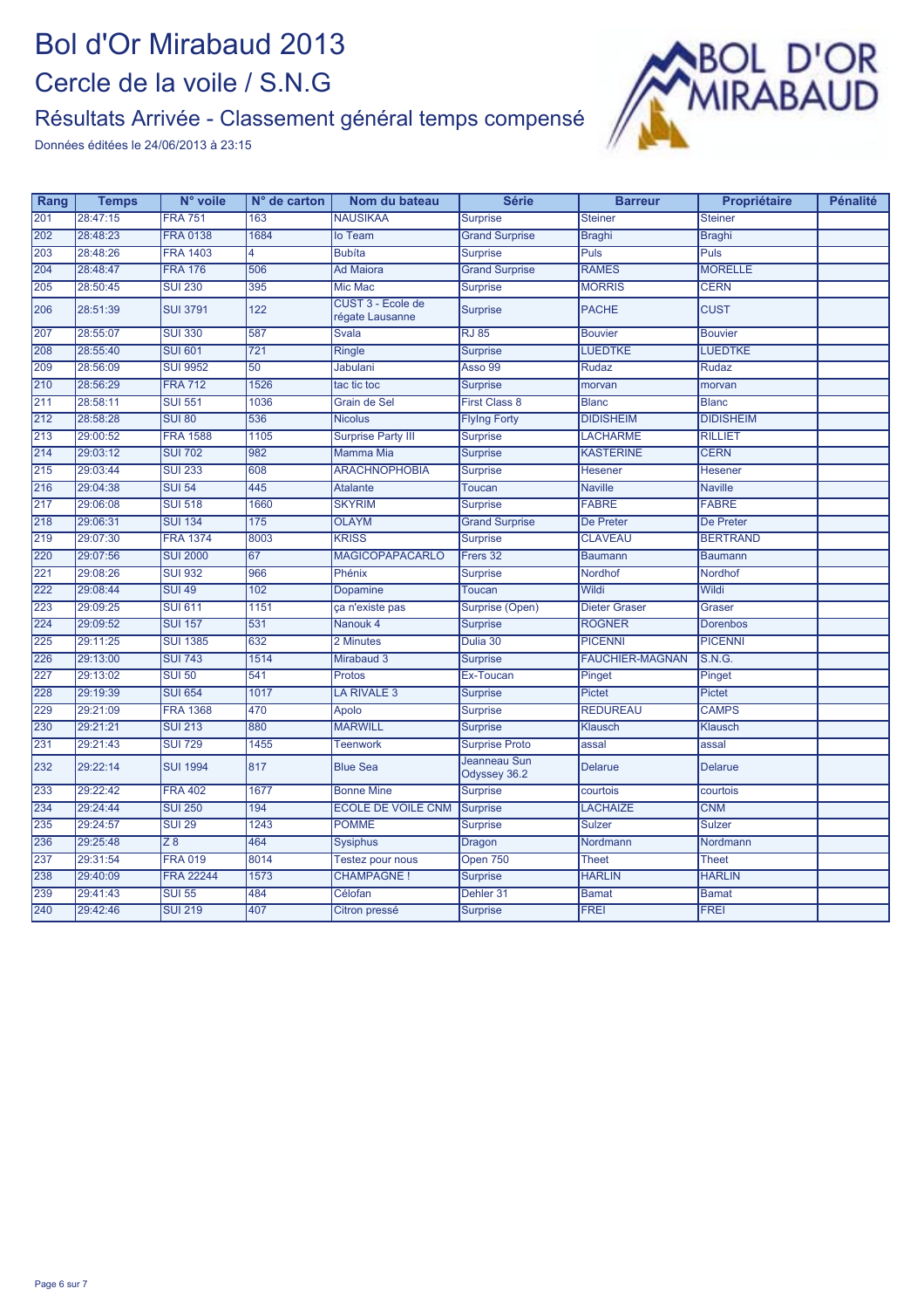# Bol d'Or Mirabaud 2013

## Cercle de la voile / S.N.G

### Résultats Arrivée - Classement général temps compensé

Données éditées le 24/06/2013 à 23:15

| Rang | Temps | N° voile | N° de carton | Nom du bateau | Série | Barreur | Propriétaire | Pénalité |
|---|---|---|---|---|---|---|---|---|
| 201 | 28:47:15 | FRA 751 | 163 | NAUSIKAA | Surprise | Steiner | Steiner | |
| 202 | 28:48:23 | FRA 0138 | 1684 | lo Team | Grand Surprise | Braghi | Braghi | |
| 203 | 28:48:26 | FRA 1403 | 4 | Bubita | Surprise | Puls | Puls | |
| 204 | 28:48:47 | FRA 176 | 506 | Ad Maiora | Grand Surprise | RAMES | MORELLE | |
| 205 | 28:50:45 | SUI 230 | 395 | Mic Mac | Surprise | MORRIS | CERN | |
| 206 | 28:51:39 | SUI 3791 | 122 | CUST 3 - Ecole de régate Lausanne | Surprise | PACHE | CUST | |
| 207 | 28:55:07 | SUI 330 | 587 | Svala | RJ 85 | Bouvier | Bouvier | |
| 208 | 28:55:40 | SUI 601 | 721 | Ringle | Surprise | LUEDTKE | LUEDTKE | |
| 209 | 28:56:09 | SUI 9952 | 50 | Jabulani | Asso 99 | Rudaz | Rudaz | |
| 210 | 28:56:29 | FRA 712 | 1526 | tac tic toc | Surprise | morvan | morvan | |
| 211 | 28:58:11 | SUI 551 | 1036 | Grain de Sel | First Class 8 | Blanc | Blanc | |
| 212 | 28:58:28 | SUI 80 | 536 | Nicolus | FlyIng Forty | DIDISHEIM | DIDISHEIM | |
| 213 | 29:00:52 | FRA 1588 | 1105 | Surprise Party III | Surprise | LACHARME | RILLIET | |
| 214 | 29:03:12 | SUI 702 | 982 | Mamma Mia | Surprise | KASTERINE | CERN | |
| 215 | 29:03:44 | SUI 233 | 608 | ARACHNOPHOBIA | Surprise | Hesener | Hesener | |
| 216 | 29:04:38 | SUI 54 | 445 | Atalante | Toucan | Naville | Naville | |
| 217 | 29:06:08 | SUI 518 | 1660 | SKYRIM | Surprise | FABRE | FABRE | |
| 218 | 29:06:31 | SUI 134 | 175 | OLAYM | Grand Surprise | De Preter | De Preter | |
| 219 | 29:07:30 | FRA 1374 | 8003 | KRISS | Surprise | CLAVEAU | BERTRAND | |
| 220 | 29:07:56 | SUI 2000 | 67 | MAGICOPAPACARLO | Frers 32 | Baumann | Baumann | |
| 221 | 29:08:26 | SUI 932 | 966 | Phénix | Surprise | Nordhof | Nordhof | |
| 222 | 29:08:44 | SUI 49 | 102 | Dopamine | Toucan | Wildi | Wildi | |
| 223 | 29:09:25 | SUI 611 | 1151 | ça n'existe pas | Surprise (Open) | Dieter Graser | Graser | |
| 224 | 29:09:52 | SUI 157 | 531 | Nanouk 4 | Surprise | ROGNER | Dorenbos | |
| 225 | 29:11:25 | SUI 1385 | 632 | 2 Minutes | Dulia 30 | PICENNI | PICENNI | |
| 226 | 29:13:00 | SUI 743 | 1514 | Mirabaud 3 | Surprise | FAUCHIER-MAGNAN | S.N.G. | |
| 227 | 29:13:02 | SUI 50 | 541 | Protos | Ex-Toucan | Pinget | Pinget | |
| 228 | 29:19:39 | SUI 654 | 1017 | LA RIVALE 3 | Surprise | Pictet | Pictet | |
| 229 | 29:21:09 | FRA 1368 | 470 | Apolo | Surprise | REDUREAU | CAMPS | |
| 230 | 29:21:21 | SUI 213 | 880 | MARWILL | Surprise | Klausch | Klausch | |
| 231 | 29:21:43 | SUI 729 | 1455 | Teenwork | Surprise Proto | assal | assal | |
| 232 | 29:22:14 | SUI 1994 | 817 | Blue Sea | Jeanneau Sun Odyssey 36.2 | Delarue | Delarue | |
| 233 | 29:22:42 | FRA 402 | 1677 | Bonne Mine | Surprise | courtois | courtois | |
| 234 | 29:24:44 | SUI 250 | 194 | ECOLE DE VOILE CNM | Surprise | LACHAIZE | CNM | |
| 235 | 29:24:57 | SUI 29 | 1243 | POMME | Surprise | Sulzer | Sulzer | |
| 236 | 29:25:48 | Z 8 | 464 | Sysiphus | Dragon | Nordmann | Nordmann | |
| 237 | 29:31:54 | FRA 019 | 8014 | Testez pour nous | Open 750 | Theet | Theet | |
| 238 | 29:40:09 | FRA 22244 | 1573 | CHAMPAGNE ! | Surprise | HARLIN | HARLIN | |
| 239 | 29:41:43 | SUI 55 | 484 | Célofan | Dehler 31 | Bamat | Bamat | |
| 240 | 29:42:46 | SUI 219 | 407 | Citron pressé | Surprise | FREI | FREI | |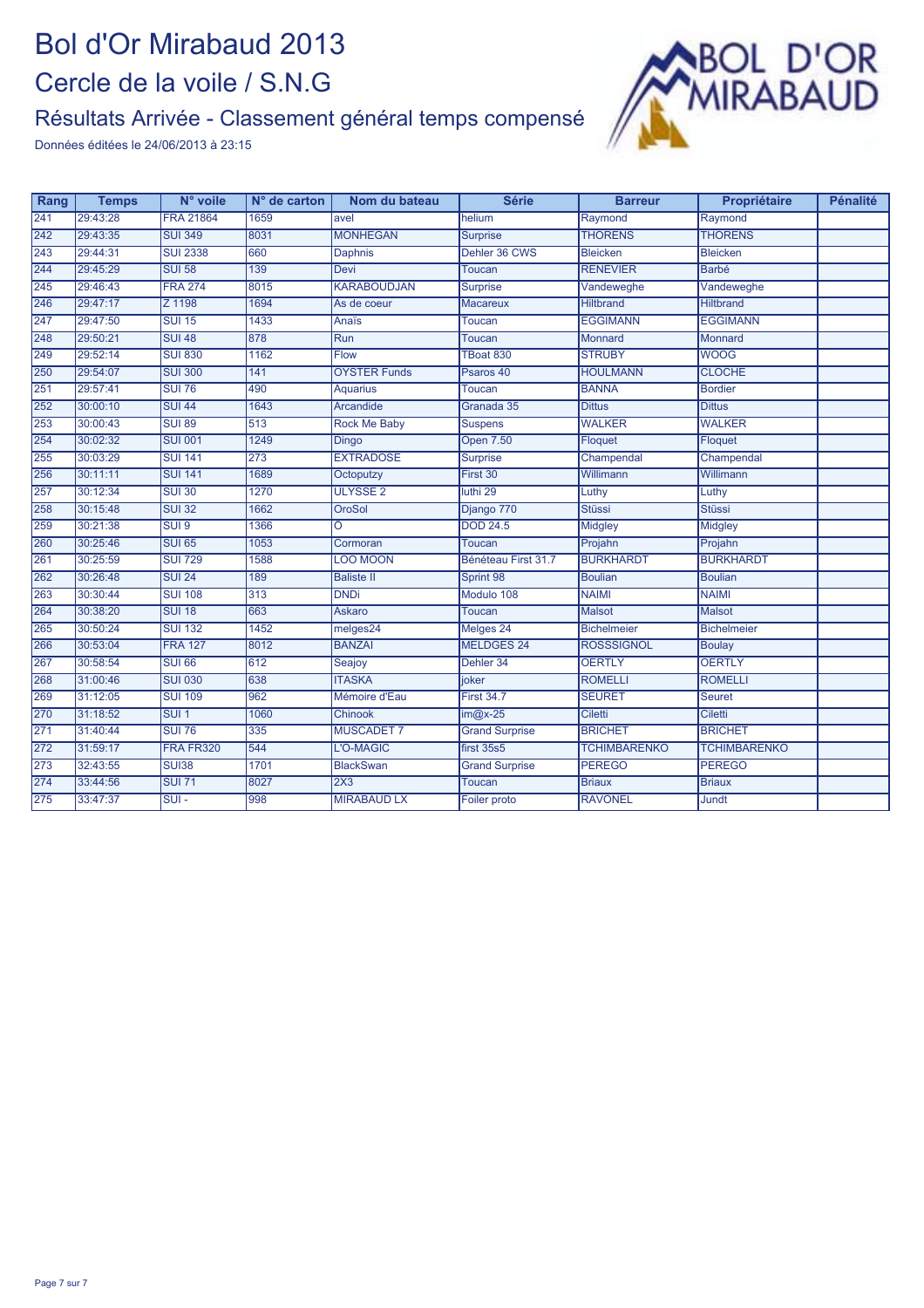# Bol d'Or Mirabaud 2013

## Cercle de la voile / S.N.G

### Résultats Arrivée - Classement général temps compensé

Données éditées le 24/06/2013 à 23:15

| Rang | Temps | N° voile | N° de carton | Nom du bateau | Série | Barreur | Propriétaire | Pénalité |
|---|---|---|---|---|---|---|---|---|
| 241 | 29:43:28 | FRA 21864 | 1659 | avel | helium | Raymond | Raymond | |
| 242 | 29:43:35 | SUI 349 | 8031 | MONHEGAN | Surprise | THORENS | THORENS | |
| 243 | 29:44:31 | SUI 2338 | 660 | Daphnis | Dehler 36 CWS | Bleicken | Bleicken | |
| 244 | 29:45:29 | SUI 58 | 139 | Devi | Toucan | RENEVIER | Barbé | |
| 245 | 29:46:43 | FRA 274 | 8015 | KARABOUDJAN | Surprise | Vandeweghe | Vandeweghe | |
| 246 | 29:47:17 | Z 1198 | 1694 | As de coeur | Macareux | Hiltbrand | Hiltbrand | |
| 247 | 29:47:50 | SUI 15 | 1433 | Anaïs | Toucan | EGGIMANN | EGGIMANN | |
| 248 | 29:50:21 | SUI 48 | 878 | Run | Toucan | Monnard | Monnard | |
| 249 | 29:52:14 | SUI 830 | 1162 | Flow | TBoat 830 | STRUBY | WOOG | |
| 250 | 29:54:07 | SUI 300 | 141 | OYSTER Funds | Psaros 40 | HOULMANN | CLOCHE | |
| 251 | 29:57:41 | SUI 76 | 490 | Aquarius | Toucan | BANNA | Bordier | |
| 252 | 30:00:10 | SUI 44 | 1643 | Arcandide | Granada 35 | Dittus | Dittus | |
| 253 | 30:00:43 | SUI 89 | 513 | Rock Me Baby | Suspens | WALKER | WALKER | |
| 254 | 30:02:32 | SUI 001 | 1249 | Dingo | Open 7.50 | Floquet | Floquet | |
| 255 | 30:03:29 | SUI 141 | 273 | EXTRADOSE | Surprise | Champendal | Champendal | |
| 256 | 30:11:11 | SUI 141 | 1689 | Octoputzy | First 30 | Willimann | Willimann | |
| 257 | 30:12:34 | SUI 30 | 1270 | ULYSSE 2 | luthi 29 | Luthy | Luthy | |
| 258 | 30:15:48 | SUI 32 | 1662 | OroSol | Django 770 | Stüssi | Stüssi | |
| 259 | 30:21:38 | SUI 9 | 1366 | O | DOD 24.5 | Midgley | Midgley | |
| 260 | 30:25:46 | SUI 65 | 1053 | Cormoran | Toucan | Projahn | Projahn | |
| 261 | 30:25:59 | SUI 729 | 1588 | LOO MOON | Bénéteau First 31.7 | BURKHARDT | BURKHARDT | |
| 262 | 30:26:48 | SUI 24 | 189 | Baliste II | Sprint 98 | Boulian | Boulian | |
| 263 | 30:30:44 | SUI 108 | 313 | DNDi | Modulo 108 | NAIMI | NAIMI | |
| 264 | 30:38:20 | SUI 18 | 663 | Askaro | Toucan | Malsot | Malsot | |
| 265 | 30:50:24 | SUI 132 | 1452 | melges24 | Melges 24 | Bichelmeier | Bichelmeier | |
| 266 | 30:53:04 | FRA 127 | 8012 | BANZAI | MELDGES 24 | ROSSSIGNOL | Boulay | |
| 267 | 30:58:54 | SUI 66 | 612 | Seajoy | Dehler 34 | OERTLY | OERTLY | |
| 268 | 31:00:46 | SUI 030 | 638 | ITASKA | joker | ROMELLI | ROMELLI | |
| 269 | 31:12:05 | SUI 109 | 962 | Mémoire d'Eau | First 34.7 | SEURET | Seuret | |
| 270 | 31:18:52 | SUI 1 | 1060 | Chinook | im@x-25 | Ciletti | Ciletti | |
| 271 | 31:40:44 | SUI 76 | 335 | MUSCADET 7 | Grand Surprise | BRICHET | BRICHET | |
| 272 | 31:59:17 | FRA FR320 | 544 | L'O-MAGIC | first 35s5 | TCHIMBARENKO | TCHIMBARENKO | |
| 273 | 32:43:55 | SUI38 | 1701 | BlackSwan | Grand Surprise | PEREGO | PEREGO | |
| 274 | 33:44:56 | SUI 71 | 8027 | 2X3 | Toucan | Briaux | Briaux | |
| 275 | 33:47:37 | SUI - | 998 | MIRABAUD LX | Foiler proto | RAVONEL | Jundt | |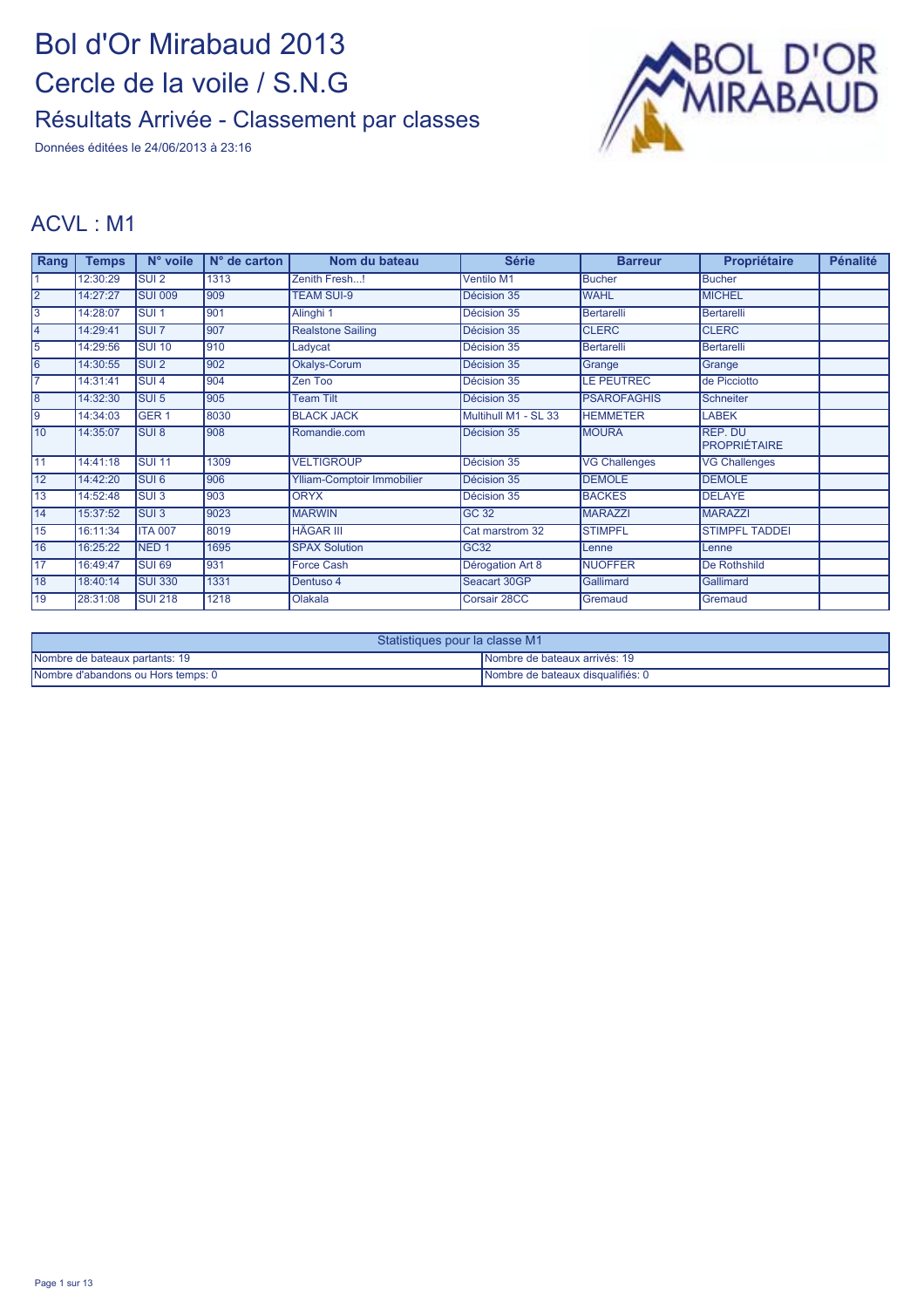# Bol d'Or Mirabaud 2013

## Cercle de la voile / S.N.G

### Résultats Arrivée - Classement par classes

Données éditées le 24/06/2013 à 23:16

## ACVL : M1

| Rang | Temps | N° voile | N° de carton | Nom du bateau | Série | Barreur | Propriétaire | Pénalité |
|---|---|---|---|---|---|---|---|---|
| 1 | 12:30:29 | SUI 2 | 1313 | Zenith Fresh...! | Ventilo M1 | Bucher | Bucher | |
| 2 | 14:27:27 | SUI 009 | 909 | TEAM SUI-9 | Décision 35 | WAHL | MICHEL | |
| 3 | 14:28:07 | SUI 1 | 901 | Alinghi 1 | Décision 35 | Bertarelli | Bertarelli | |
| 4 | 14:29:41 | SUI 7 | 907 | Realstone Sailing | Décision 35 | CLERC | CLERC | |
| 5 | 14:29:56 | SUI 10 | 910 | Ladycat | Décision 35 | Bertarelli | Bertarelli | |
| 6 | 14:30:55 | SUI 2 | 902 | Okalys-Corum | Décision 35 | Grange | Grange | |
| 7 | 14:31:41 | SUI 4 | 904 | Zen Too | Décision 35 | LE PEUTREC | de Picciotto | |
| 8 | 14:32:30 | SUI 5 | 905 | Team Tilt | Décision 35 | PSAROFAGHIS | Schneiter | |
| 9 | 14:34:03 | GER 1 | 8030 | BLACK JACK | Multihull M1 - SL 33 | HEMMETER | LABEK | |
| 10 | 14:35:07 | SUI 8 | 908 | Romandie.com | Décision 35 | MOURA | REP. DU PROPRIÉTAIRE | |
| 11 | 14:41:18 | SUI 11 | 1309 | VELTIGROUP | Décision 35 | VG Challenges | VG Challenges | |
| 12 | 14:42:20 | SUI 6 | 906 | Ylliam-Comptoir Immobilier | Décision 35 | DEMOLE | DEMOLE | |
| 13 | 14:52:48 | SUI 3 | 903 | ORYX | Décision 35 | BACKES | DELAYE | |
| 14 | 15:37:52 | SUI 3 | 9023 | MARWIN | GC 32 | MARAZZI | MARAZZI | |
| 15 | 16:11:34 | ITA 007 | 8019 | HÄGAR III | Cat marstrom 32 | STIMPFL | STIMPFL TADDEI | |
| 16 | 16:25:22 | NED 1 | 1695 | SPAX Solution | GC32 | Lenne | Lenne | |
| 17 | 16:49:47 | SUI 69 | 931 | Force Cash | Dérogation Art 8 | NUOFFER | De Rothshild | |
| 18 | 18:40:14 | SUI 330 | 1331 | Dentuso 4 | Seacart 30GP | Gallimard | Gallimard | |
| 19 | 28:31:08 | SUI 218 | 1218 | Olakala | Corsair 28CC | Gremaud | Gremaud | |

| Statistiques pour la classe M1 | |
|---|---|
| Nombre de bateaux partants: 19 | Nombre de bateaux arrivés: 19 |
| Nombre d'abandons ou Hors temps: 0 | Nombre de bateaux disqualifiés: 0 |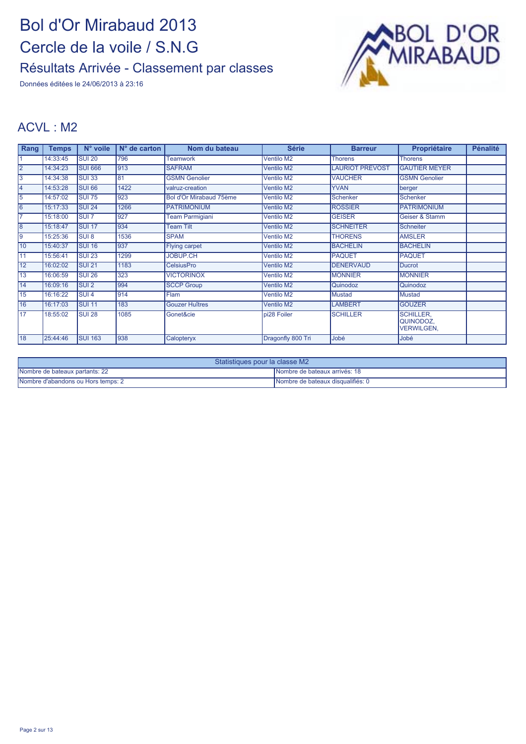# Bol d'Or Mirabaud 2013

## Cercle de la voile / S.N.G

### Résultats Arrivée - Classement par classes

Données éditées le 24/06/2013 à 23:16

## ACVL : M2

| Rang | Temps | N° voile | N° de carton | Nom du bateau | Série | Barreur | Propriétaire | Pénalité |
|---|---|---|---|---|---|---|---|---|
| 1 | 14:33:45 | SUI 20 | 796 | Teamwork | Ventilo M2 | Thorens | Thorens | |
| 2 | 14:34:23 | SUI 666 | 913 | SAFRAM | Ventilo M2 | LAURIOT PREVOST | GAUTIER MEYER | |
| 3 | 14:34:38 | SUI 33 | 81 | GSMN Genolier | Ventilo M2 | VAUCHER | GSMN Genolier | |
| 4 | 14:53:28 | SUI 66 | 1422 | valruz-creation | Ventilo M2 | YVAN | berger | |
| 5 | 14:57:02 | SUI 75 | 923 | Bol d'Or Mirabaud 75ème | Ventilo M2 | Schenker | Schenker | |
| 6 | 15:17:33 | SUI 24 | 1266 | PATRIMONIUM | Ventilo M2 | ROSSIER | PATRIMONIUM | |
| 7 | 15:18:00 | SUI 7 | 927 | Team Parmigiani | Ventilo M2 | GEISER | Geiser & Stamm | |
| 8 | 15:18:47 | SUI 17 | 934 | Team Tilt | Ventilo M2 | SCHNEITER | Schneiter | |
| 9 | 15:25:36 | SUI 8 | 1536 | SPAM | Ventilo M2 | THORENS | AMSLER | |
| 10 | 15:40:37 | SUI 16 | 937 | Flying carpet | Ventilo M2 | BACHELIN | BACHELIN | |
| 11 | 15:56:41 | SUI 23 | 1299 | JOBUP.CH | Ventilo M2 | PAQUET | PAQUET | |
| 12 | 16:02:02 | SUI 21 | 1183 | CelsiusPro | Ventilo M2 | DENERVAUD | Ducrot | |
| 13 | 16:06:59 | SUI 26 | 323 | VICTORINOX | Ventilo M2 | MONNIER | MONNIER | |
| 14 | 16:09:16 | SUI 2 | 994 | SCCP Group | Ventilo M2 | Quinodoz | Quinodoz | |
| 15 | 16:16:22 | SUI 4 | 914 | Flam | Ventilo M2 | Mustad | Mustad | |
| 16 | 16:17:03 | SUI 11 | 183 | Gouzer Huîtres | Ventilo M2 | LAMBERT | GOUZER | |
| 17 | 18:55:02 | SUI 28 | 1085 | Gonet&cie | pi28 Foiler | SCHILLER | SCHILLER, QUINODOZ, VERWILGEN, | |
| 18 | 25:44:46 | SUI 163 | 938 | Calopteryx | Dragonfly 800 Tri | Jobé | Jobé | |

| Statistiques pour la classe M2 | |
|---|---|
| Nombre de bateaux partants: 22 | Nombre de bateaux arrivés: 18 |
| Nombre d'abandons ou Hors temps: 2 | Nombre de bateaux disqualifiés: 0 |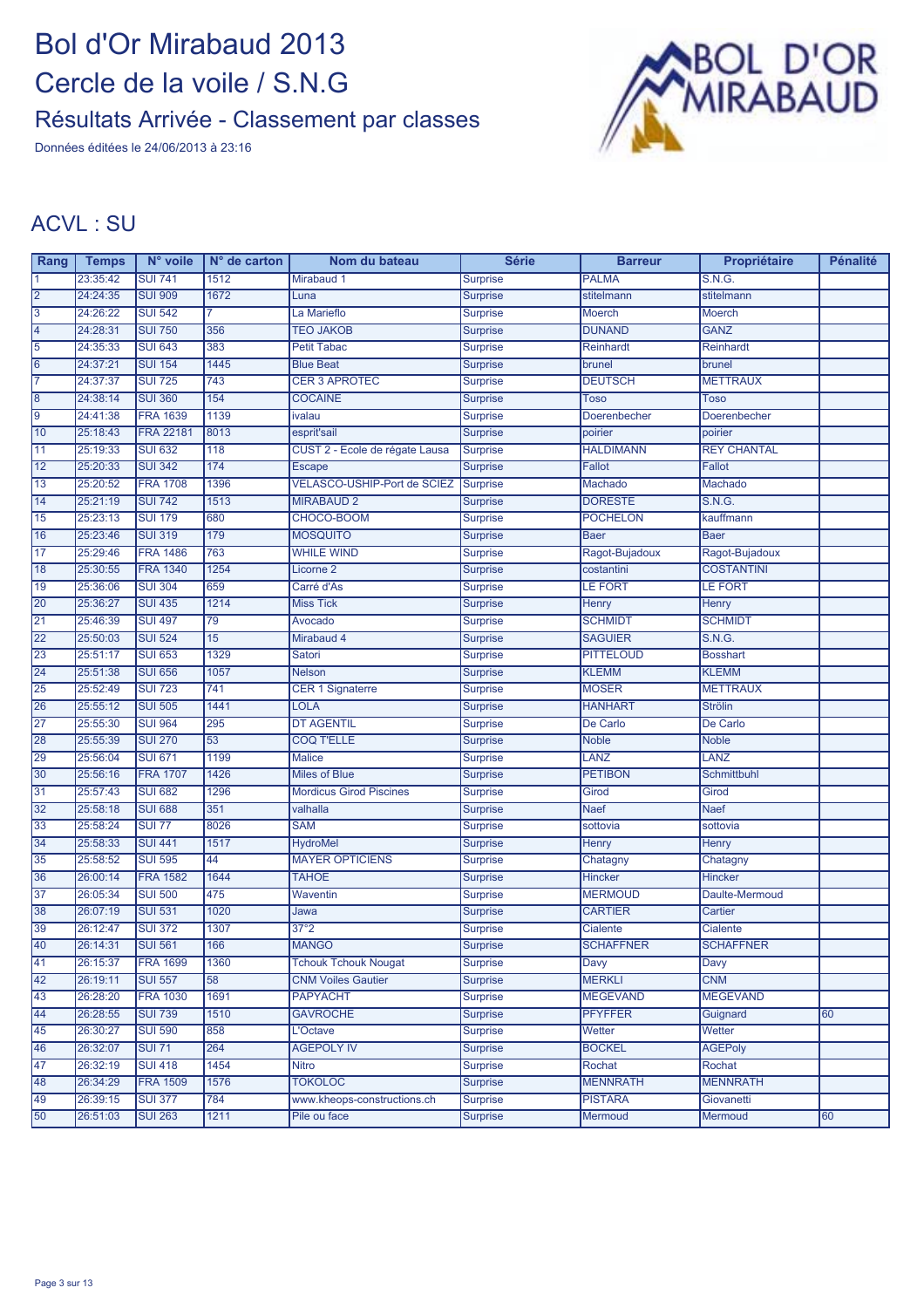# Bol d'Or Mirabaud 2013

## Cercle de la voile / S.N.G

### Résultats Arrivée - Classement par classes

Données éditées le 24/06/2013 à 23:16

## ACVL : SU

| Rang | Temps | N° voile | N° de carton | Nom du bateau | Série | Barreur | Propriétaire | Pénalité |
|---|---|---|---|---|---|---|---|---|
| 1 | 23:35:42 | SUI 741 | 1512 | Mirabaud 1 | Surprise | PALMA | S.N.G. | |
| 2 | 24:24:35 | SUI 909 | 1672 | Luna | Surprise | stitelmann | stitelmann | |
| 3 | 24:26:22 | SUI 542 | 7 | La Marieflo | Surprise | Moerch | Moerch | |
| 4 | 24:28:31 | SUI 750 | 356 | TEO JAKOB | Surprise | DUNAND | GANZ | |
| 5 | 24:35:33 | SUI 643 | 383 | Petit Tabac | Surprise | Reinhardt | Reinhardt | |
| 6 | 24:37:21 | SUI 154 | 1445 | Blue Beat | Surprise | brunel | brunel | |
| 7 | 24:37:37 | SUI 725 | 743 | CER 3 APROTEC | Surprise | DEUTSCH | METTRAUX | |
| 8 | 24:38:14 | SUI 360 | 154 | COCAINE | Surprise | Toso | Toso | |
| 9 | 24:41:38 | FRA 1639 | 1139 | ivalau | Surprise | Doerenbecher | Doerenbecher | |
| 10 | 25:18:43 | FRA 22181 | 8013 | esprit'sail | Surprise | poirier | poirier | |
| 11 | 25:19:33 | SUI 632 | 118 | CUST 2 - Ecole de régate Lausa | Surprise | HALDIMANN | REY CHANTAL | |
| 12 | 25:20:33 | SUI 342 | 174 | Escape | Surprise | Fallot | Fallot | |
| 13 | 25:20:52 | FRA 1708 | 1396 | VELASCO-USHIP-Port de SCIEZ | Surprise | Machado | Machado | |
| 14 | 25:21:19 | SUI 742 | 1513 | MIRABAUD 2 | Surprise | DORESTE | S.N.G. | |
| 15 | 25:23:13 | SUI 179 | 680 | CHOCO-BOOM | Surprise | POCHELON | kauffmann | |
| 16 | 25:23:46 | SUI 319 | 179 | MOSQUITO | Surprise | Baer | Baer | |
| 17 | 25:29:46 | FRA 1486 | 763 | WHILE WIND | Surprise | Ragot-Bujadoux | Ragot-Bujadoux | |
| 18 | 25:30:55 | FRA 1340 | 1254 | Licorne 2 | Surprise | costantini | COSTANTINI | |
| 19 | 25:36:06 | SUI 304 | 659 | Carré d'As | Surprise | LE FORT | LE FORT | |
| 20 | 25:36:27 | SUI 435 | 1214 | Miss Tick | Surprise | Henry | Henry | |
| 21 | 25:46:39 | SUI 497 | 79 | Avocado | Surprise | SCHMIDT | SCHMIDT | |
| 22 | 25:50:03 | SUI 524 | 15 | Mirabaud 4 | Surprise | SAGUIER | S.N.G. | |
| 23 | 25:51:17 | SUI 653 | 1329 | Satori | Surprise | PITTELOUD | Bosshart | |
| 24 | 25:51:38 | SUI 656 | 1057 | Nelson | Surprise | KLEMM | KLEMM | |
| 25 | 25:52:49 | SUI 723 | 741 | CER 1 Signaterre | Surprise | MOSER | METTRAUX | |
| 26 | 25:55:12 | SUI 505 | 1441 | LOLA | Surprise | HANHART | Strölin | |
| 27 | 25:55:30 | SUI 964 | 295 | DT AGENTIL | Surprise | De Carlo | De Carlo | |
| 28 | 25:55:39 | SUI 270 | 53 | COQ T'ELLE | Surprise | Noble | Noble | |
| 29 | 25:56:04 | SUI 671 | 1199 | Malice | Surprise | LANZ | LANZ | |
| 30 | 25:56:16 | FRA 1707 | 1426 | Miles of Blue | Surprise | PETIBON | Schmittbuhl | |
| 31 | 25:57:43 | SUI 682 | 1296 | Mordicus Girod Piscines | Surprise | Girod | Girod | |
| 32 | 25:58:18 | SUI 688 | 351 | valhalla | Surprise | Naef | Naef | |
| 33 | 25:58:24 | SUI 77 | 8026 | SAM | Surprise | sottovia | sottovia | |
| 34 | 25:58:33 | SUI 441 | 1517 | HydroMel | Surprise | Henry | Henry | |
| 35 | 25:58:52 | SUI 595 | 44 | MAYER OPTICIENS | Surprise | Chatagny | Chatagny | |
| 36 | 26:00:14 | FRA 1582 | 1644 | TAHOE | Surprise | Hincker | Hincker | |
| 37 | 26:05:34 | SUI 500 | 475 | Waventin | Surprise | MERMOUD | Daulte-Mermoud | |
| 38 | 26:07:19 | SUI 531 | 1020 | Jawa | Surprise | CARTIER | Cartier | |
| 39 | 26:12:47 | SUI 372 | 1307 | 37°2 | Surprise | Cialente | Cialente | |
| 40 | 26:14:31 | SUI 561 | 166 | MANGO | Surprise | SCHAFFNER | SCHAFFNER | |
| 41 | 26:15:37 | FRA 1699 | 1360 | Tchouk Tchouk Nougat | Surprise | Davy | Davy | |
| 42 | 26:19:11 | SUI 557 | 58 | CNM Voiles Gautier | Surprise | MERKLI | CNM | |
| 43 | 26:28:20 | FRA 1030 | 1691 | PAPYACHT | Surprise | MEGEVAND | MEGEVAND | |
| 44 | 26:28:55 | SUI 739 | 1510 | GAVROCHE | Surprise | PFYFFER | Guignard | 60 |
| 45 | 26:30:27 | SUI 590 | 858 | L'Octave | Surprise | Wetter | Wetter | |
| 46 | 26:32:07 | SUI 71 | 264 | AGEPOLY IV | Surprise | BOCKEL | AGEPoly | |
| 47 | 26:32:19 | SUI 418 | 1454 | Nitro | Surprise | Rochat | Rochat | |
| 48 | 26:34:29 | FRA 1509 | 1576 | TOKOLOC | Surprise | MENNRATH | MENNRATH | |
| 49 | 26:39:15 | SUI 377 | 784 | www.kheops-constructions.ch | Surprise | PISTARA | Giovanetti | |
| 50 | 26:51:03 | SUI 263 | 1211 | Pile ou face | Surprise | Mermoud | Mermoud | 60 |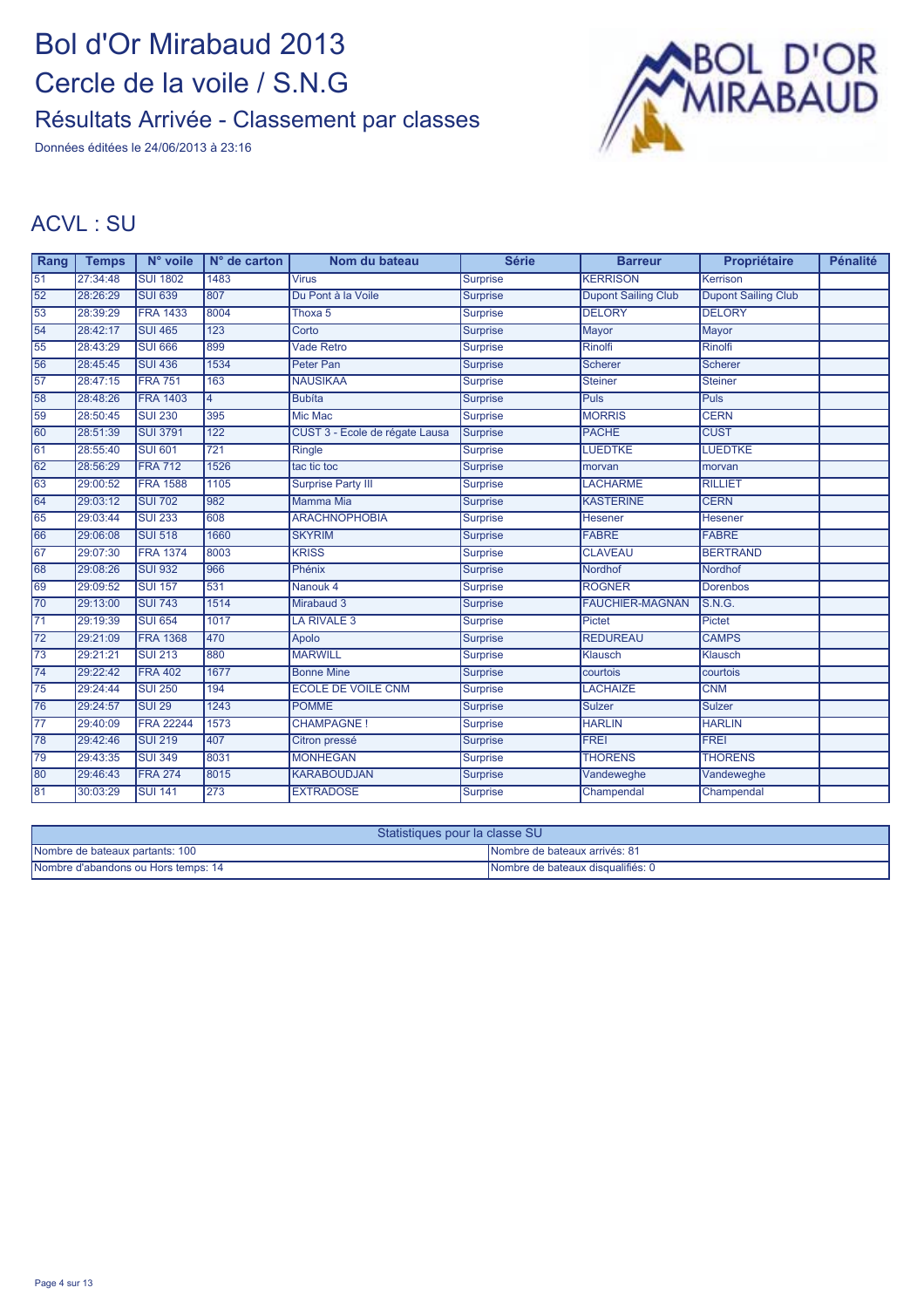# Bol d'Or Mirabaud 2013

## Cercle de la voile / S.N.G

### Résultats Arrivée - Classement par classes

Données éditées le 24/06/2013 à 23:16

## ACVL : SU

| Rang | Temps | N° voile | N° de carton | Nom du bateau | Série | Barreur | Propriétaire | Pénalité |
|---|---|---|---|---|---|---|---|---|
| 51 | 27:34:48 | SUI 1802 | 1483 | Virus | Surprise | KERRISON | Kerrison | |
| 52 | 28:26:29 | SUI 639 | 807 | Du Pont à la Voile | Surprise | Dupont Sailing Club | Dupont Sailing Club | |
| 53 | 28:39:29 | FRA 1433 | 8004 | Thoxa 5 | Surprise | DELORY | DELORY | |
| 54 | 28:42:17 | SUI 465 | 123 | Corto | Surprise | Mayor | Mayor | |
| 55 | 28:43:29 | SUI 666 | 899 | Vade Retro | Surprise | Rinolfi | Rinolfi | |
| 56 | 28:45:45 | SUI 436 | 1534 | Peter Pan | Surprise | Scherer | Scherer | |
| 57 | 28:47:15 | FRA 751 | 163 | NAUSIKAA | Surprise | Steiner | Steiner | |
| 58 | 28:48:26 | FRA 1403 | 4 | Bubíta | Surprise | Puls | Puls | |
| 59 | 28:50:45 | SUI 230 | 395 | Mic Mac | Surprise | MORRIS | CERN | |
| 60 | 28:51:39 | SUI 3791 | 122 | CUST 3 - Ecole de régate Lausa | Surprise | PACHE | CUST | |
| 61 | 28:55:40 | SUI 601 | 721 | Ringle | Surprise | LUEDTKE | LUEDTKE | |
| 62 | 28:56:29 | FRA 712 | 1526 | tac tic toc | Surprise | morvan | morvan | |
| 63 | 29:00:52 | FRA 1588 | 1105 | Surprise Party III | Surprise | LACHARME | RILLIET | |
| 64 | 29:03:12 | SUI 702 | 982 | Mamma Mia | Surprise | KASTERINE | CERN | |
| 65 | 29:03:44 | SUI 233 | 608 | ARACHNOPHOBIA | Surprise | Hesener | Hesener | |
| 66 | 29:06:08 | SUI 518 | 1660 | SKYRIM | Surprise | FABRE | FABRE | |
| 67 | 29:07:30 | FRA 1374 | 8003 | KRISS | Surprise | CLAVEAU | BERTRAND | |
| 68 | 29:08:26 | SUI 932 | 966 | Phénix | Surprise | Nordhof | Nordhof | |
| 69 | 29:09:52 | SUI 157 | 531 | Nanouk 4 | Surprise | ROGNER | Dorenbos | |
| 70 | 29:13:00 | SUI 743 | 1514 | Mirabaud 3 | Surprise | FAUCHIER-MAGNAN | S.N.G. | |
| 71 | 29:19:39 | SUI 654 | 1017 | LA RIVALE 3 | Surprise | Pictet | Pictet | |
| 72 | 29:21:09 | FRA 1368 | 470 | Apolo | Surprise | REDUREAU | CAMPS | |
| 73 | 29:21:21 | SUI 213 | 880 | MARWILL | Surprise | Klausch | Klausch | |
| 74 | 29:22:42 | FRA 402 | 1677 | Bonne Mine | Surprise | courtois | courtois | |
| 75 | 29:24:44 | SUI 250 | 194 | ECOLE DE VOILE CNM | Surprise | LACHAIZE | CNM | |
| 76 | 29:24:57 | SUI 29 | 1243 | POMME | Surprise | Sulzer | Sulzer | |
| 77 | 29:40:09 | FRA 22244 | 1573 | CHAMPAGNE ! | Surprise | HARLIN | HARLIN | |
| 78 | 29:42:46 | SUI 219 | 407 | Citron pressé | Surprise | FREI | FREI | |
| 79 | 29:43:35 | SUI 349 | 8031 | MONHEGAN | Surprise | THORENS | THORENS | |
| 80 | 29:46:43 | FRA 274 | 8015 | KARABOUDJAN | Surprise | Vandeweghe | Vandeweghe | |
| 81 | 30:03:29 | SUI 141 | 273 | EXTRADOSE | Surprise | Champendal | Champendal | |

| Statistiques pour la classe SU | |
|---|---|
| Nombre de bateaux partants: 100 | Nombre de bateaux arrivés: 81 |
| Nombre d'abandons ou Hors temps: 14 | Nombre de bateaux disqualifiés: 0 |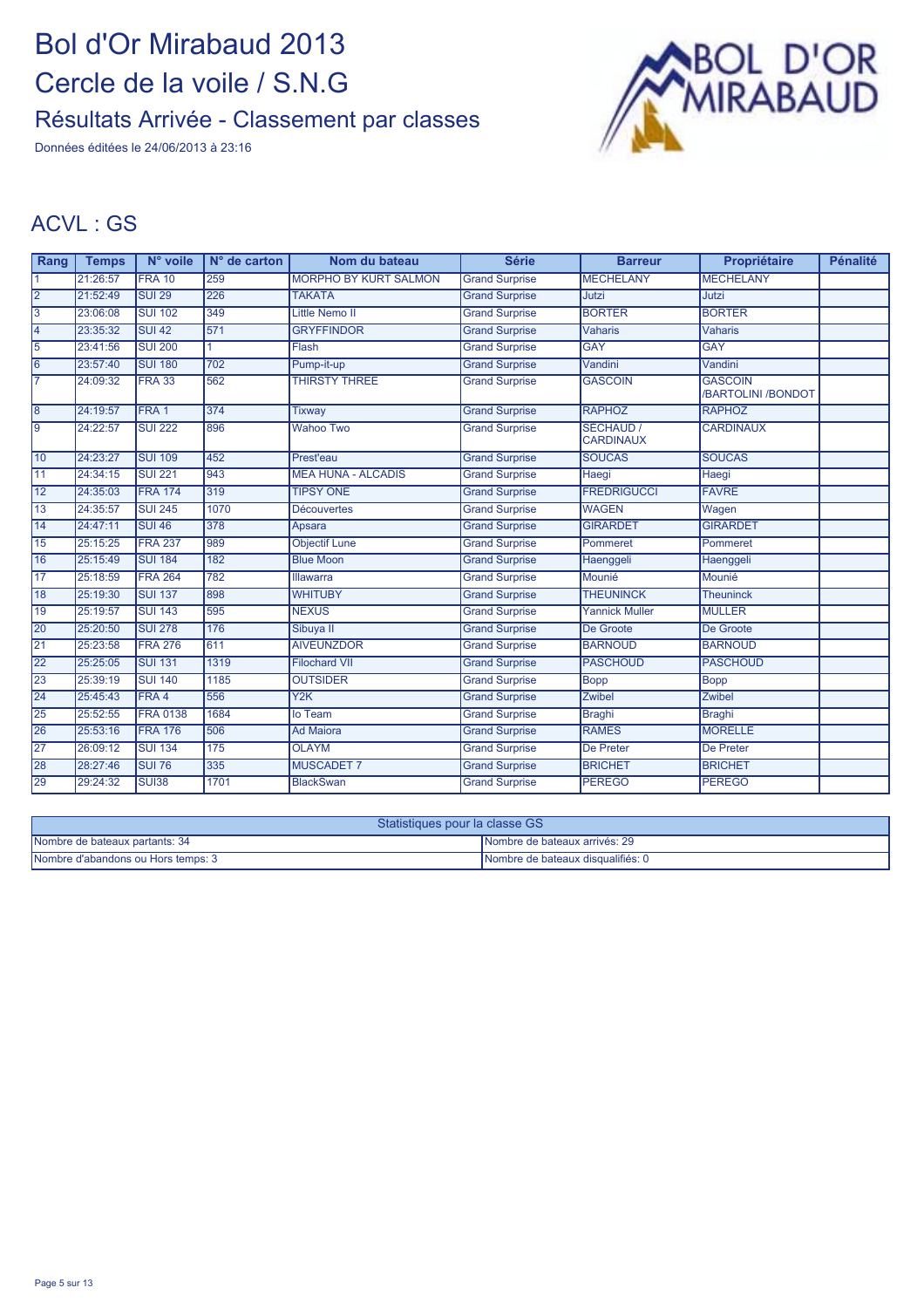# Bol d'Or Mirabaud 2013

## Cercle de la voile / S.N.G

### Résultats Arrivée - Classement par classes

Données éditées le 24/06/2013 à 23:16

## ACVL : GS

| Rang | Temps | N° voile | N° de carton | Nom du bateau | Série | Barreur | Propriétaire | Pénalité |
|---|---|---|---|---|---|---|---|---|
| 1 | 21:26:57 | FRA 10 | 259 | MORPHO BY KURT SALMON | Grand Surprise | MECHELANY | MECHELANY | |
| 2 | 21:52:49 | SUI 29 | 226 | TAKATA | Grand Surprise | Jutzi | Jutzi | |
| 3 | 23:06:08 | SUI 102 | 349 | Little Nemo II | Grand Surprise | BORTER | BORTER | |
| 4 | 23:35:32 | SUI 42 | 571 | GRYFFINDOR | Grand Surprise | Vaharis | Vaharis | |
| 5 | 23:41:56 | SUI 200 | 1 | Flash | Grand Surprise | GAY | GAY | |
| 6 | 23:57:40 | SUI 180 | 702 | Pump-it-up | Grand Surprise | Vandini | Vandini | |
| 7 | 24:09:32 | FRA 33 | 562 | THIRSTY THREE | Grand Surprise | GASCOIN | GASCOIN /BARTOLINI /BONDOT | |
| 8 | 24:19:57 | FRA 1 | 374 | Tixway | Grand Surprise | RAPHOZ | RAPHOZ | |
| 9 | 24:22:57 | SUI 222 | 896 | Wahoo Two | Grand Surprise | SECHAUD / CARDINAUX | CARDINAUX | |
| 10 | 24:23:27 | SUI 109 | 452 | Prest'eau | Grand Surprise | SOUCAS | SOUCAS | |
| 11 | 24:34:15 | SUI 221 | 943 | MEA HUNA - ALCADIS | Grand Surprise | Haegi | Haegi | |
| 12 | 24:35:03 | FRA 174 | 319 | TIPSY ONE | Grand Surprise | FREDRIGUCCI | FAVRE | |
| 13 | 24:35:57 | SUI 245 | 1070 | Découvertes | Grand Surprise | WAGEN | Wagen | |
| 14 | 24:47:11 | SUI 46 | 378 | Apsara | Grand Surprise | GIRARDET | GIRARDET | |
| 15 | 25:15:25 | FRA 237 | 989 | Objectif Lune | Grand Surprise | Pommeret | Pommeret | |
| 16 | 25:15:49 | SUI 184 | 182 | Blue Moon | Grand Surprise | Haenggeli | Haenggeli | |
| 17 | 25:18:59 | FRA 264 | 782 | Illawarra | Grand Surprise | Mounié | Mounié | |
| 18 | 25:19:30 | SUI 137 | 898 | WHITUBY | Grand Surprise | THEUNINCK | Theuninck | |
| 19 | 25:19:57 | SUI 143 | 595 | NEXUS | Grand Surprise | Yannick Muller | MULLER | |
| 20 | 25:20:50 | SUI 278 | 176 | Sibuya II | Grand Surprise | De Groote | De Groote | |
| 21 | 25:23:58 | FRA 276 | 611 | AIVEUNZDOR | Grand Surprise | BARNOUD | BARNOUD | |
| 22 | 25:25:05 | SUI 131 | 1319 | Filochard VII | Grand Surprise | PASCHOUD | PASCHOUD | |
| 23 | 25:39:19 | SUI 140 | 1185 | OUTSIDER | Grand Surprise | Bopp | Bopp | |
| 24 | 25:45:43 | FRA 4 | 556 | Y2K | Grand Surprise | Zwibel | Zwibel | |
| 25 | 25:52:55 | FRA 0138 | 1684 | Io Team | Grand Surprise | Braghi | Braghi | |
| 26 | 25:53:16 | FRA 176 | 506 | Ad Maiora | Grand Surprise | RAMES | MORELLE | |
| 27 | 26:09:12 | SUI 134 | 175 | OLAYM | Grand Surprise | De Preter | De Preter | |
| 28 | 28:27:46 | SUI 76 | 335 | MUSCADET 7 | Grand Surprise | BRICHET | BRICHET | |
| 29 | 29:24:32 | SUI38 | 1701 | BlackSwan | Grand Surprise | PEREGO | PEREGO | |

| Statistiques pour la classe GS | |
|---|---|
| Nombre de bateaux partants: 34 | Nombre de bateaux arrivés: 29 |
| Nombre d'abandons ou Hors temps: 3 | Nombre de bateaux disqualifiés: 0 |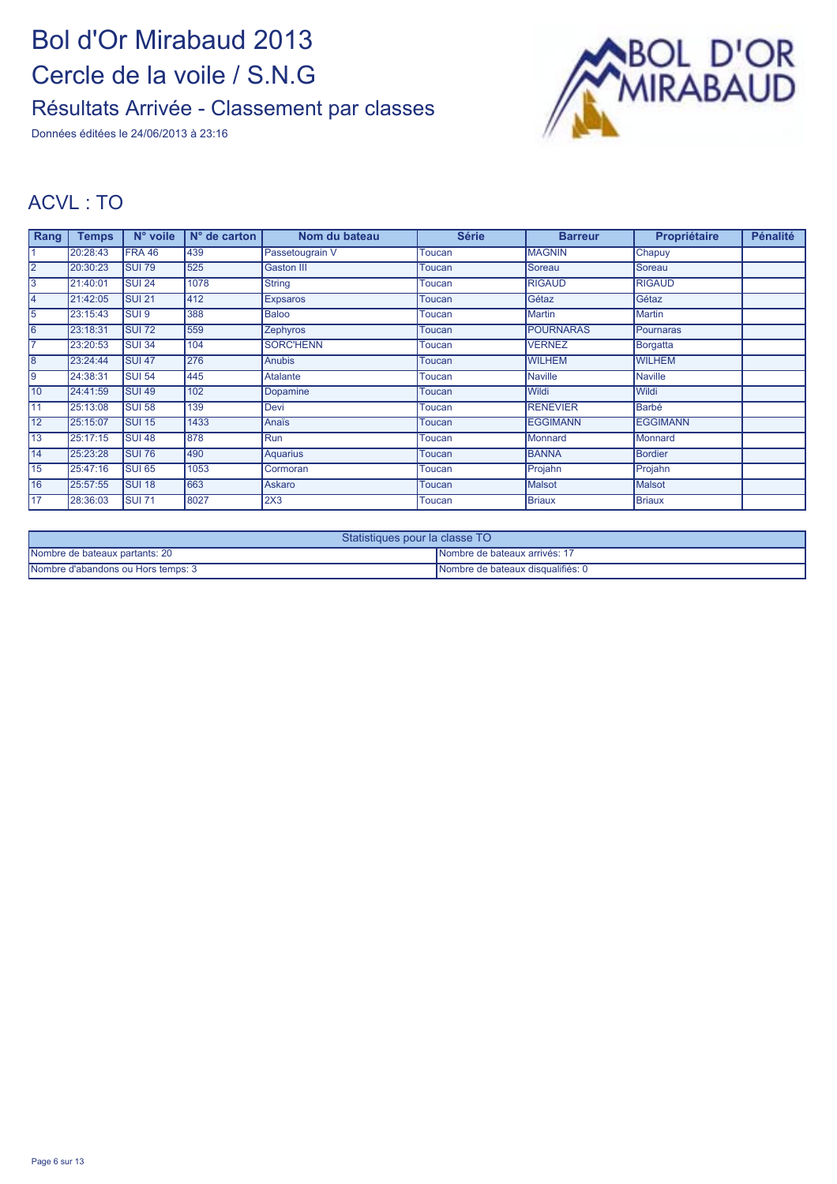# Bol d'Or Mirabaud 2013

## Cercle de la voile / S.N.G

### Résultats Arrivée - Classement par classes

Données éditées le 24/06/2013 à 23:16

## ACVL : TO

| Rang | Temps | N° voile | N° de carton | Nom du bateau | Série | Barreur | Propriétaire | Pénalité |
|---|---|---|---|---|---|---|---|---|
| 1 | 20:28:43 | FRA 46 | 439 | Passetougrain V | Toucan | MAGNIN | Chapuy | |
| 2 | 20:30:23 | SUI 79 | 525 | Gaston III | Toucan | Soreau | Soreau | |
| 3 | 21:40:01 | SUI 24 | 1078 | String | Toucan | RIGAUD | RIGAUD | |
| 4 | 21:42:05 | SUI 21 | 412 | Expsaros | Toucan | Gétaz | Gétaz | |
| 5 | 23:15:43 | SUI 9 | 388 | Baloo | Toucan | Martin | Martin | |
| 6 | 23:18:31 | SUI 72 | 559 | Zephyros | Toucan | POURNARAS | Pournaras | |
| 7 | 23:20:53 | SUI 34 | 104 | SORC'HENN | Toucan | VERNEZ | Borgatta | |
| 8 | 23:24:44 | SUI 47 | 276 | Anubis | Toucan | WILHEM | WILHEM | |
| 9 | 24:38:31 | SUI 54 | 445 | Atalante | Toucan | Naville | Naville | |
| 10 | 24:41:59 | SUI 49 | 102 | Dopamine | Toucan | Wildi | Wildi | |
| 11 | 25:13:08 | SUI 58 | 139 | Devi | Toucan | RENEVIER | Barbé | |
| 12 | 25:15:07 | SUI 15 | 1433 | Anaïs | Toucan | EGGIMANN | EGGIMANN | |
| 13 | 25:17:15 | SUI 48 | 878 | Run | Toucan | Monnard | Monnard | |
| 14 | 25:23:28 | SUI 76 | 490 | Aquarius | Toucan | BANNA | Bordier | |
| 15 | 25:47:16 | SUI 65 | 1053 | Cormoran | Toucan | Projahn | Projahn | |
| 16 | 25:57:55 | SUI 18 | 663 | Askaro | Toucan | Malsot | Malsot | |
| 17 | 28:36:03 | SUI 71 | 8027 | 2X3 | Toucan | Briaux | Briaux | |

| Statistiques pour la classe TO | |
|---|---|
| Nombre de bateaux partants: 20 | Nombre de bateaux arrivés: 17 |
| Nombre d'abandons ou Hors temps: 3 | Nombre de bateaux disqualifiés: 0 |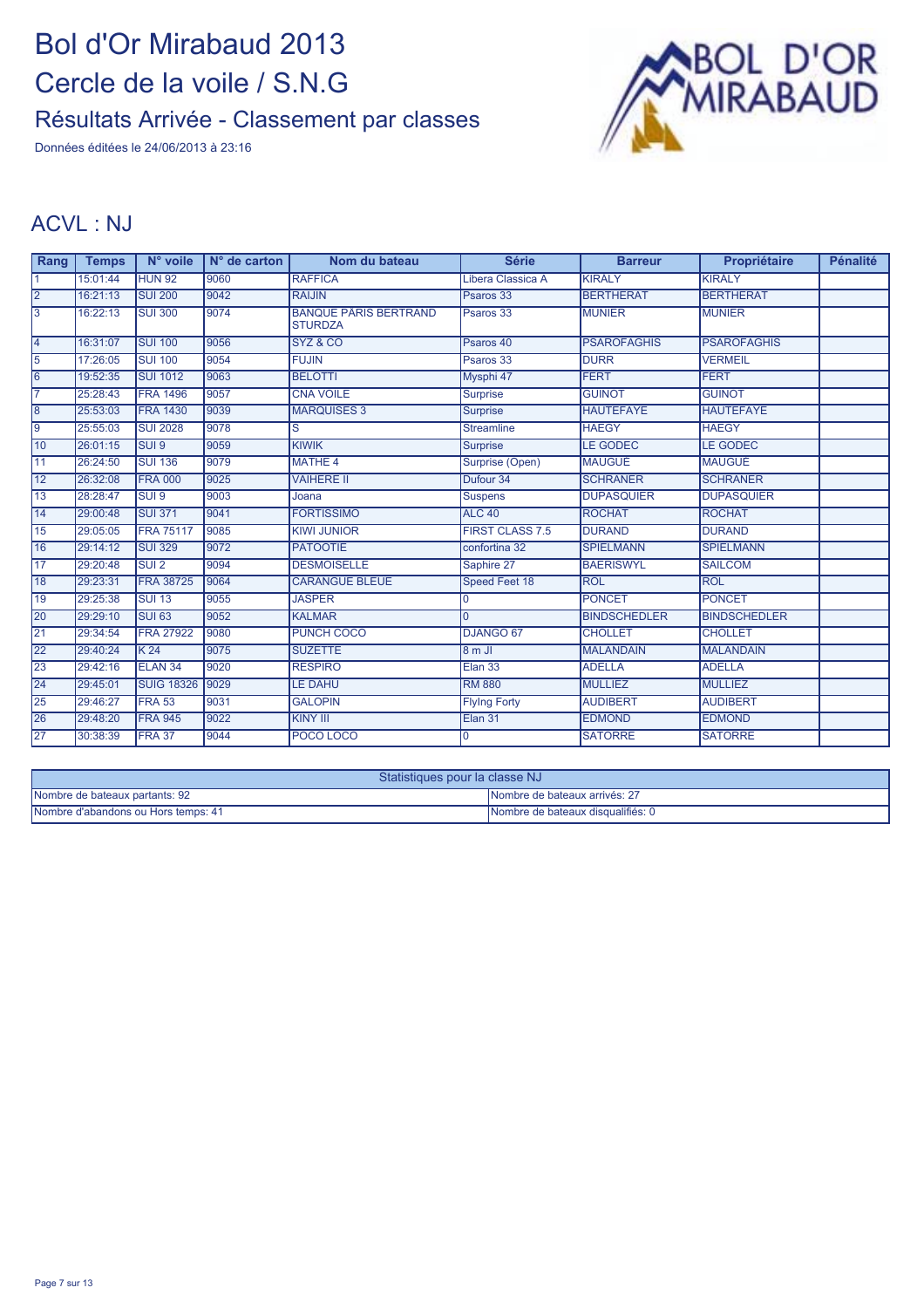# Bol d'Or Mirabaud 2013

## Cercle de la voile / S.N.G

### Résultats Arrivée - Classement par classes

Données éditées le 24/06/2013 à 23:16

## ACVL : NJ

| Rang | Temps | N° voile | N° de carton | Nom du bateau | Série | Barreur | Propriétaire | Pénalité |
|---|---|---|---|---|---|---|---|---|
| 1 | 15:01:44 | HUN 92 | 9060 | RAFFICA | Libera Classica A | KIRALY | KIRALY | |
| 2 | 16:21:13 | SUI 200 | 9042 | RAIJIN | Psaros 33 | BERTHERAT | BERTHERAT | |
| 3 | 16:22:13 | SUI 300 | 9074 | BANQUE PARIS BERTRAND STURDZA | Psaros 33 | MUNIER | MUNIER | |
| 4 | 16:31:07 | SUI 100 | 9056 | SYZ & CO | Psaros 40 | PSAROFAGHIS | PSAROFAGHIS | |
| 5 | 17:26:05 | SUI 100 | 9054 | FUJIN | Psaros 33 | DURR | VERMEIL | |
| 6 | 19:52:35 | SUI 1012 | 9063 | BELOTTI | Mysphi 47 | FERT | FERT | |
| 7 | 25:28:43 | FRA 1496 | 9057 | CNA VOILE | Surprise | GUINOT | GUINOT | |
| 8 | 25:53:03 | FRA 1430 | 9039 | MARQUISES 3 | Surprise | HAUTEFAYE | HAUTEFAYE | |
| 9 | 25:55:03 | SUI 2028 | 9078 | S | Streamline | HAEGY | HAEGY | |
| 10 | 26:01:15 | SUI 9 | 9059 | KIWIK | Surprise | LE GODEC | LE GODEC | |
| 11 | 26:24:50 | SUI 136 | 9079 | MATHE 4 | Surprise (Open) | MAUGUE | MAUGUE | |
| 12 | 26:32:08 | FRA 000 | 9025 | VAIHERE II | Dufour 34 | SCHRANER | SCHRANER | |
| 13 | 28:28:47 | SUI 9 | 9003 | Joana | Suspens | DUPASQUIER | DUPASQUIER | |
| 14 | 29:00:48 | SUI 371 | 9041 | FORTISSIMO | ALC 40 | ROCHAT | ROCHAT | |
| 15 | 29:05:05 | FRA 75117 | 9085 | KIWI JUNIOR | FIRST CLASS 7.5 | DURAND | DURAND | |
| 16 | 29:14:12 | SUI 329 | 9072 | PATOOTIE | confortina 32 | SPIELMANN | SPIELMANN | |
| 17 | 29:20:48 | SUI 2 | 9094 | DESMOISELLE | Saphire 27 | BAERISWYL | SAILCOM | |
| 18 | 29:23:31 | FRA 38725 | 9064 | CARANGUE BLEUE | Speed Feet 18 | ROL | ROL | |
| 19 | 29:25:38 | SUI 13 | 9055 | JASPER | 0 | PONCET | PONCET | |
| 20 | 29:29:10 | SUI 63 | 9052 | KALMAR | 0 | BINDSCHEDLER | BINDSCHEDLER | |
| 21 | 29:34:54 | FRA 27922 | 9080 | PUNCH COCO | DJANGO 67 | CHOLLET | CHOLLET | |
| 22 | 29:40:24 | K 24 | 9075 | SUZETTE | 8 m JI | MALANDAIN | MALANDAIN | |
| 23 | 29:42:16 | ELAN 34 | 9020 | RESPIRO | Elan 33 | ADELLA | ADELLA | |
| 24 | 29:45:01 | SUIG 18326 | 9029 | LE DAHU | RM 880 | MULLIEZ | MULLIEZ | |
| 25 | 29:46:27 | FRA 53 | 9031 | GALOPIN | Flying Forty | AUDIBERT | AUDIBERT | |
| 26 | 29:48:20 | FRA 945 | 9022 | KINY III | Elan 31 | EDMOND | EDMOND | |
| 27 | 30:38:39 | FRA 37 | 9044 | POCO LOCO | 0 | SATORRE | SATORRE | |

| Statistiques pour la classe NJ | |
|---|---|
| Nombre de bateaux partants: 92 | Nombre de bateaux arrivés: 27 |
| Nombre d'abandons ou Hors temps: 41 | Nombre de bateaux disqualifiés: 0 |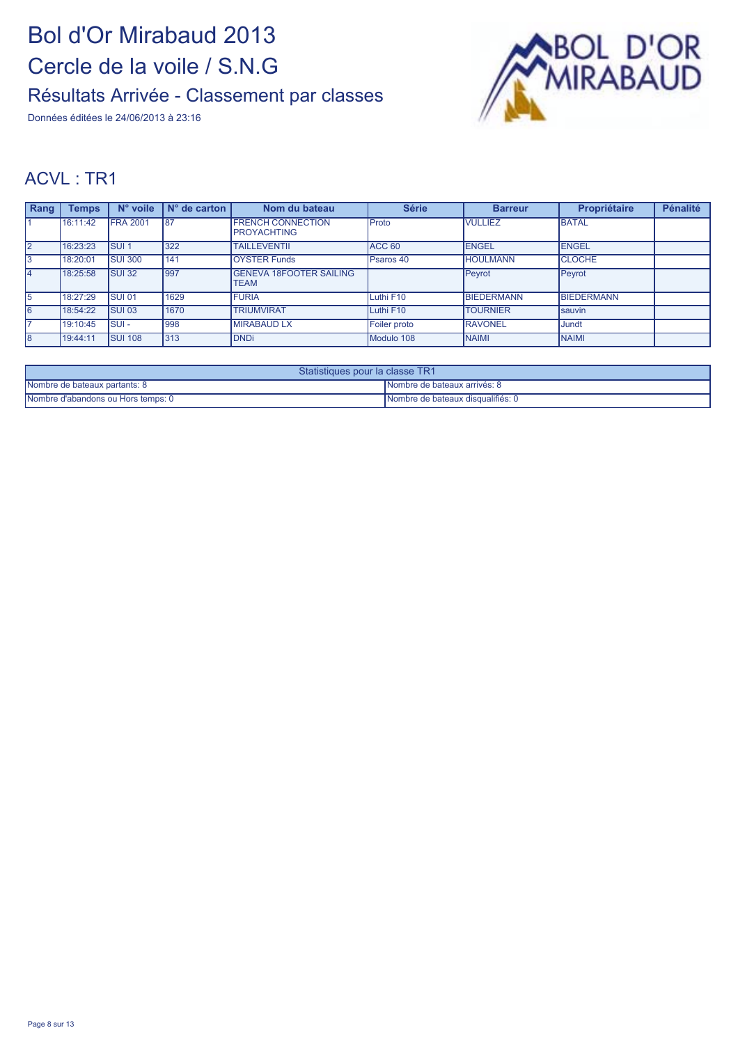# Bol d'Or Mirabaud 2013

## Cercle de la voile / S.N.G

### Résultats Arrivée - Classement par classes

Données éditées le 24/06/2013 à 23:16

## ACVL : TR1

| Rang | Temps | N° voile | N° de carton | Nom du bateau | Série | Barreur | Propriétaire | Pénalité |
|---|---|---|---|---|---|---|---|---|
| 1 | 16:11:42 | FRA 2001 | 87 | FRENCH CONNECTION PROYACHTING | Proto | VULLIEZ | BATAL | |
| 2 | 16:23:23 | SUI 1 | 322 | TAILLEVENTII | ACC 60 | ENGEL | ENGEL | |
| 3 | 18:20:01 | SUI 300 | 141 | OYSTER Funds | Psaros 40 | HOULMANN | CLOCHE | |
| 4 | 18:25:58 | SUI 32 | 997 | GENEVA 18FOOTER SAILING TEAM | | Peyrot | Peyrot | |
| 5 | 18:27:29 | SUI 01 | 1629 | FURIA | Luthi F10 | BIEDERMANN | BIEDERMANN | |
| 6 | 18:54:22 | SUI 03 | 1670 | TRIUMVIRAT | Luthi F10 | TOURNIER | sauvin | |
| 7 | 19:10:45 | SUI - | 998 | MIRABAUD LX | Foiler proto | RAVONEL | Jundt | |
| 8 | 19:44:11 | SUI 108 | 313 | DNDi | Modulo 108 | NAIMI | NAIMI | |

| Statistiques pour la classe TR1 | |
|---|---|
| Nombre de bateaux partants: 8 | Nombre de bateaux arrivés: 8 |
| Nombre d'abandons ou Hors temps: 0 | Nombre de bateaux disqualifiés: 0 |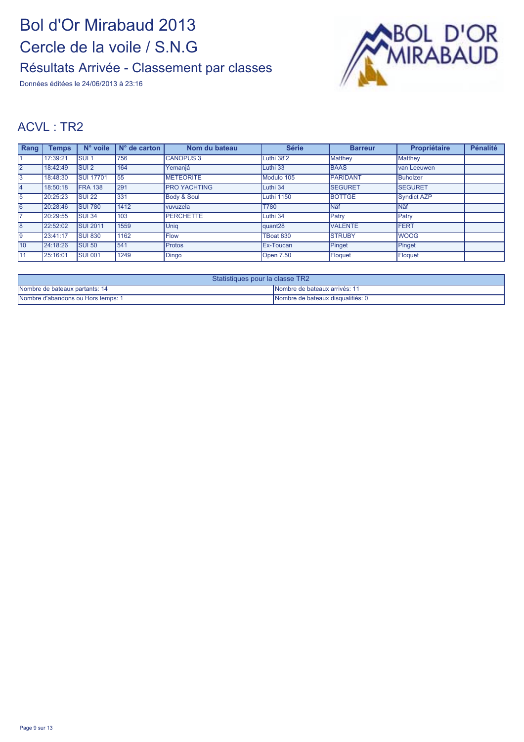# Bol d'Or Mirabaud 2013

## Cercle de la voile / S.N.G

### Résultats Arrivée - Classement par classes

Données éditées le 24/06/2013 à 23:16

## ACVL : TR2

| Rang | Temps | N° voile | N° de carton | Nom du bateau | Série | Barreur | Propriétaire | Pénalité |
|---|---|---|---|---|---|---|---|---|
| 1 | 17:39:21 | SUI 1 | 756 | CANOPUS 3 | Luthi 38'2 | Matthey | Matthey | |
| 2 | 18:42:49 | SUI 2 | 164 | Yemanjá | Luthi 33 | BAAS | van Leeuwen | |
| 3 | 18:48:30 | SUI 17701 | 55 | METEORITE | Modulo 105 | PARIDANT | Buholzer | |
| 4 | 18:50:18 | FRA 138 | 291 | PRO YACHTING | Luthi 34 | SEGURET | SEGURET | |
| 5 | 20:25:23 | SUI 22 | 331 | Body & Soul | Luthi 1150 | BOTTGE | Syndict AZP | |
| 6 | 20:28:46 | SUI 780 | 1412 | vuvuzela | T780 | Näf | Näf | |
| 7 | 20:29:55 | SUI 34 | 103 | PERCHETTE | Luthi 34 | Patry | Patry | |
| 8 | 22:52:02 | SUI 2011 | 1559 | Uniq | quant28 | VALENTE | FERT | |
| 9 | 23:41:17 | SUI 830 | 1162 | Flow | TBoat 830 | STRUBY | WOOG | |
| 10 | 24:18:26 | SUI 50 | 541 | Protos | Ex-Toucan | Pinget | Pinget | |
| 11 | 25:16:01 | SUI 001 | 1249 | Dingo | Open 7.50 | Floquet | Floquet | |

| Statistiques pour la classe TR2 | |
|---|---|
| Nombre de bateaux partants: 14 | Nombre de bateaux arrivés: 11 |
| Nombre d'abandons ou Hors temps: 1 | Nombre de bateaux disqualifiés: 0 |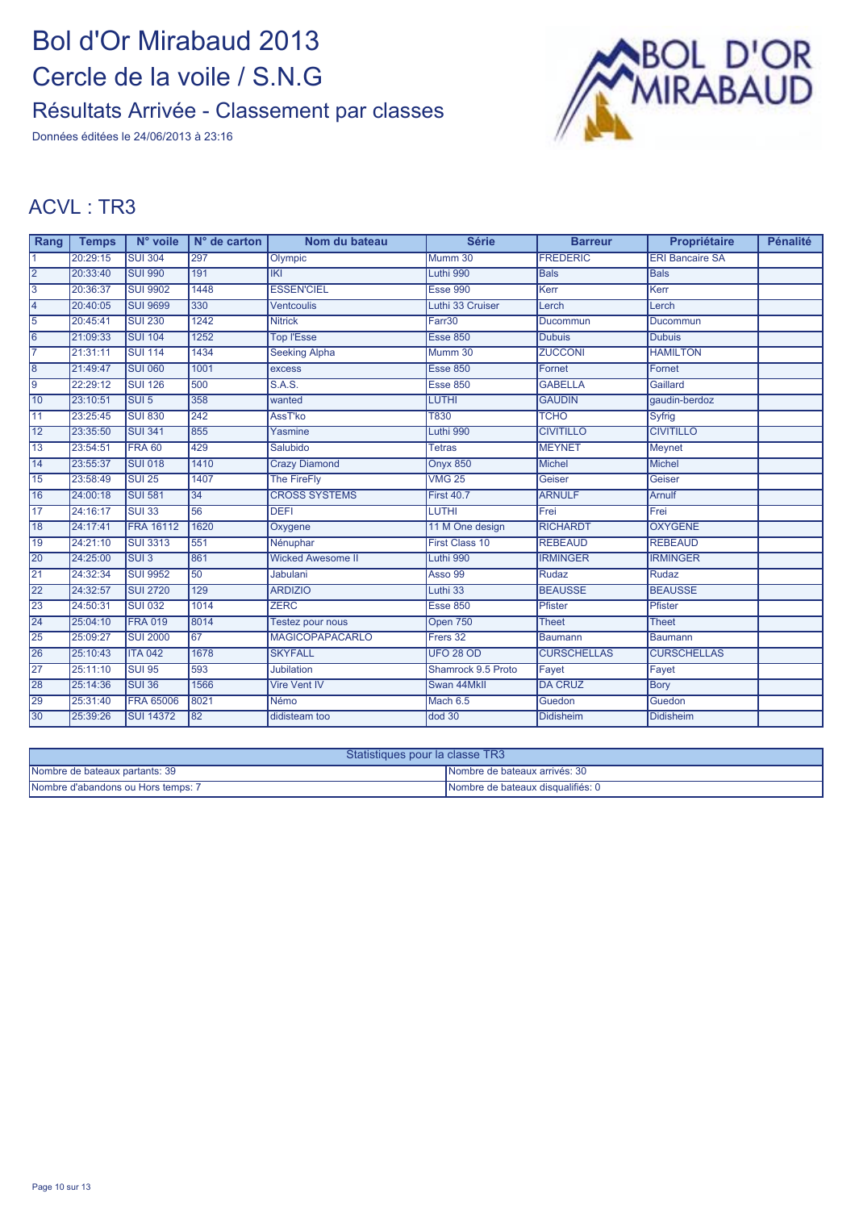# Bol d'Or Mirabaud 2013

## Cercle de la voile / S.N.G

### Résultats Arrivée - Classement par classes

Données éditées le 24/06/2013 à 23:16

## ACVL : TR3

| Rang | Temps | N° voile | N° de carton | Nom du bateau | Série | Barreur | Propriétaire | Pénalité |
|---|---|---|---|---|---|---|---|---|
| 1 | 20:29:15 | SUI 304 | 297 | Olympic | Mumm 30 | FREDERIC | ERI Bancaire SA | |
| 2 | 20:33:40 | SUI 990 | 191 | IKI | Luthi 990 | Bals | Bals | |
| 3 | 20:36:37 | SUI 9902 | 1448 | ESSEN'CIEL | Esse 990 | Kerr | Kerr | |
| 4 | 20:40:05 | SUI 9699 | 330 | Ventcoulis | Luthi 33 Cruiser | Lerch | Lerch | |
| 5 | 20:45:41 | SUI 230 | 1242 | Nitrick | Farr30 | Ducommun | Ducommun | |
| 6 | 21:09:33 | SUI 104 | 1252 | Top l'Esse | Esse 850 | Dubois | Dubois | |
| 7 | 21:31:11 | SUI 114 | 1434 | Seeking Alpha | Mumm 30 | ZUCCONI | HAMILTON | |
| 8 | 21:49:47 | SUI 060 | 1001 | excess | Esse 850 | Fornet | Fornet | |
| 9 | 22:29:12 | SUI 126 | 500 | S.A.S. | Esse 850 | GABELLA | Gaillard | |
| 10 | 23:10:51 | SUI 5 | 358 | wanted | LUTHI | GAUDIN | gaudin-berdoz | |
| 11 | 23:25:45 | SUI 830 | 242 | AssT'ko | T830 | TCHO | Syfrig | |
| 12 | 23:35:50 | SUI 341 | 855 | Yasmine | Luthi 990 | CIVITILLO | CIVITILLO | |
| 13 | 23:54:51 | FRA 60 | 429 | Salubido | Tetras | MEYNET | Meynet | |
| 14 | 23:55:37 | SUI 018 | 1410 | Crazy Diamond | Onyx 850 | Michel | Michel | |
| 15 | 23:58:49 | SUI 25 | 1407 | The FireFly | VMG 25 | Geiser | Geiser | |
| 16 | 24:00:18 | SUI 581 | 34 | CROSS SYSTEMS | First 40.7 | ARNULF | Arnulf | |
| 17 | 24:16:17 | SUI 33 | 56 | DEFI | LUTHI | Frei | Frei | |
| 18 | 24:17:41 | FRA 16112 | 1620 | Oxygene | 11 M One design | RICHARDT | OXYGENE | |
| 19 | 24:21:10 | SUI 3313 | 551 | Nénuphar | First Class 10 | REBEAUD | REBEAUD | |
| 20 | 24:25:00 | SUI 3 | 861 | Wicked Awesome II | Luthi 990 | IRMINGER | IRMINGER | |
| 21 | 24:32:34 | SUI 9952 | 50 | Jabulani | Asso 99 | Rudaz | Rudaz | |
| 22 | 24:32:57 | SUI 2720 | 129 | ARDIZIO | Luthi 33 | BEAUSSE | BEAUSSE | |
| 23 | 24:50:31 | SUI 032 | 1014 | ZERC | Esse 850 | Pfister | Pfister | |
| 24 | 25:04:10 | FRA 019 | 8014 | Testez pour nous | Open 750 | Theet | Theet | |
| 25 | 25:09:27 | SUI 2000 | 67 | MAGICOPAPACARLO | Frers 32 | Baumann | Baumann | |
| 26 | 25:10:43 | ITA 042 | 1678 | SKYFALL | UFO 28 OD | CURSCHELLAS | CURSCHELLAS | |
| 27 | 25:11:10 | SUI 95 | 593 | Jubilation | Shamrock 9.5 Proto | Fayet | Fayet | |
| 28 | 25:14:36 | SUI 36 | 1566 | Vire Vent IV | Swan 44MkII | DA CRUZ | Bory | |
| 29 | 25:31:40 | FRA 65006 | 8021 | Némo | Mach 6.5 | Guedon | Guedon | |
| 30 | 25:39:26 | SUI 14372 | 82 | didisteam too | dod 30 | Didisheim | Didisheim | |

| Statistiques pour la classe TR3 | |
|---|---|
| Nombre de bateaux partants: 39 | Nombre de bateaux arrivés: 30 |
| Nombre d'abandons ou Hors temps: 7 | Nombre de bateaux disqualifiés: 0 |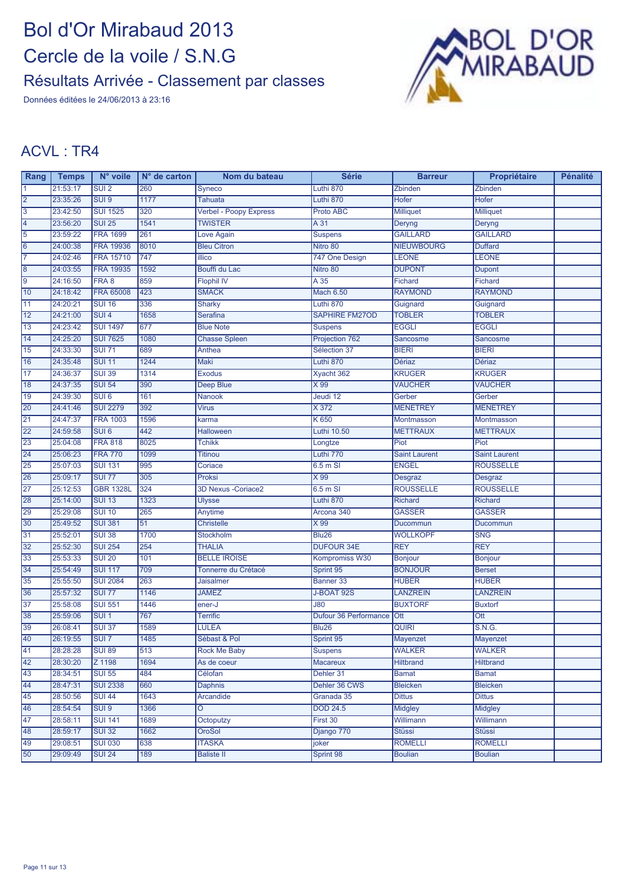# Bol d'Or Mirabaud 2013

## Cercle de la voile / S.N.G

### Résultats Arrivée - Classement par classes

Données éditées le 24/06/2013 à 23:16

## ACVL : TR4

| Rang | Temps | N° voile | N° de carton | Nom du bateau | Série | Barreur | Propriétaire | Pénalité |
|---|---|---|---|---|---|---|---|---|
| 1 | 21:53:17 | SUI 2 | 260 | Syneco | Luthi 870 | Zbinden | Zbinden | |
| 2 | 23:35:26 | SUI 9 | 1177 | Tahuata | Luthi 870 | Hofer | Hofer | |
| 3 | 23:42:50 | SUI 1525 | 320 | Verbel - Poopy Express | Proto ABC | Milliquet | Milliquet | |
| 4 | 23:56:20 | SUI 25 | 1541 | TWISTER | A 31 | Deryng | Deryng | |
| 5 | 23:59:22 | FRA 1699 | 261 | Love Again | Suspens | GAILLARD | GAILLARD | |
| 6 | 24:00:38 | FRA 19936 | 8010 | Bleu Citron | Nitro 80 | NIEUWBOURG | Duffard | |
| 7 | 24:02:46 | FRA 15710 | 747 | illico | 747 One Design | LEONE | LEONE | |
| 8 | 24:03:55 | FRA 19935 | 1592 | Bouffi du Lac | Nitro 80 | DUPONT | Dupont | |
| 9 | 24:16:50 | FRA 8 | 859 | Flophil IV | A 35 | Fichard | Fichard | |
| 10 | 24:18:42 | FRA 65008 | 423 | SMACK | Mach 6.50 | RAYMOND | RAYMOND | |
| 11 | 24:20:21 | SUI 16 | 336 | Sharky | Luthi 870 | Guignard | Guignard | |
| 12 | 24:21:00 | SUI 4 | 1658 | Serafina | SAPHIRE FM27OD | TOBLER | TOBLER | |
| 13 | 24:23:42 | SUI 1497 | 677 | Blue Note | Suspens | EGGLI | EGGLI | |
| 14 | 24:25:20 | SUI 7625 | 1080 | Chasse Spleen | Projection 762 | Sancosme | Sancosme | |
| 15 | 24:33:30 | SUI 71 | 689 | Anthea | Sélection 37 | BIERI | BIERI | |
| 16 | 24:35:48 | SUI 11 | 1244 | Maki | Luthi 870 | Dériaz | Dériaz | |
| 17 | 24:36:37 | SUI 39 | 1314 | Exodus | Xyacht 362 | KRUGER | KRUGER | |
| 18 | 24:37:35 | SUI 54 | 390 | Deep Blue | X 99 | VAUCHER | VAUCHER | |
| 19 | 24:39:30 | SUI 6 | 161 | Nanook | Jeudi 12 | Gerber | Gerber | |
| 20 | 24:41:46 | SUI 2279 | 392 | Virus | X 372 | MENETREY | MENETREY | |
| 21 | 24:47:37 | FRA 1003 | 1596 | karma | K 650 | Montmasson | Montmasson | |
| 22 | 24:59:58 | SUI 6 | 442 | Halloween | Luthi 10.50 | METTRAUX | METTRAUX | |
| 23 | 25:04:08 | FRA 818 | 8025 | Tchikk | Longtze | Piot | Piot | |
| 24 | 25:06:23 | FRA 770 | 1099 | Titinou | Luthi 770 | Saint Laurent | Saint Laurent | |
| 25 | 25:07:03 | SUI 131 | 995 | Coriace | 6.5 m SI | ENGEL | ROUSSELLE | |
| 26 | 25:09:17 | SUI 77 | 305 | Proksi | X 99 | Desgraz | Desgraz | |
| 27 | 25:12:53 | GBR 1328L | 324 | 3D Nexus -Coriace2 | 6.5 m SI | ROUSSELLE | ROUSSELLE | |
| 28 | 25:14:00 | SUI 13 | 1323 | Ulysse | Luthi 870 | Richard | Richard | |
| 29 | 25:29:08 | SUI 10 | 265 | Anytime | Arcona 340 | GASSER | GASSER | |
| 30 | 25:49:52 | SUI 381 | 51 | Christelle | X 99 | Ducommun | Ducommun | |
| 31 | 25:52:01 | SUI 38 | 1700 | Stockholm | Blu26 | WOLLKOPF | SNG | |
| 32 | 25:52:30 | SUI 254 | 254 | THALIA | DUFOUR 34E | REY | REY | |
| 33 | 25:53:33 | SUI 20 | 101 | BELLE IROISE | Kompromiss W30 | Bonjour | Bonjour | |
| 34 | 25:54:49 | SUI 117 | 709 | Tonnerre du Crétacé | Sprint 95 | BONJOUR | Berset | |
| 35 | 25:55:50 | SUI 2084 | 263 | Jaisalmer | Banner 33 | HUBER | HUBER | |
| 36 | 25:57:32 | SUI 77 | 1146 | JAMEZ | J-BOAT 92S | LANZREIN | LANZREIN | |
| 37 | 25:58:08 | SUI 551 | 1446 | ener-J | J80 | BUXTORF | Buxtorf | |
| 38 | 25:59:06 | SUI 1 | 767 | Terrific | Dufour 36 Performance | Ott | Ott | |
| 39 | 26:08:41 | SUI 37 | 1589 | LULEA | Blu26 | QUIRI | S.N.G. | |
| 40 | 26:19:55 | SUI 7 | 1485 | Sébast & Pol | Sprint 95 | Mayenzet | Mayenzet | |
| 41 | 28:28:28 | SUI 89 | 513 | Rock Me Baby | Suspens | WALKER | WALKER | |
| 42 | 28:30:20 | Z 1198 | 1694 | As de coeur | Macareux | Hiltbrand | Hiltbrand | |
| 43 | 28:34:51 | SUI 55 | 484 | Célofan | Dehler 31 | Bamat | Bamat | |
| 44 | 28:47:31 | SUI 2338 | 660 | Daphnis | Dehler 36 CWS | Bleicken | Bleicken | |
| 45 | 28:50:56 | SUI 44 | 1643 | Arcandide | Granada 35 | Dittus | Dittus | |
| 46 | 28:54:54 | SUI 9 | 1366 | Ö | DOD 24.5 | Midgley | Midgley | |
| 47 | 28:58:11 | SUI 141 | 1689 | Octoputzy | First 30 | Willimann | Willimann | |
| 48 | 28:59:17 | SUI 32 | 1662 | OroSol | Django 770 | Stüssi | Stüssi | |
| 49 | 29:08:51 | SUI 030 | 638 | ITASKA | joker | ROMELLI | ROMELLI | |
| 50 | 29:09:49 | SUI 24 | 189 | Baliste II | Sprint 98 | Boulian | Boulian | |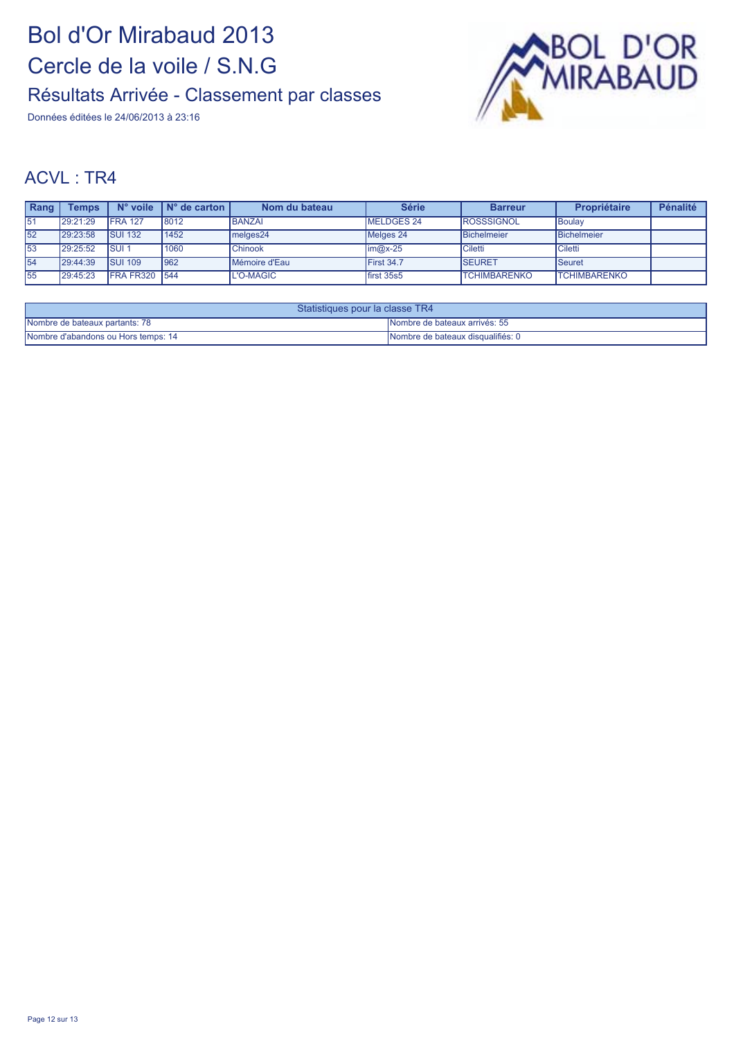# Bol d'Or Mirabaud 2013

# Cercle de la voile / S.N.G

## Résultats Arrivée - Classement par classes

Données éditées le 24/06/2013 à 23:16

## ACVL : TR4

| Rang | Temps | N° voile | N° de carton | Nom du bateau | Série | Barreur | Propriétaire | Pénalité |
|---|---|---|---|---|---|---|---|---|
| 51 | 29:21:29 | FRA 127 | 8012 | BANZAI | MELDGES 24 | ROSSSIGNOL | Boulay | |
| 52 | 29:23:58 | SUI 132 | 1452 | melges24 | Melges 24 | Bichelmeier | Bichelmeier | |
| 53 | 29:25:52 | SUI 1 | 1060 | Chinook | im@x-25 | Ciletti | Ciletti | |
| 54 | 29:44:39 | SUI 109 | 962 | Mémoire d'Eau | First 34.7 | SEURET | Seuret | |
| 55 | 29:45:23 | FRA FR320 | 544 | L'O-MAGIC | first 35s5 | TCHIMBARENKO | TCHIMBARENKO | |

| Statistiques pour la classe TR4 | |
|---|---|
| Nombre de bateaux partants: 78 | Nombre de bateaux arrivés: 55 |
| Nombre d'abandons ou Hors temps: 14 | Nombre de bateaux disqualifiés: 0 |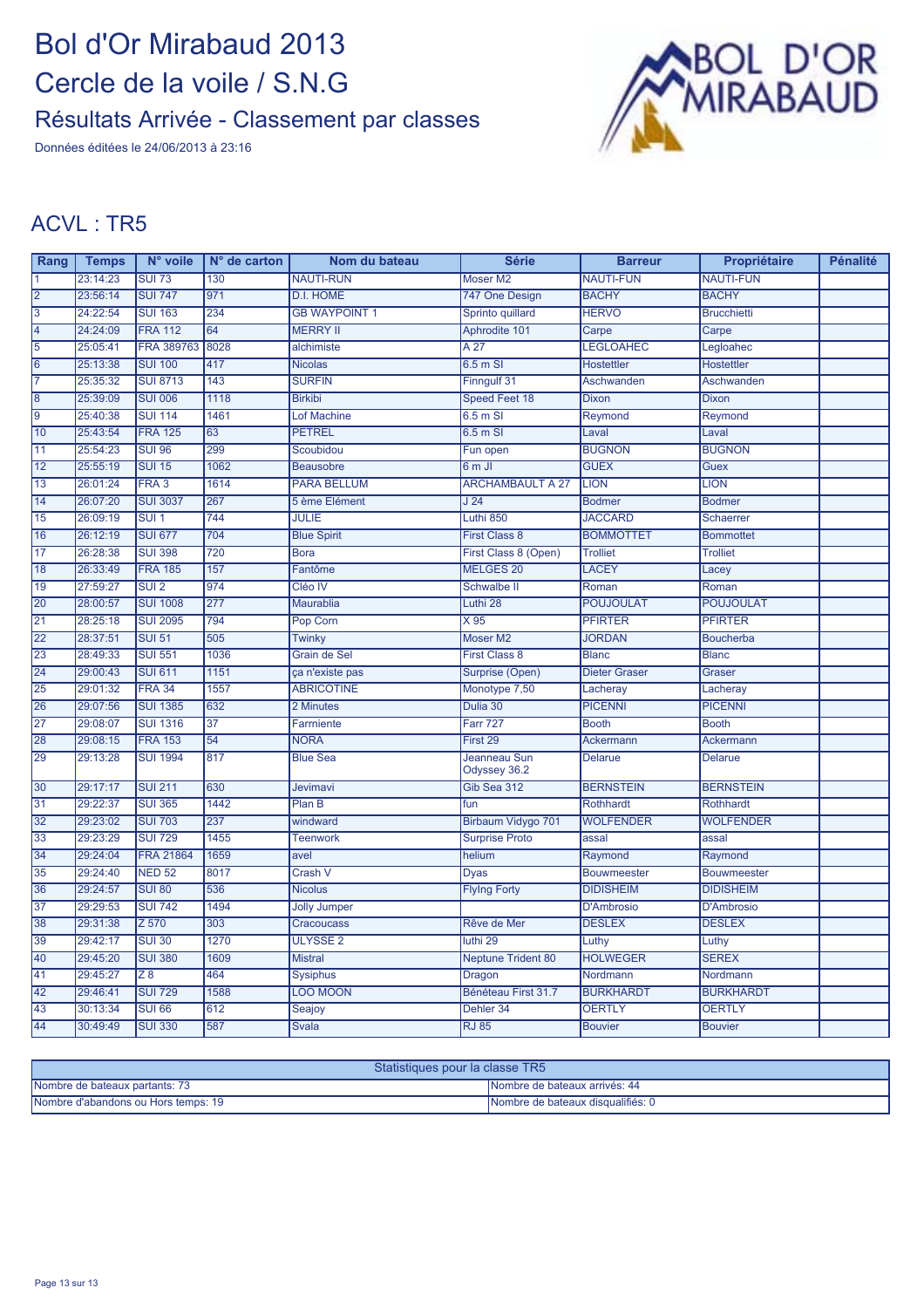# Bol d'Or Mirabaud 2013

# Cercle de la voile / S.N.G

## Résultats Arrivée - Classement par classes

Données éditées le 24/06/2013 à 23:16

## ACVL : TR5

| Rang | Temps | N° voile | N° de carton | Nom du bateau | Série | Barreur | Propriétaire | Pénalité |
|---|---|---|---|---|---|---|---|---|
| 1 | 23:14:23 | SUI 73 | 130 | NAUTI-RUN | Moser M2 | NAUTI-FUN | NAUTI-FUN | |
| 2 | 23:56:14 | SUI 747 | 971 | D.I. HOME | 747 One Design | BACHY | BACHY | |
| 3 | 24:22:54 | SUI 163 | 234 | GB WAYPOINT 1 | Sprinto quillard | HERVO | Brucchietti | |
| 4 | 24:24:09 | FRA 112 | 64 | MERRY II | Aphrodite 101 | Carpe | Carpe | |
| 5 | 25:05:41 | FRA 389763 | 8028 | alchimiste | A 27 | LEGLOAHEC | Legloahec | |
| 6 | 25:13:38 | SUI 100 | 417 | Nicolas | 6.5 m SI | Hostettler | Hostettler | |
| 7 | 25:35:32 | SUI 8713 | 143 | SURFIN | Finngulf 31 | Aschwanden | Aschwanden | |
| 8 | 25:39:09 | SUI 006 | 1118 | Birkibi | Speed Feet 18 | Dixon | Dixon | |
| 9 | 25:40:38 | SUI 114 | 1461 | Lof Machine | 6.5 m SI | Reymond | Reymond | |
| 10 | 25:43:54 | FRA 125 | 63 | PETREL | 6.5 m SI | Laval | Laval | |
| 11 | 25:54:23 | SUI 96 | 299 | Scoubidou | Fun open | BUGNON | BUGNON | |
| 12 | 25:55:19 | SUI 15 | 1062 | Beausobre | 6 m JI | GUEX | Guex | |
| 13 | 26:01:24 | FRA 3 | 1614 | PARA BELLUM | ARCHAMBAULT A 27 | LION | LION | |
| 14 | 26:07:20 | SUI 3037 | 267 | 5 ème Elément | J 24 | Bodmer | Bodmer | |
| 15 | 26:09:19 | SUI 1 | 744 | JULIE | Luthi 850 | JACCARD | Schaerrer | |
| 16 | 26:12:19 | SUI 677 | 704 | Blue Spirit | First Class 8 | BOMMOTTET | Bommottet | |
| 17 | 26:28:38 | SUI 398 | 720 | Bora | First Class 8 (Open) | Trolliet | Trolliet | |
| 18 | 26:33:49 | FRA 185 | 157 | Fantôme | MELGES 20 | LACEY | Lacey | |
| 19 | 27:59:27 | SUI 2 | 974 | Cléo IV | Schwalbe II | Roman | Roman | |
| 20 | 28:00:57 | SUI 1008 | 277 | Maurablia | Luthi 28 | POUJOULAT | POUJOULAT | |
| 21 | 28:25:18 | SUI 2095 | 794 | Pop Corn | X 95 | PFIRTER | PFIRTER | |
| 22 | 28:37:51 | SUI 51 | 505 | Twinky | Moser M2 | JORDAN | Boucherba | |
| 23 | 28:49:33 | SUI 551 | 1036 | Grain de Sel | First Class 8 | Blanc | Blanc | |
| 24 | 29:00:43 | SUI 611 | 1151 | ça n'existe pas | Surprise (Open) | Dieter Graser | Graser | |
| 25 | 29:01:32 | FRA 34 | 1557 | ABRICOTINE | Monotype 7,50 | Lacheray | Lacheray | |
| 26 | 29:07:56 | SUI 1385 | 632 | 2 Minutes | Dulia 30 | PICENNI | PICENNI | |
| 27 | 29:08:07 | SUI 1316 | 37 | Farmiente | Farr 727 | Booth | Booth | |
| 28 | 29:08:15 | FRA 153 | 54 | NORA | First 29 | Ackermann | Ackermann | |
| 29 | 29:13:28 | SUI 1994 | 817 | Blue Sea | Jeanneau Sun Odyssey 36.2 | Delarue | Delarue | |
| 30 | 29:17:17 | SUI 211 | 630 | Jevimavi | Gib Sea 312 | BERNSTEIN | BERNSTEIN | |
| 31 | 29:22:37 | SUI 365 | 1442 | Plan B | fun | Rothhardt | Rothhardt | |
| 32 | 29:23:02 | SUI 703 | 237 | windward | Birbaum Vidygo 701 | WOLFENDER | WOLFENDER | |
| 33 | 29:23:29 | SUI 729 | 1455 | Teenwork | Surprise Proto | assal | assal | |
| 34 | 29:24:04 | FRA 21864 | 1659 | avel | helium | Raymond | Raymond | |
| 35 | 29:24:40 | NED 52 | 8017 | Crash V | Dyas | Bouwmeester | Bouwmeester | |
| 36 | 29:24:57 | SUI 80 | 536 | Nicolus | Flylng Forty | DIDISHEIM | DIDISHEIM | |
| 37 | 29:29:53 | SUI 742 | 1494 | Jolly Jumper | | D'Ambrosio | D'Ambrosio | |
| 38 | 29:31:38 | Z 570 | 303 | Cracoucass | Rêve de Mer | DESLEX | DESLEX | |
| 39 | 29:42:17 | SUI 30 | 1270 | ULYSSE 2 | luthi 29 | Luthy | Luthy | |
| 40 | 29:45:20 | SUI 380 | 1609 | Mistral | Neptune Trident 80 | HOLWEGER | SEREX | |
| 41 | 29:45:27 | Z 8 | 464 | Sysiphus | Dragon | Nordmann | Nordmann | |
| 42 | 29:46:41 | SUI 729 | 1588 | LOO MOON | Bénéteau First 31.7 | BURKHARDT | BURKHARDT | |
| 43 | 30:13:34 | SUI 66 | 612 | Seajoy | Dehler 34 | OERTLY | OERTLY | |
| 44 | 30:49:49 | SUI 330 | 587 | Svala | RJ 85 | Bouvier | Bouvier | |

| Statistiques pour la classe TR5 | |
|---|---|
| Nombre de bateaux partants: 73 | Nombre de bateaux arrivés: 44 |
| Nombre d'abandons ou Hors temps: 19 | Nombre de bateaux disqualifiés: 0 |